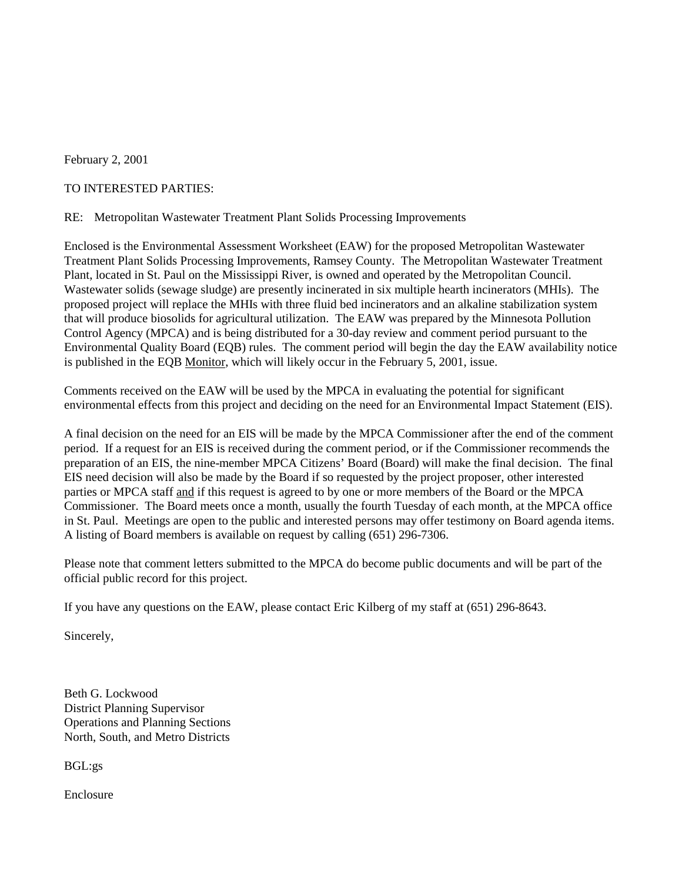February 2, 2001

TO INTERESTED PARTIES:

RE: Metropolitan Wastewater Treatment Plant Solids Processing Improvements

Enclosed is the Environmental Assessment Worksheet (EAW) for the proposed Metropolitan Wastewater Treatment Plant Solids Processing Improvements, Ramsey County. The Metropolitan Wastewater Treatment Plant, located in St. Paul on the Mississippi River, is owned and operated by the Metropolitan Council. Wastewater solids (sewage sludge) are presently incinerated in six multiple hearth incinerators (MHIs). The proposed project will replace the MHIs with three fluid bed incinerators and an alkaline stabilization system that will produce biosolids for agricultural utilization. The EAW was prepared by the Minnesota Pollution Control Agency (MPCA) and is being distributed for a 30-day review and comment period pursuant to the Environmental Quality Board (EQB) rules. The comment period will begin the day the EAW availability notice is published in the EQB Monitor, which will likely occur in the February 5, 2001, issue.

Comments received on the EAW will be used by the MPCA in evaluating the potential for significant environmental effects from this project and deciding on the need for an Environmental Impact Statement (EIS).

A final decision on the need for an EIS will be made by the MPCA Commissioner after the end of the comment period. If a request for an EIS is received during the comment period, or if the Commissioner recommends the preparation of an EIS, the nine-member MPCA Citizens' Board (Board) will make the final decision. The final EIS need decision will also be made by the Board if so requested by the project proposer, other interested parties or MPCA staff and if this request is agreed to by one or more members of the Board or the MPCA Commissioner. The Board meets once a month, usually the fourth Tuesday of each month, at the MPCA office in St. Paul. Meetings are open to the public and interested persons may offer testimony on Board agenda items. A listing of Board members is available on request by calling (651) 296-7306.

Please note that comment letters submitted to the MPCA do become public documents and will be part of the official public record for this project.

If you have any questions on the EAW, please contact Eric Kilberg of my staff at (651) 296-8643.

Sincerely,

Beth G. Lockwood
District Planning Supervisor
Operations and Planning Sections
North, South, and Metro Districts

BGL:gs

Enclosure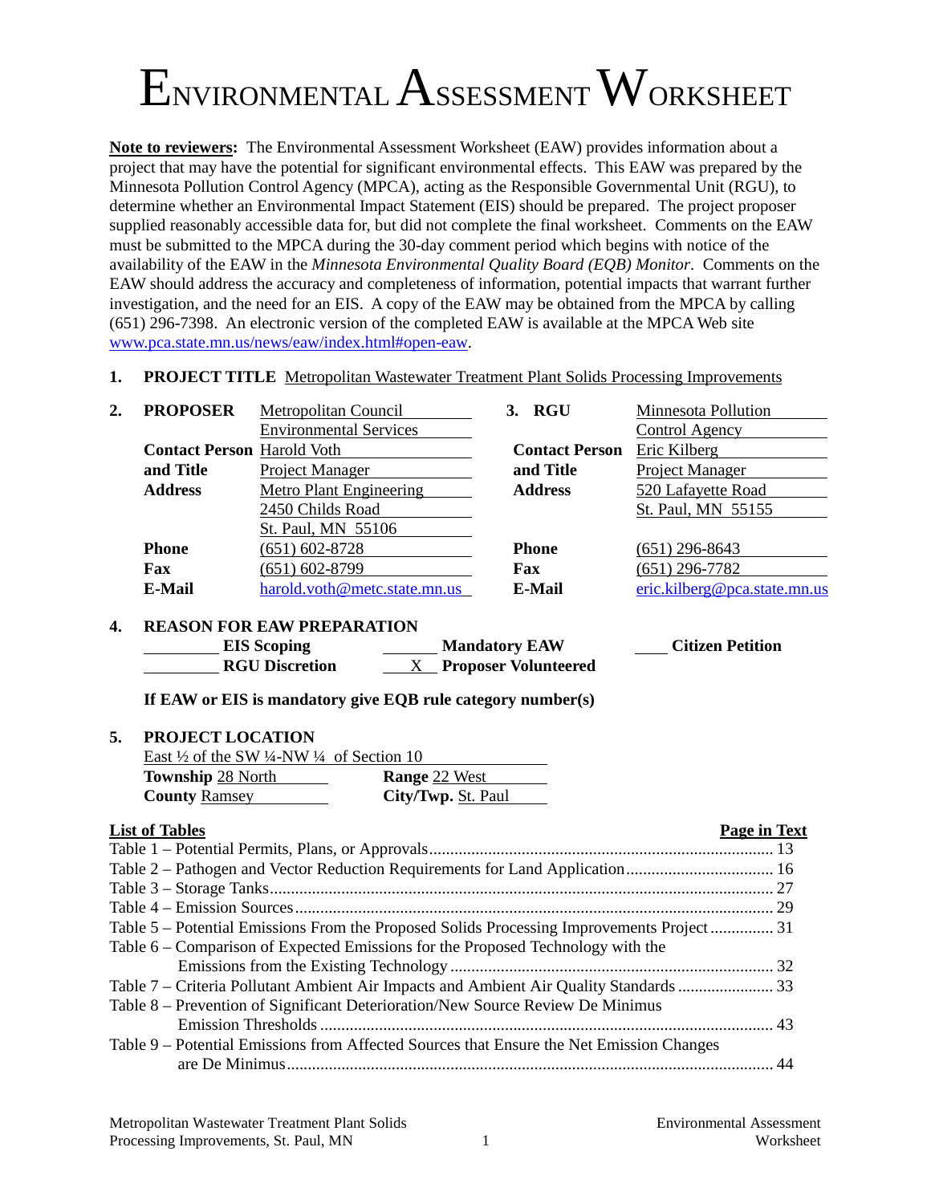# ENVIRONMENTAL ASSESSMENT WORKSHEET

**Note to reviewers:** The Environmental Assessment Worksheet (EAW) provides information about a project that may have the potential for significant environmental effects. This EAW was prepared by the Minnesota Pollution Control Agency (MPCA), acting as the Responsible Governmental Unit (RGU), to determine whether an Environmental Impact Statement (EIS) should be prepared. The project proposer supplied reasonably accessible data for, but did not complete the final worksheet. Comments on the EAW must be submitted to the MPCA during the 30-day comment period which begins with notice of the availability of the EAW in the *Minnesota Environmental Quality Board (EQB) Monitor*. Comments on the EAW should address the accuracy and completeness of information, potential impacts that warrant further investigation, and the need for an EIS. A copy of the EAW may be obtained from the MPCA by calling (651) 296-7398. An electronic version of the completed EAW is available at the MPCA Web site www.pca.state.mn.us/news/eaw/index.html#open-eaw.

**1. PROJECT TITLE** Metropolitan Wastewater Treatment Plant Solids Processing Improvements

| **2. PROPOSER** | Metropolitan Council Environmental Services | **3. RGU** | Minnesota Pollution Control Agency |
|---|---|---|---|
| **Contact Person and Title** | Harold Voth, Project Manager | **Contact Person and Title** | Eric Kilberg, Project Manager |
| **Address** | Metro Plant Engineering, 2450 Childs Road, St. Paul, MN 55106 | **Address** | 520 Lafayette Road, St. Paul, MN 55155 |
| **Phone** | (651) 602-8728 | **Phone** | (651) 296-8643 |
| **Fax** | (651) 602-8799 | **Fax** | (651) 296-7782 |
| **E-Mail** | harold.voth@metc.state.mn.us | **E-Mail** | eric.kilberg@pca.state.mn.us |

**4. REASON FOR EAW PREPARATION**

| | | |
|---|---|---|
| ____ **EIS Scoping** | ____ **Mandatory EAW** | ____ **Citizen Petition** |
| ____ **RGU Discretion** | __X__ **Proposer Volunteered** | |

**If EAW or EIS is mandatory give EQB rule category number(s)**

**5. PROJECT LOCATION**

East ½ of the SW ¼-NW ¼ of Section 10

| | |
|---|---|
| **Township** 28 North | **Range** 22 West |
| **County** Ramsey | **City/Twp.** St. Paul |

| **List of Tables** | **Page in Text** |
|---|---|
| Table 1 – Potential Permits, Plans, or Approvals | 13 |
| Table 2 – Pathogen and Vector Reduction Requirements for Land Application | 16 |
| Table 3 – Storage Tanks | 27 |
| Table 4 – Emission Sources | 29 |
| Table 5 – Potential Emissions From the Proposed Solids Processing Improvements Project | 31 |
| Table 6 – Comparison of Expected Emissions for the Proposed Technology with the Emissions from the Existing Technology | 32 |
| Table 7 – Criteria Pollutant Ambient Air Impacts and Ambient Air Quality Standards | 33 |
| Table 8 – Prevention of Significant Deterioration/New Source Review De Minimus Emission Thresholds | 43 |
| Table 9 – Potential Emissions from Affected Sources that Ensure the Net Emission Changes are De Minimus | 44 |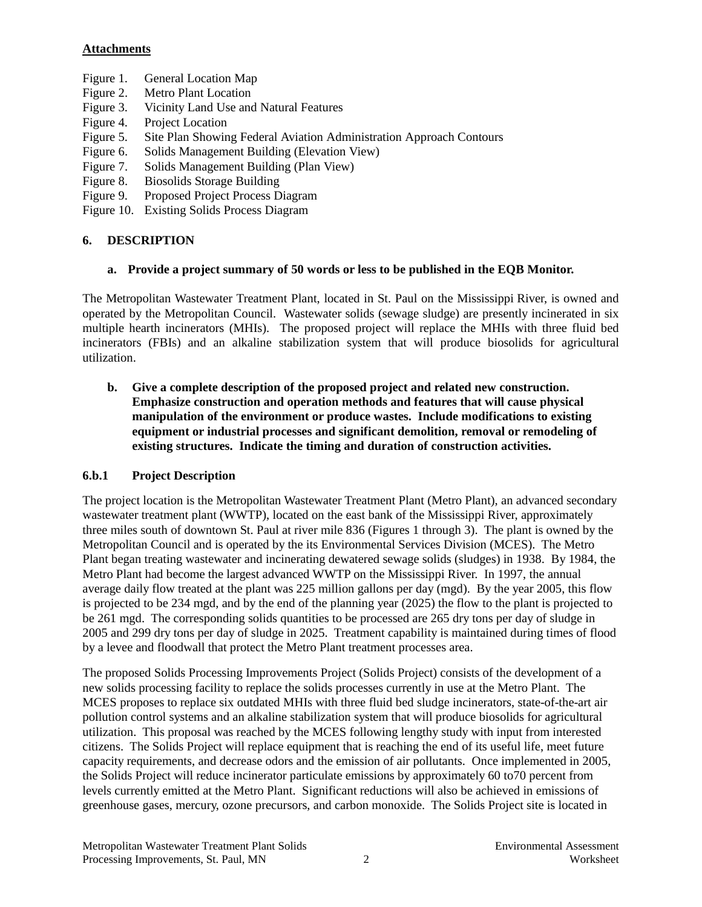**Attachments**

Figure 1. General Location Map
Figure 2. Metro Plant Location
Figure 3. Vicinity Land Use and Natural Features
Figure 4. Project Location
Figure 5. Site Plan Showing Federal Aviation Administration Approach Contours
Figure 6. Solids Management Building (Elevation View)
Figure 7. Solids Management Building (Plan View)
Figure 8. Biosolids Storage Building
Figure 9. Proposed Project Process Diagram
Figure 10. Existing Solids Process Diagram

## 6. DESCRIPTION

**a. Provide a project summary of 50 words or less to be published in the EQB Monitor.**

The Metropolitan Wastewater Treatment Plant, located in St. Paul on the Mississippi River, is owned and operated by the Metropolitan Council. Wastewater solids (sewage sludge) are presently incinerated in six multiple hearth incinerators (MHIs). The proposed project will replace the MHIs with three fluid bed incinerators (FBIs) and an alkaline stabilization system that will produce biosolids for agricultural utilization.

**b. Give a complete description of the proposed project and related new construction. Emphasize construction and operation methods and features that will cause physical manipulation of the environment or produce wastes. Include modifications to existing equipment or industrial processes and significant demolition, removal or remodeling of existing structures. Indicate the timing and duration of construction activities.**

### 6.b.1 Project Description

The project location is the Metropolitan Wastewater Treatment Plant (Metro Plant), an advanced secondary wastewater treatment plant (WWTP), located on the east bank of the Mississippi River, approximately three miles south of downtown St. Paul at river mile 836 (Figures 1 through 3). The plant is owned by the Metropolitan Council and is operated by the its Environmental Services Division (MCES). The Metro Plant began treating wastewater and incinerating dewatered sewage solids (sludges) in 1938. By 1984, the Metro Plant had become the largest advanced WWTP on the Mississippi River. In 1997, the annual average daily flow treated at the plant was 225 million gallons per day (mgd). By the year 2005, this flow is projected to be 234 mgd, and by the end of the planning year (2025) the flow to the plant is projected to be 261 mgd. The corresponding solids quantities to be processed are 265 dry tons per day of sludge in 2005 and 299 dry tons per day of sludge in 2025. Treatment capability is maintained during times of flood by a levee and floodwall that protect the Metro Plant treatment processes area.

The proposed Solids Processing Improvements Project (Solids Project) consists of the development of a new solids processing facility to replace the solids processes currently in use at the Metro Plant. The MCES proposes to replace six outdated MHIs with three fluid bed sludge incinerators, state-of-the-art air pollution control systems and an alkaline stabilization system that will produce biosolids for agricultural utilization. This proposal was reached by the MCES following lengthy study with input from interested citizens. The Solids Project will replace equipment that is reaching the end of its useful life, meet future capacity requirements, and decrease odors and the emission of air pollutants. Once implemented in 2005, the Solids Project will reduce incinerator particulate emissions by approximately 60 to70 percent from levels currently emitted at the Metro Plant. Significant reductions will also be achieved in emissions of greenhouse gases, mercury, ozone precursors, and carbon monoxide. The Solids Project site is located in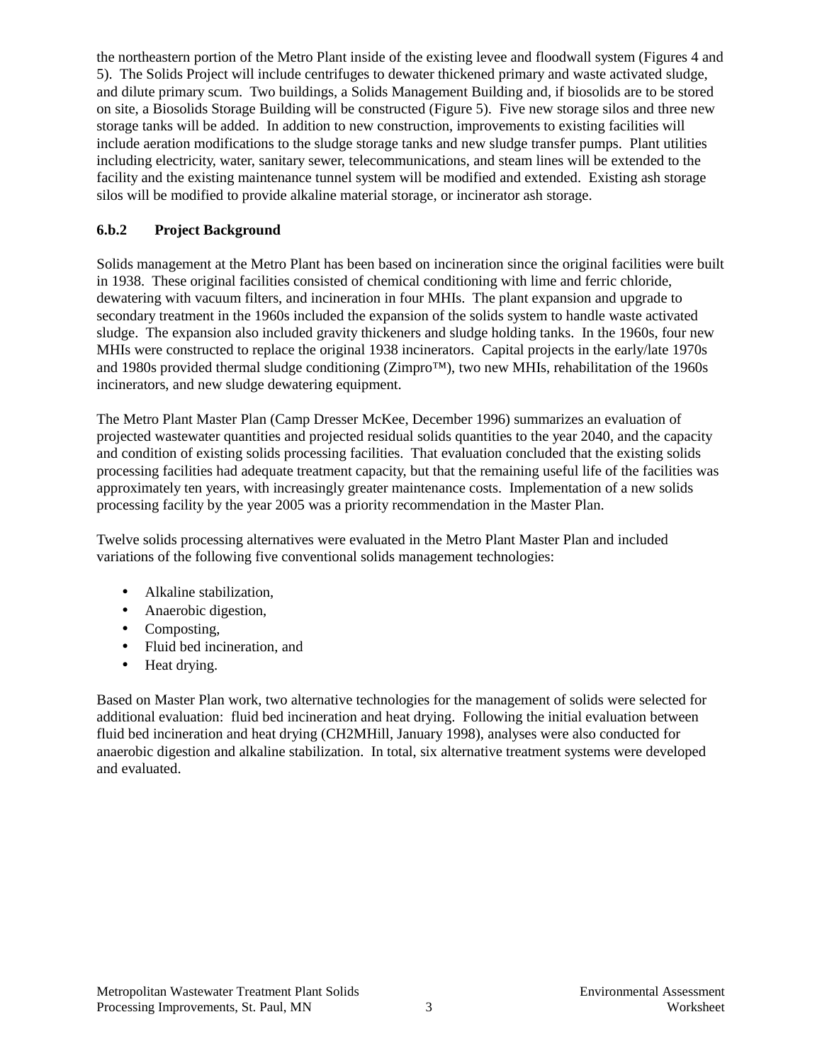the northeastern portion of the Metro Plant inside of the existing levee and floodwall system (Figures 4 and 5). The Solids Project will include centrifuges to dewater thickened primary and waste activated sludge, and dilute primary scum. Two buildings, a Solids Management Building and, if biosolids are to be stored on site, a Biosolids Storage Building will be constructed (Figure 5). Five new storage silos and three new storage tanks will be added. In addition to new construction, improvements to existing facilities will include aeration modifications to the sludge storage tanks and new sludge transfer pumps. Plant utilities including electricity, water, sanitary sewer, telecommunications, and steam lines will be extended to the facility and the existing maintenance tunnel system will be modified and extended. Existing ash storage silos will be modified to provide alkaline material storage, or incinerator ash storage.

### 6.b.2 Project Background

Solids management at the Metro Plant has been based on incineration since the original facilities were built in 1938. These original facilities consisted of chemical conditioning with lime and ferric chloride, dewatering with vacuum filters, and incineration in four MHIs. The plant expansion and upgrade to secondary treatment in the 1960s included the expansion of the solids system to handle waste activated sludge. The expansion also included gravity thickeners and sludge holding tanks. In the 1960s, four new MHIs were constructed to replace the original 1938 incinerators. Capital projects in the early/late 1970s and 1980s provided thermal sludge conditioning (Zimpro™), two new MHIs, rehabilitation of the 1960s incinerators, and new sludge dewatering equipment.

The Metro Plant Master Plan (Camp Dresser McKee, December 1996) summarizes an evaluation of projected wastewater quantities and projected residual solids quantities to the year 2040, and the capacity and condition of existing solids processing facilities. That evaluation concluded that the existing solids processing facilities had adequate treatment capacity, but that the remaining useful life of the facilities was approximately ten years, with increasingly greater maintenance costs. Implementation of a new solids processing facility by the year 2005 was a priority recommendation in the Master Plan.

Twelve solids processing alternatives were evaluated in the Metro Plant Master Plan and included variations of the following five conventional solids management technologies:

- Alkaline stabilization,
- Anaerobic digestion,
- Composting,
- Fluid bed incineration, and
- Heat drying.

Based on Master Plan work, two alternative technologies for the management of solids were selected for additional evaluation: fluid bed incineration and heat drying. Following the initial evaluation between fluid bed incineration and heat drying (CH2MHill, January 1998), analyses were also conducted for anaerobic digestion and alkaline stabilization. In total, six alternative treatment systems were developed and evaluated.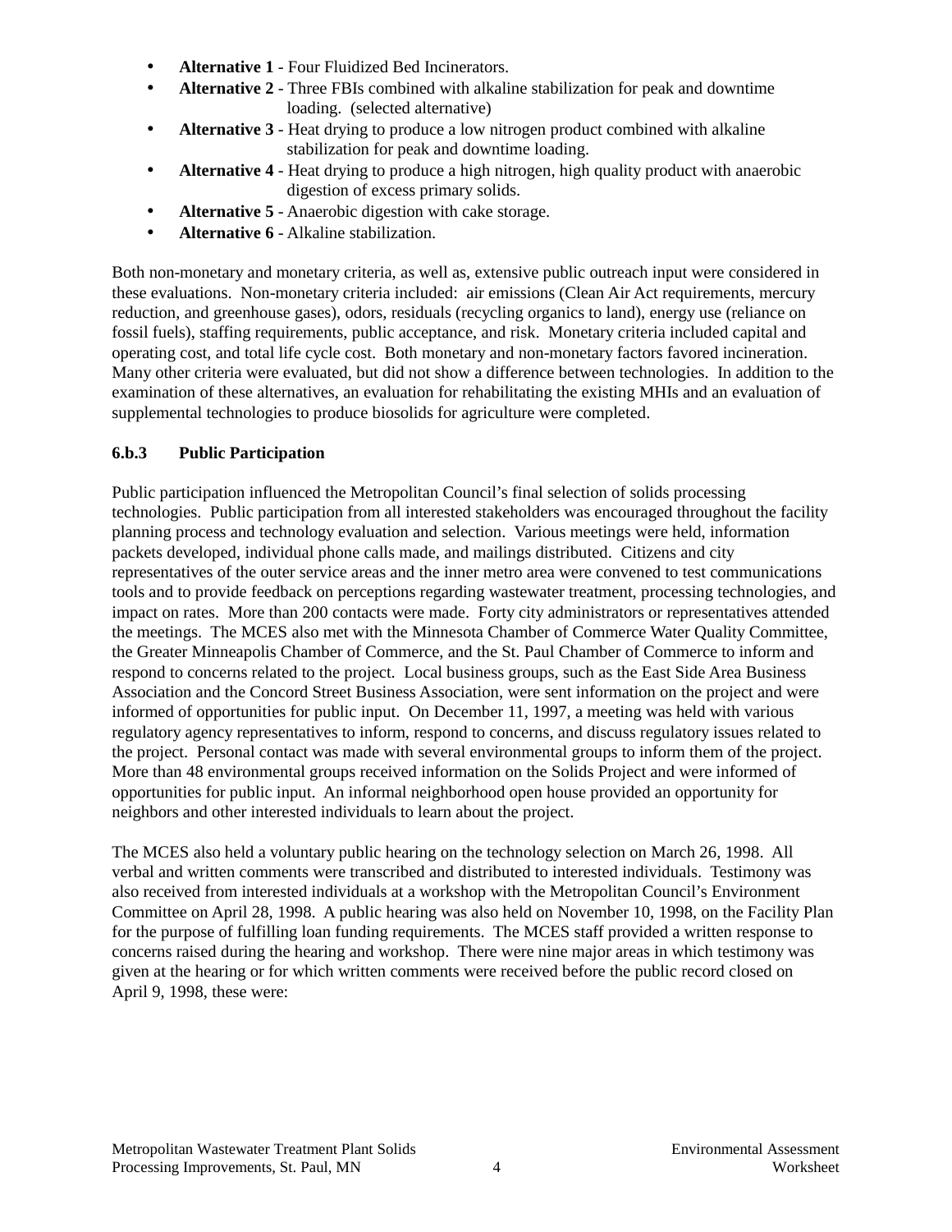- **Alternative 1** - Four Fluidized Bed Incinerators.
- **Alternative 2** - Three FBIs combined with alkaline stabilization for peak and downtime loading. (selected alternative)
- **Alternative 3** - Heat drying to produce a low nitrogen product combined with alkaline stabilization for peak and downtime loading.
- **Alternative 4** - Heat drying to produce a high nitrogen, high quality product with anaerobic digestion of excess primary solids.
- **Alternative 5** - Anaerobic digestion with cake storage.
- **Alternative 6** - Alkaline stabilization.

Both non-monetary and monetary criteria, as well as, extensive public outreach input were considered in these evaluations. Non-monetary criteria included: air emissions (Clean Air Act requirements, mercury reduction, and greenhouse gases), odors, residuals (recycling organics to land), energy use (reliance on fossil fuels), staffing requirements, public acceptance, and risk. Monetary criteria included capital and operating cost, and total life cycle cost. Both monetary and non-monetary factors favored incineration. Many other criteria were evaluated, but did not show a difference between technologies. In addition to the examination of these alternatives, an evaluation for rehabilitating the existing MHIs and an evaluation of supplemental technologies to produce biosolids for agriculture were completed.

### 6.b.3 Public Participation

Public participation influenced the Metropolitan Council's final selection of solids processing technologies. Public participation from all interested stakeholders was encouraged throughout the facility planning process and technology evaluation and selection. Various meetings were held, information packets developed, individual phone calls made, and mailings distributed. Citizens and city representatives of the outer service areas and the inner metro area were convened to test communications tools and to provide feedback on perceptions regarding wastewater treatment, processing technologies, and impact on rates. More than 200 contacts were made. Forty city administrators or representatives attended the meetings. The MCES also met with the Minnesota Chamber of Commerce Water Quality Committee, the Greater Minneapolis Chamber of Commerce, and the St. Paul Chamber of Commerce to inform and respond to concerns related to the project. Local business groups, such as the East Side Area Business Association and the Concord Street Business Association, were sent information on the project and were informed of opportunities for public input. On December 11, 1997, a meeting was held with various regulatory agency representatives to inform, respond to concerns, and discuss regulatory issues related to the project. Personal contact was made with several environmental groups to inform them of the project. More than 48 environmental groups received information on the Solids Project and were informed of opportunities for public input. An informal neighborhood open house provided an opportunity for neighbors and other interested individuals to learn about the project.

The MCES also held a voluntary public hearing on the technology selection on March 26, 1998. All verbal and written comments were transcribed and distributed to interested individuals. Testimony was also received from interested individuals at a workshop with the Metropolitan Council's Environment Committee on April 28, 1998. A public hearing was also held on November 10, 1998, on the Facility Plan for the purpose of fulfilling loan funding requirements. The MCES staff provided a written response to concerns raised during the hearing and workshop. There were nine major areas in which testimony was given at the hearing or for which written comments were received before the public record closed on April 9, 1998, these were: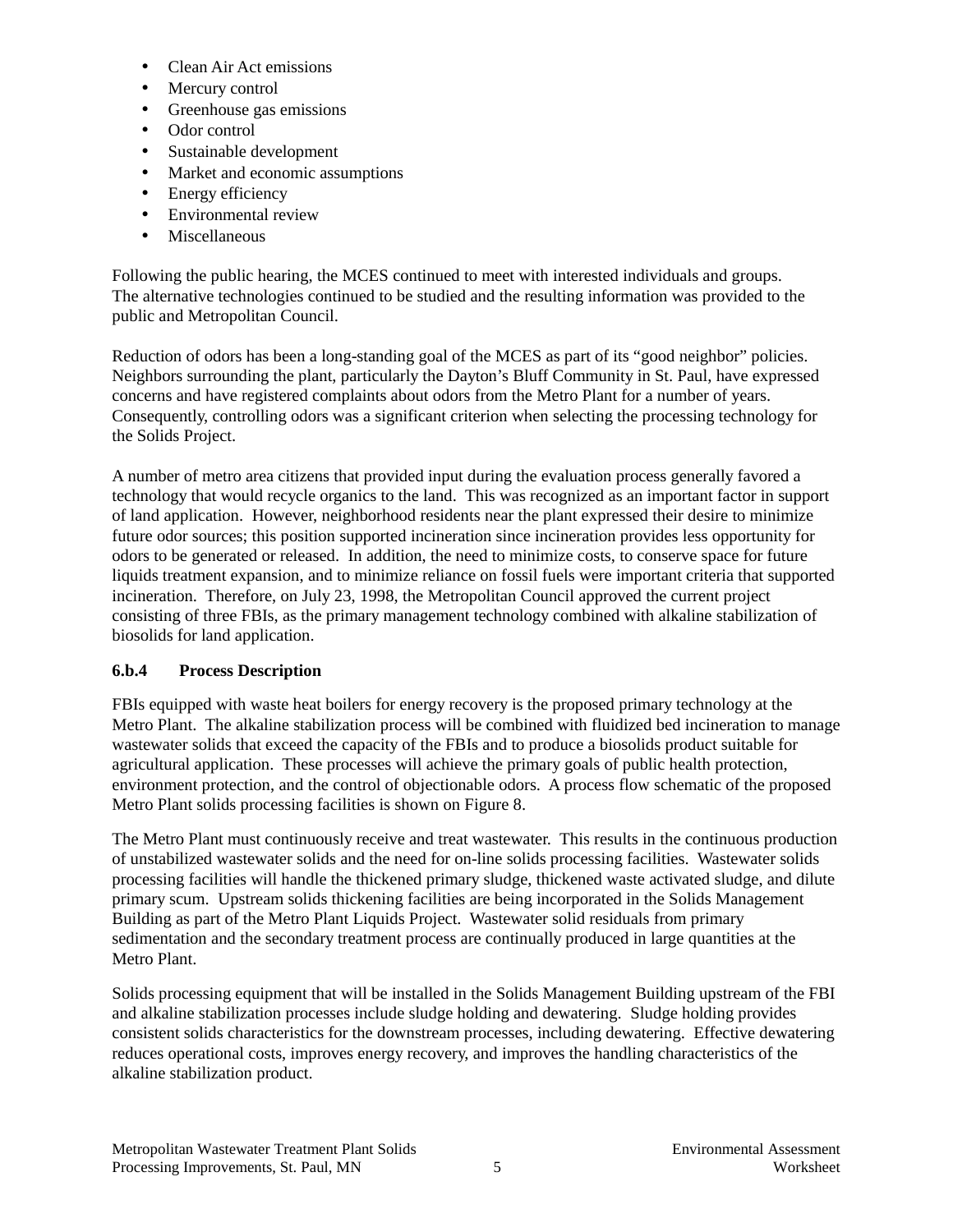- Clean Air Act emissions
- Mercury control
- Greenhouse gas emissions
- Odor control
- Sustainable development
- Market and economic assumptions
- Energy efficiency
- Environmental review
- Miscellaneous

Following the public hearing, the MCES continued to meet with interested individuals and groups. The alternative technologies continued to be studied and the resulting information was provided to the public and Metropolitan Council.

Reduction of odors has been a long-standing goal of the MCES as part of its "good neighbor" policies. Neighbors surrounding the plant, particularly the Dayton's Bluff Community in St. Paul, have expressed concerns and have registered complaints about odors from the Metro Plant for a number of years. Consequently, controlling odors was a significant criterion when selecting the processing technology for the Solids Project.

A number of metro area citizens that provided input during the evaluation process generally favored a technology that would recycle organics to the land. This was recognized as an important factor in support of land application. However, neighborhood residents near the plant expressed their desire to minimize future odor sources; this position supported incineration since incineration provides less opportunity for odors to be generated or released. In addition, the need to minimize costs, to conserve space for future liquids treatment expansion, and to minimize reliance on fossil fuels were important criteria that supported incineration. Therefore, on July 23, 1998, the Metropolitan Council approved the current project consisting of three FBIs, as the primary management technology combined with alkaline stabilization of biosolids for land application.

### 6.b.4 Process Description

FBIs equipped with waste heat boilers for energy recovery is the proposed primary technology at the Metro Plant. The alkaline stabilization process will be combined with fluidized bed incineration to manage wastewater solids that exceed the capacity of the FBIs and to produce a biosolids product suitable for agricultural application. These processes will achieve the primary goals of public health protection, environment protection, and the control of objectionable odors. A process flow schematic of the proposed Metro Plant solids processing facilities is shown on Figure 8.

The Metro Plant must continuously receive and treat wastewater. This results in the continuous production of unstabilized wastewater solids and the need for on-line solids processing facilities. Wastewater solids processing facilities will handle the thickened primary sludge, thickened waste activated sludge, and dilute primary scum. Upstream solids thickening facilities are being incorporated in the Solids Management Building as part of the Metro Plant Liquids Project. Wastewater solid residuals from primary sedimentation and the secondary treatment process are continually produced in large quantities at the Metro Plant.

Solids processing equipment that will be installed in the Solids Management Building upstream of the FBI and alkaline stabilization processes include sludge holding and dewatering. Sludge holding provides consistent solids characteristics for the downstream processes, including dewatering. Effective dewatering reduces operational costs, improves energy recovery, and improves the handling characteristics of the alkaline stabilization product.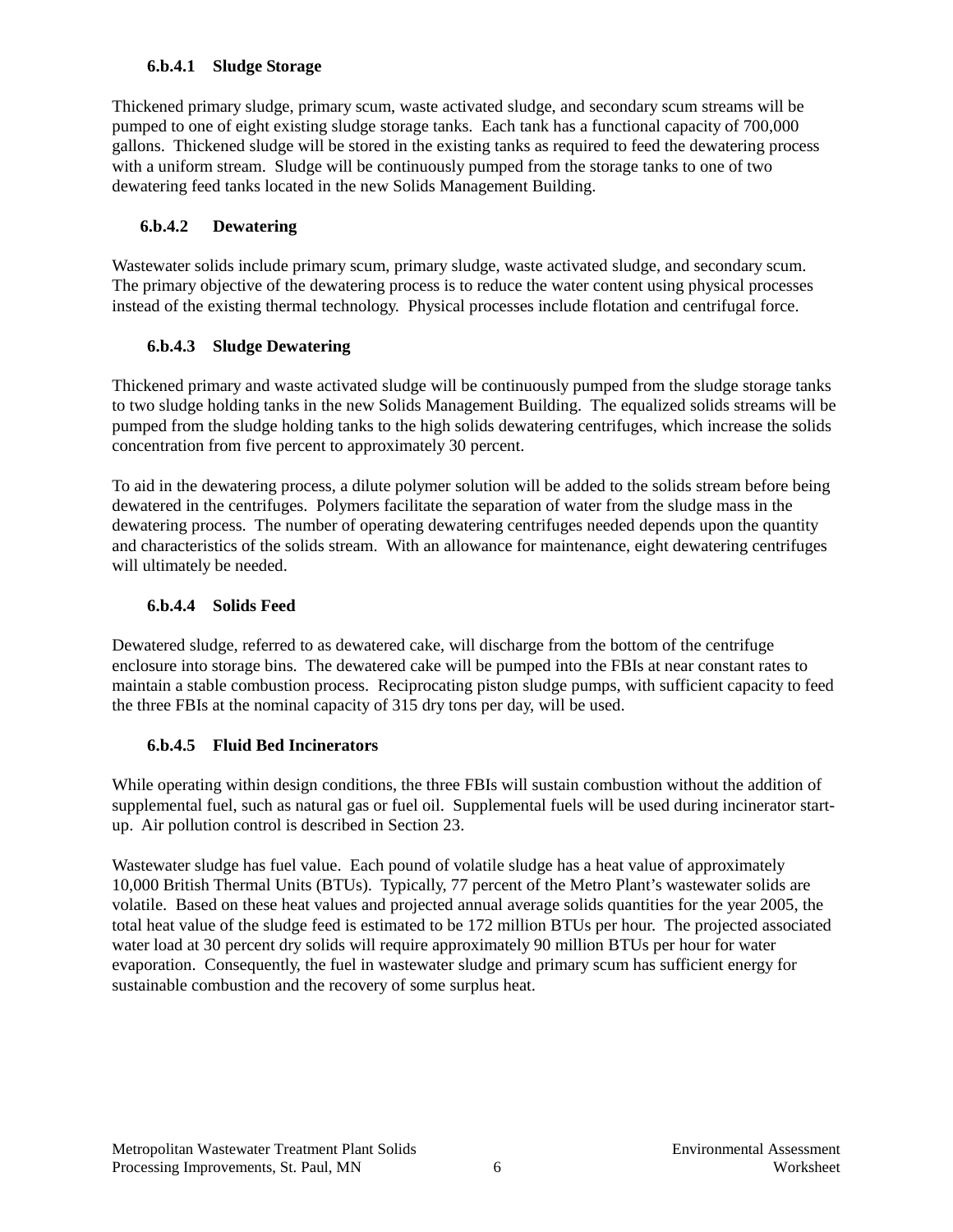#### 6.b.4.1 Sludge Storage

Thickened primary sludge, primary scum, waste activated sludge, and secondary scum streams will be pumped to one of eight existing sludge storage tanks. Each tank has a functional capacity of 700,000 gallons. Thickened sludge will be stored in the existing tanks as required to feed the dewatering process with a uniform stream. Sludge will be continuously pumped from the storage tanks to one of two dewatering feed tanks located in the new Solids Management Building.

#### 6.b.4.2 Dewatering

Wastewater solids include primary scum, primary sludge, waste activated sludge, and secondary scum. The primary objective of the dewatering process is to reduce the water content using physical processes instead of the existing thermal technology. Physical processes include flotation and centrifugal force.

#### 6.b.4.3 Sludge Dewatering

Thickened primary and waste activated sludge will be continuously pumped from the sludge storage tanks to two sludge holding tanks in the new Solids Management Building. The equalized solids streams will be pumped from the sludge holding tanks to the high solids dewatering centrifuges, which increase the solids concentration from five percent to approximately 30 percent.

To aid in the dewatering process, a dilute polymer solution will be added to the solids stream before being dewatered in the centrifuges. Polymers facilitate the separation of water from the sludge mass in the dewatering process. The number of operating dewatering centrifuges needed depends upon the quantity and characteristics of the solids stream. With an allowance for maintenance, eight dewatering centrifuges will ultimately be needed.

#### 6.b.4.4 Solids Feed

Dewatered sludge, referred to as dewatered cake, will discharge from the bottom of the centrifuge enclosure into storage bins. The dewatered cake will be pumped into the FBIs at near constant rates to maintain a stable combustion process. Reciprocating piston sludge pumps, with sufficient capacity to feed the three FBIs at the nominal capacity of 315 dry tons per day, will be used.

#### 6.b.4.5 Fluid Bed Incinerators

While operating within design conditions, the three FBIs will sustain combustion without the addition of supplemental fuel, such as natural gas or fuel oil. Supplemental fuels will be used during incinerator start-up. Air pollution control is described in Section 23.

Wastewater sludge has fuel value. Each pound of volatile sludge has a heat value of approximately 10,000 British Thermal Units (BTUs). Typically, 77 percent of the Metro Plant's wastewater solids are volatile. Based on these heat values and projected annual average solids quantities for the year 2005, the total heat value of the sludge feed is estimated to be 172 million BTUs per hour. The projected associated water load at 30 percent dry solids will require approximately 90 million BTUs per hour for water evaporation. Consequently, the fuel in wastewater sludge and primary scum has sufficient energy for sustainable combustion and the recovery of some surplus heat.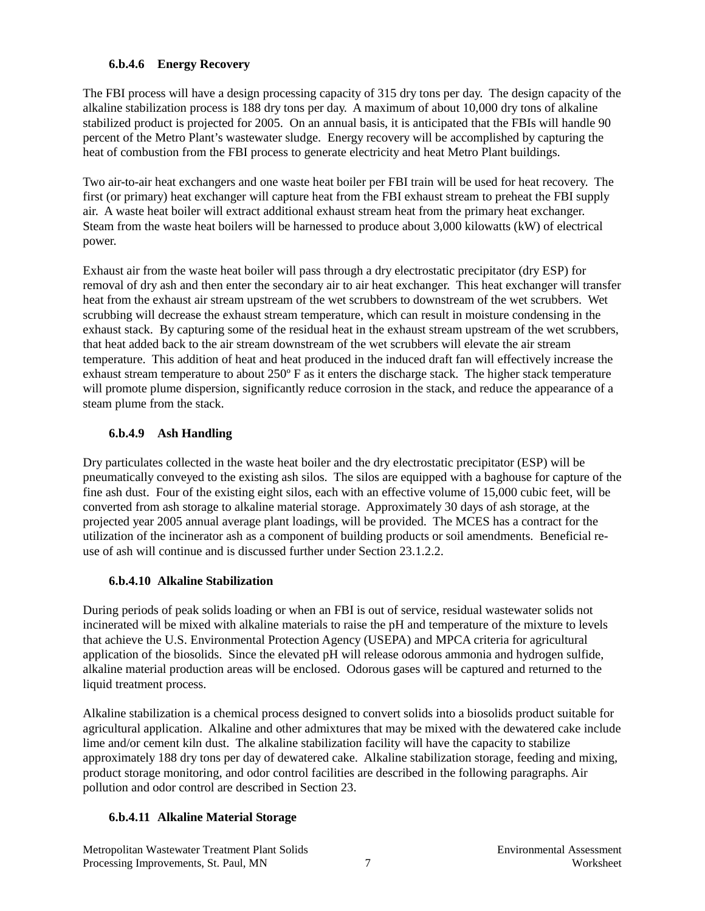#### 6.b.4.6 Energy Recovery

The FBI process will have a design processing capacity of 315 dry tons per day. The design capacity of the alkaline stabilization process is 188 dry tons per day. A maximum of about 10,000 dry tons of alkaline stabilized product is projected for 2005. On an annual basis, it is anticipated that the FBIs will handle 90 percent of the Metro Plant's wastewater sludge. Energy recovery will be accomplished by capturing the heat of combustion from the FBI process to generate electricity and heat Metro Plant buildings.

Two air-to-air heat exchangers and one waste heat boiler per FBI train will be used for heat recovery. The first (or primary) heat exchanger will capture heat from the FBI exhaust stream to preheat the FBI supply air. A waste heat boiler will extract additional exhaust stream heat from the primary heat exchanger. Steam from the waste heat boilers will be harnessed to produce about 3,000 kilowatts (kW) of electrical power.

Exhaust air from the waste heat boiler will pass through a dry electrostatic precipitator (dry ESP) for removal of dry ash and then enter the secondary air to air heat exchanger. This heat exchanger will transfer heat from the exhaust air stream upstream of the wet scrubbers to downstream of the wet scrubbers. Wet scrubbing will decrease the exhaust stream temperature, which can result in moisture condensing in the exhaust stack. By capturing some of the residual heat in the exhaust stream upstream of the wet scrubbers, that heat added back to the air stream downstream of the wet scrubbers will elevate the air stream temperature. This addition of heat and heat produced in the induced draft fan will effectively increase the exhaust stream temperature to about 250º F as it enters the discharge stack. The higher stack temperature will promote plume dispersion, significantly reduce corrosion in the stack, and reduce the appearance of a steam plume from the stack.

#### 6.b.4.9 Ash Handling

Dry particulates collected in the waste heat boiler and the dry electrostatic precipitator (ESP) will be pneumatically conveyed to the existing ash silos. The silos are equipped with a baghouse for capture of the fine ash dust. Four of the existing eight silos, each with an effective volume of 15,000 cubic feet, will be converted from ash storage to alkaline material storage. Approximately 30 days of ash storage, at the projected year 2005 annual average plant loadings, will be provided. The MCES has a contract for the utilization of the incinerator ash as a component of building products or soil amendments. Beneficial re-use of ash will continue and is discussed further under Section 23.1.2.2.

#### 6.b.4.10 Alkaline Stabilization

During periods of peak solids loading or when an FBI is out of service, residual wastewater solids not incinerated will be mixed with alkaline materials to raise the pH and temperature of the mixture to levels that achieve the U.S. Environmental Protection Agency (USEPA) and MPCA criteria for agricultural application of the biosolids. Since the elevated pH will release odorous ammonia and hydrogen sulfide, alkaline material production areas will be enclosed. Odorous gases will be captured and returned to the liquid treatment process.

Alkaline stabilization is a chemical process designed to convert solids into a biosolids product suitable for agricultural application. Alkaline and other admixtures that may be mixed with the dewatered cake include lime and/or cement kiln dust. The alkaline stabilization facility will have the capacity to stabilize approximately 188 dry tons per day of dewatered cake. Alkaline stabilization storage, feeding and mixing, product storage monitoring, and odor control facilities are described in the following paragraphs. Air pollution and odor control are described in Section 23.

#### 6.b.4.11 Alkaline Material Storage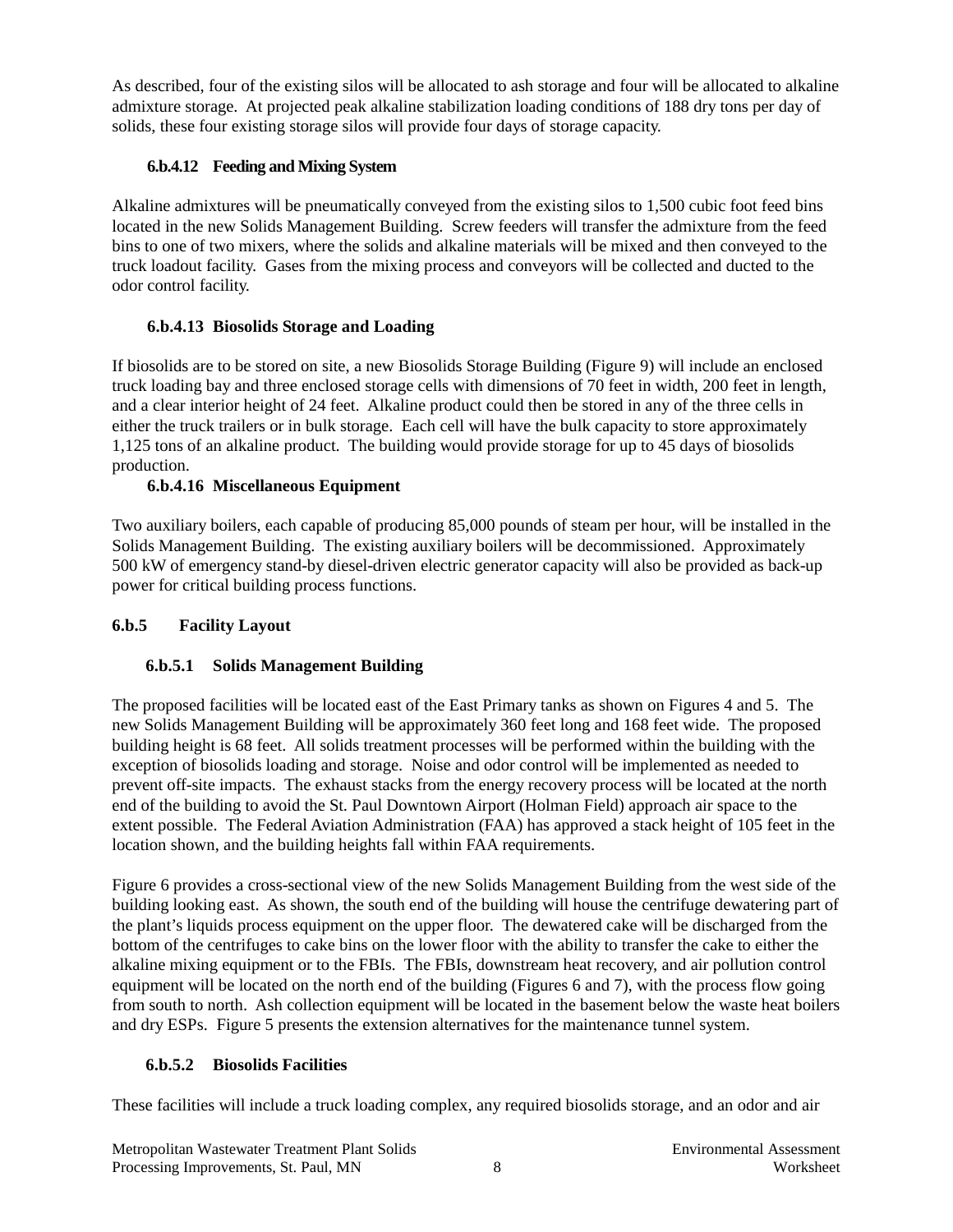As described, four of the existing silos will be allocated to ash storage and four will be allocated to alkaline admixture storage. At projected peak alkaline stabilization loading conditions of 188 dry tons per day of solids, these four existing storage silos will provide four days of storage capacity.

#### 6.b.4.12 Feeding and Mixing System

Alkaline admixtures will be pneumatically conveyed from the existing silos to 1,500 cubic foot feed bins located in the new Solids Management Building. Screw feeders will transfer the admixture from the feed bins to one of two mixers, where the solids and alkaline materials will be mixed and then conveyed to the truck loadout facility. Gases from the mixing process and conveyors will be collected and ducted to the odor control facility.

#### 6.b.4.13 Biosolids Storage and Loading

If biosolids are to be stored on site, a new Biosolids Storage Building (Figure 9) will include an enclosed truck loading bay and three enclosed storage cells with dimensions of 70 feet in width, 200 feet in length, and a clear interior height of 24 feet. Alkaline product could then be stored in any of the three cells in either the truck trailers or in bulk storage. Each cell will have the bulk capacity to store approximately 1,125 tons of an alkaline product. The building would provide storage for up to 45 days of biosolids production.

#### 6.b.4.16 Miscellaneous Equipment

Two auxiliary boilers, each capable of producing 85,000 pounds of steam per hour, will be installed in the Solids Management Building. The existing auxiliary boilers will be decommissioned. Approximately 500 kW of emergency stand-by diesel-driven electric generator capacity will also be provided as back-up power for critical building process functions.

### 6.b.5 Facility Layout

#### 6.b.5.1 Solids Management Building

The proposed facilities will be located east of the East Primary tanks as shown on Figures 4 and 5. The new Solids Management Building will be approximately 360 feet long and 168 feet wide. The proposed building height is 68 feet. All solids treatment processes will be performed within the building with the exception of biosolids loading and storage. Noise and odor control will be implemented as needed to prevent off-site impacts. The exhaust stacks from the energy recovery process will be located at the north end of the building to avoid the St. Paul Downtown Airport (Holman Field) approach air space to the extent possible. The Federal Aviation Administration (FAA) has approved a stack height of 105 feet in the location shown, and the building heights fall within FAA requirements.

Figure 6 provides a cross-sectional view of the new Solids Management Building from the west side of the building looking east. As shown, the south end of the building will house the centrifuge dewatering part of the plant's liquids process equipment on the upper floor. The dewatered cake will be discharged from the bottom of the centrifuges to cake bins on the lower floor with the ability to transfer the cake to either the alkaline mixing equipment or to the FBIs. The FBIs, downstream heat recovery, and air pollution control equipment will be located on the north end of the building (Figures 6 and 7), with the process flow going from south to north. Ash collection equipment will be located in the basement below the waste heat boilers and dry ESPs. Figure 5 presents the extension alternatives for the maintenance tunnel system.

#### 6.b.5.2 Biosolids Facilities

These facilities will include a truck loading complex, any required biosolids storage, and an odor and air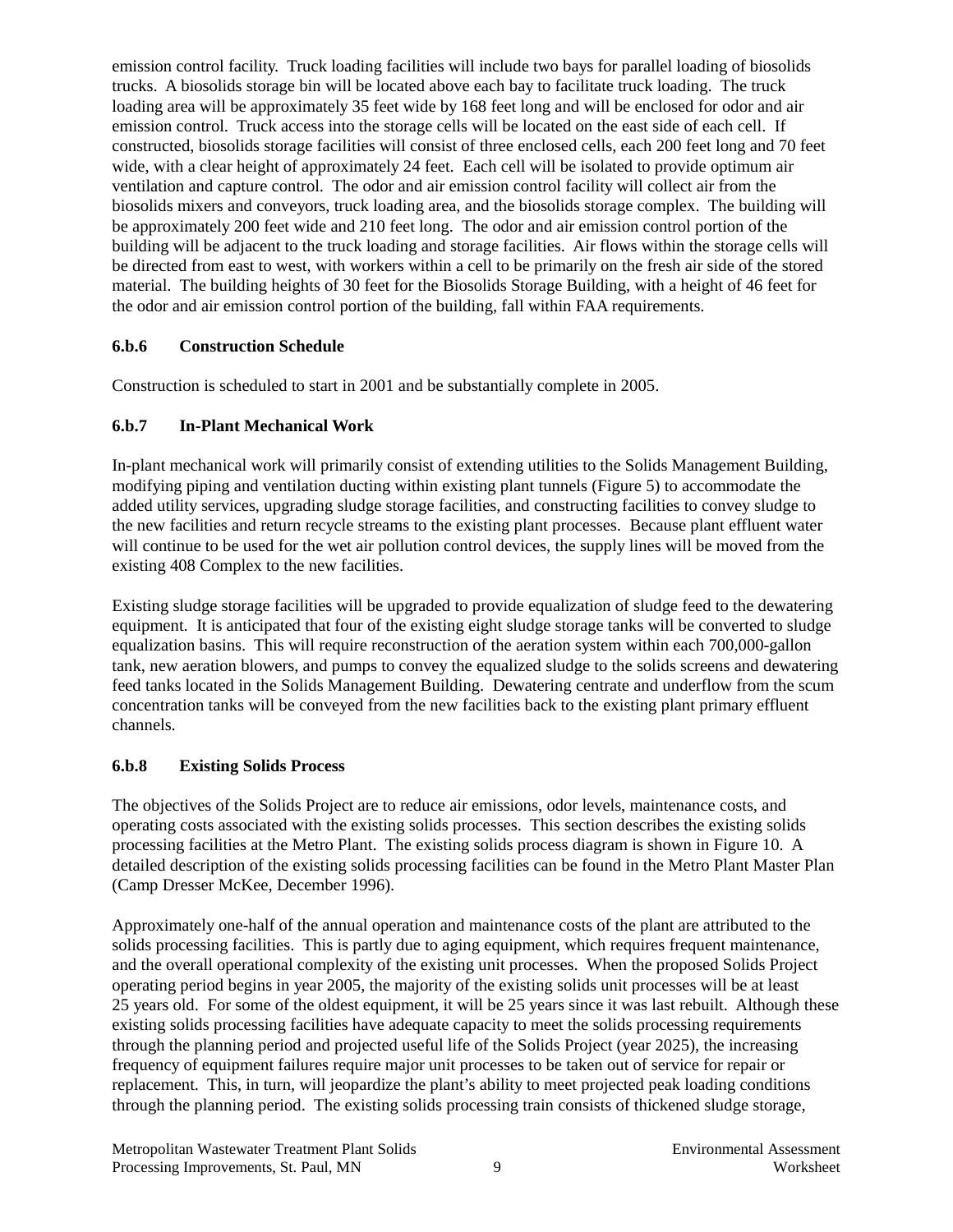emission control facility. Truck loading facilities will include two bays for parallel loading of biosolids trucks. A biosolids storage bin will be located above each bay to facilitate truck loading. The truck loading area will be approximately 35 feet wide by 168 feet long and will be enclosed for odor and air emission control. Truck access into the storage cells will be located on the east side of each cell. If constructed, biosolids storage facilities will consist of three enclosed cells, each 200 feet long and 70 feet wide, with a clear height of approximately 24 feet. Each cell will be isolated to provide optimum air ventilation and capture control. The odor and air emission control facility will collect air from the biosolids mixers and conveyors, truck loading area, and the biosolids storage complex. The building will be approximately 200 feet wide and 210 feet long. The odor and air emission control portion of the building will be adjacent to the truck loading and storage facilities. Air flows within the storage cells will be directed from east to west, with workers within a cell to be primarily on the fresh air side of the stored material. The building heights of 30 feet for the Biosolids Storage Building, with a height of 46 feet for the odor and air emission control portion of the building, fall within FAA requirements.

### 6.b.6 Construction Schedule

Construction is scheduled to start in 2001 and be substantially complete in 2005.

### 6.b.7 In-Plant Mechanical Work

In-plant mechanical work will primarily consist of extending utilities to the Solids Management Building, modifying piping and ventilation ducting within existing plant tunnels (Figure 5) to accommodate the added utility services, upgrading sludge storage facilities, and constructing facilities to convey sludge to the new facilities and return recycle streams to the existing plant processes. Because plant effluent water will continue to be used for the wet air pollution control devices, the supply lines will be moved from the existing 408 Complex to the new facilities.

Existing sludge storage facilities will be upgraded to provide equalization of sludge feed to the dewatering equipment. It is anticipated that four of the existing eight sludge storage tanks will be converted to sludge equalization basins. This will require reconstruction of the aeration system within each 700,000-gallon tank, new aeration blowers, and pumps to convey the equalized sludge to the solids screens and dewatering feed tanks located in the Solids Management Building. Dewatering centrate and underflow from the scum concentration tanks will be conveyed from the new facilities back to the existing plant primary effluent channels.

### 6.b.8 Existing Solids Process

The objectives of the Solids Project are to reduce air emissions, odor levels, maintenance costs, and operating costs associated with the existing solids processes. This section describes the existing solids processing facilities at the Metro Plant. The existing solids process diagram is shown in Figure 10. A detailed description of the existing solids processing facilities can be found in the Metro Plant Master Plan (Camp Dresser McKee, December 1996).

Approximately one-half of the annual operation and maintenance costs of the plant are attributed to the solids processing facilities. This is partly due to aging equipment, which requires frequent maintenance, and the overall operational complexity of the existing unit processes. When the proposed Solids Project operating period begins in year 2005, the majority of the existing solids unit processes will be at least 25 years old. For some of the oldest equipment, it will be 25 years since it was last rebuilt. Although these existing solids processing facilities have adequate capacity to meet the solids processing requirements through the planning period and projected useful life of the Solids Project (year 2025), the increasing frequency of equipment failures require major unit processes to be taken out of service for repair or replacement. This, in turn, will jeopardize the plant's ability to meet projected peak loading conditions through the planning period. The existing solids processing train consists of thickened sludge storage,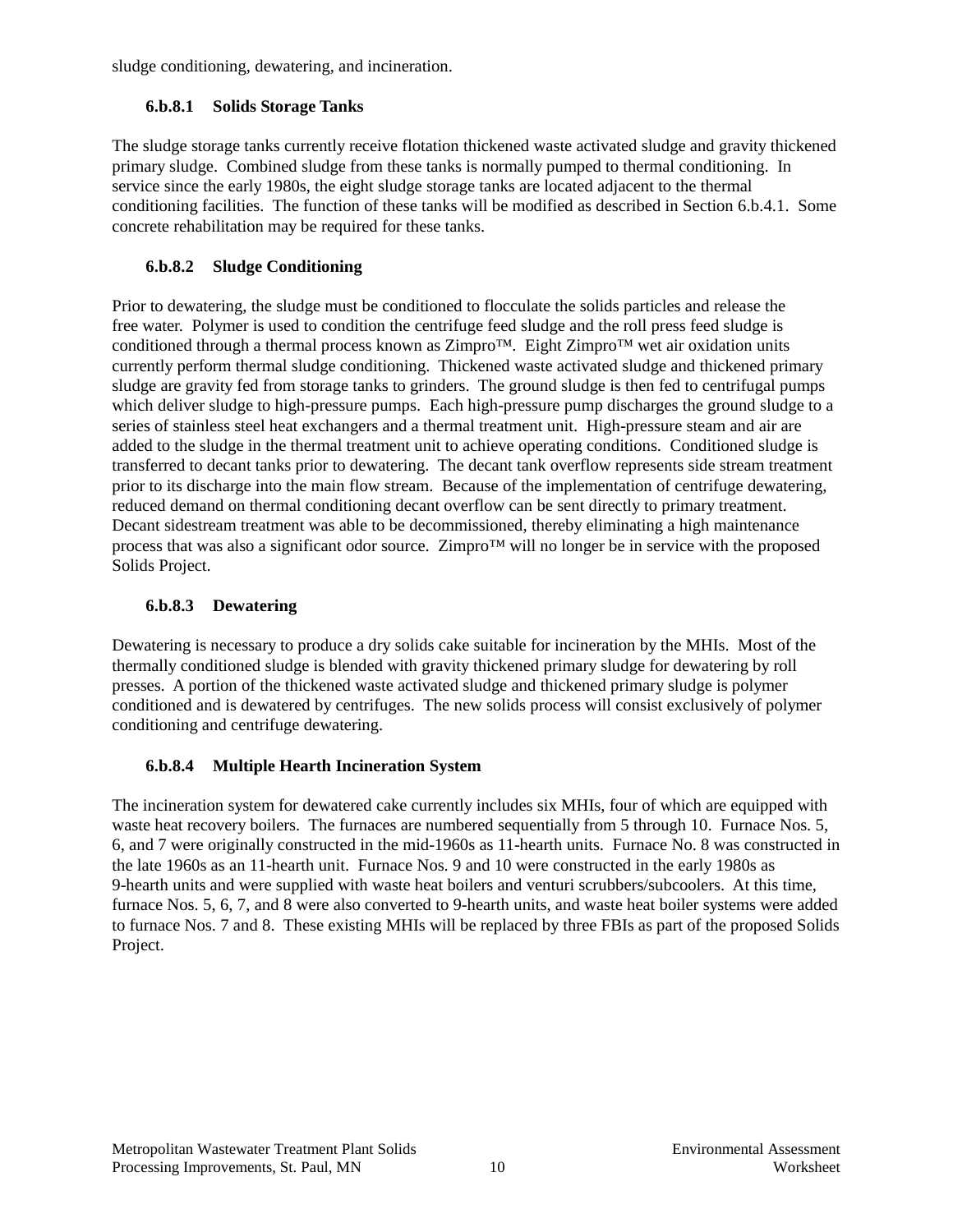sludge conditioning, dewatering, and incineration.

#### 6.b.8.1 Solids Storage Tanks

The sludge storage tanks currently receive flotation thickened waste activated sludge and gravity thickened primary sludge. Combined sludge from these tanks is normally pumped to thermal conditioning. In service since the early 1980s, the eight sludge storage tanks are located adjacent to the thermal conditioning facilities. The function of these tanks will be modified as described in Section 6.b.4.1. Some concrete rehabilitation may be required for these tanks.

#### 6.b.8.2 Sludge Conditioning

Prior to dewatering, the sludge must be conditioned to flocculate the solids particles and release the free water. Polymer is used to condition the centrifuge feed sludge and the roll press feed sludge is conditioned through a thermal process known as Zimpro™. Eight Zimpro™ wet air oxidation units currently perform thermal sludge conditioning. Thickened waste activated sludge and thickened primary sludge are gravity fed from storage tanks to grinders. The ground sludge is then fed to centrifugal pumps which deliver sludge to high-pressure pumps. Each high-pressure pump discharges the ground sludge to a series of stainless steel heat exchangers and a thermal treatment unit. High-pressure steam and air are added to the sludge in the thermal treatment unit to achieve operating conditions. Conditioned sludge is transferred to decant tanks prior to dewatering. The decant tank overflow represents side stream treatment prior to its discharge into the main flow stream. Because of the implementation of centrifuge dewatering, reduced demand on thermal conditioning decant overflow can be sent directly to primary treatment. Decant sidestream treatment was able to be decommissioned, thereby eliminating a high maintenance process that was also a significant odor source. Zimpro™ will no longer be in service with the proposed Solids Project.

#### 6.b.8.3 Dewatering

Dewatering is necessary to produce a dry solids cake suitable for incineration by the MHIs. Most of the thermally conditioned sludge is blended with gravity thickened primary sludge for dewatering by roll presses. A portion of the thickened waste activated sludge and thickened primary sludge is polymer conditioned and is dewatered by centrifuges. The new solids process will consist exclusively of polymer conditioning and centrifuge dewatering.

#### 6.b.8.4 Multiple Hearth Incineration System

The incineration system for dewatered cake currently includes six MHIs, four of which are equipped with waste heat recovery boilers. The furnaces are numbered sequentially from 5 through 10. Furnace Nos. 5, 6, and 7 were originally constructed in the mid-1960s as 11-hearth units. Furnace No. 8 was constructed in the late 1960s as an 11-hearth unit. Furnace Nos. 9 and 10 were constructed in the early 1980s as 9-hearth units and were supplied with waste heat boilers and venturi scrubbers/subcoolers. At this time, furnace Nos. 5, 6, 7, and 8 were also converted to 9-hearth units, and waste heat boiler systems were added to furnace Nos. 7 and 8. These existing MHIs will be replaced by three FBIs as part of the proposed Solids Project.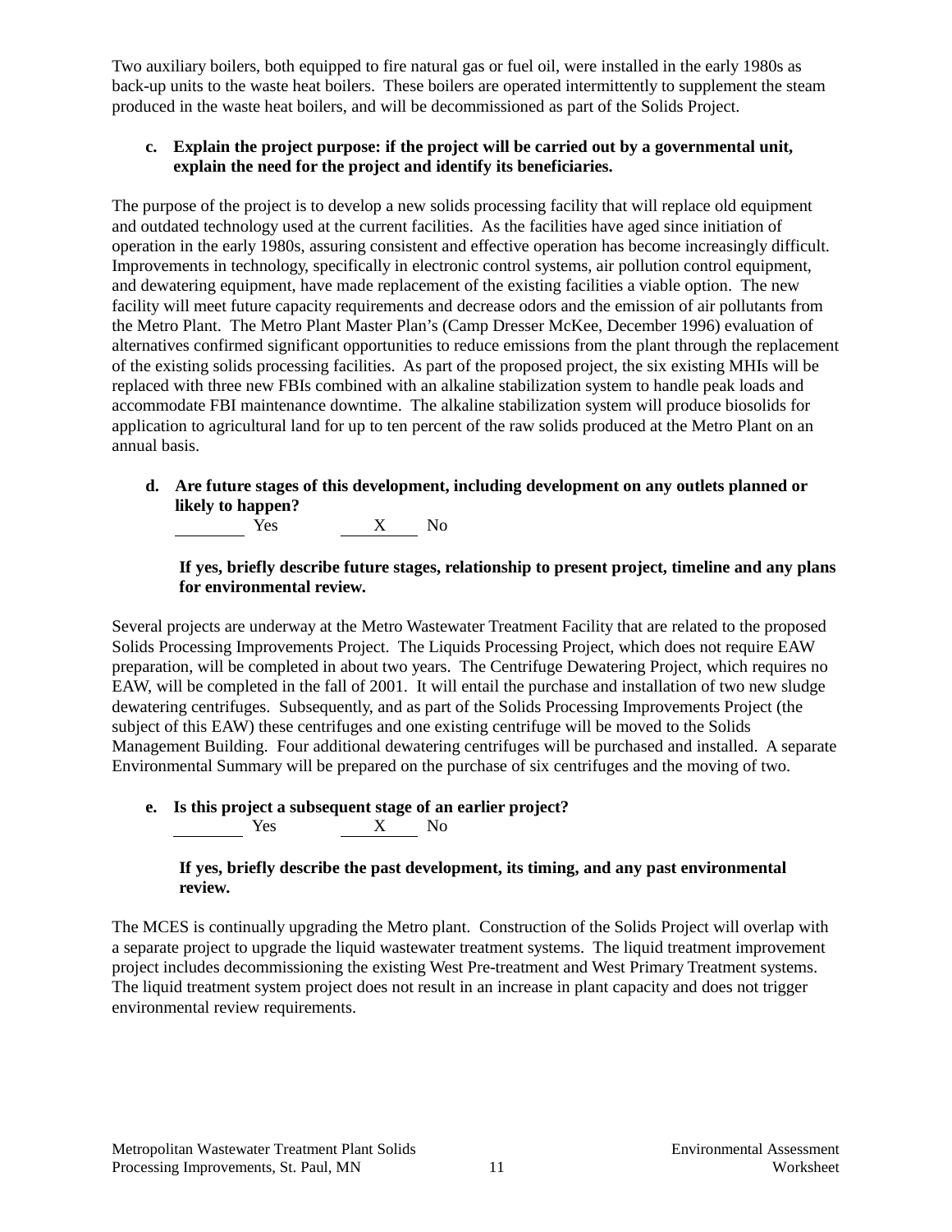Two auxiliary boilers, both equipped to fire natural gas or fuel oil, were installed in the early 1980s as back-up units to the waste heat boilers. These boilers are operated intermittently to supplement the steam produced in the waste heat boilers, and will be decommissioned as part of the Solids Project.

**c. Explain the project purpose: if the project will be carried out by a governmental unit, explain the need for the project and identify its beneficiaries.**

The purpose of the project is to develop a new solids processing facility that will replace old equipment and outdated technology used at the current facilities. As the facilities have aged since initiation of operation in the early 1980s, assuring consistent and effective operation has become increasingly difficult. Improvements in technology, specifically in electronic control systems, air pollution control equipment, and dewatering equipment, have made replacement of the existing facilities a viable option. The new facility will meet future capacity requirements and decrease odors and the emission of air pollutants from the Metro Plant. The Metro Plant Master Plan's (Camp Dresser McKee, December 1996) evaluation of alternatives confirmed significant opportunities to reduce emissions from the plant through the replacement of the existing solids processing facilities. As part of the proposed project, the six existing MHIs will be replaced with three new FBIs combined with an alkaline stabilization system to handle peak loads and accommodate FBI maintenance downtime. The alkaline stabilization system will produce biosolids for application to agricultural land for up to ten percent of the raw solids produced at the Metro Plant on an annual basis.

**d. Are future stages of this development, including development on any outlets planned or likely to happen?**

\_\_\_\_\_\_\_ Yes &nbsp;&nbsp;&nbsp; \_\_\_X\_\_\_ No

**If yes, briefly describe future stages, relationship to present project, timeline and any plans for environmental review.**

Several projects are underway at the Metro Wastewater Treatment Facility that are related to the proposed Solids Processing Improvements Project. The Liquids Processing Project, which does not require EAW preparation, will be completed in about two years. The Centrifuge Dewatering Project, which requires no EAW, will be completed in the fall of 2001. It will entail the purchase and installation of two new sludge dewatering centrifuges. Subsequently, and as part of the Solids Processing Improvements Project (the subject of this EAW) these centrifuges and one existing centrifuge will be moved to the Solids Management Building. Four additional dewatering centrifuges will be purchased and installed. A separate Environmental Summary will be prepared on the purchase of six centrifuges and the moving of two.

**e. Is this project a subsequent stage of an earlier project?**

\_\_\_\_\_\_\_ Yes &nbsp;&nbsp;&nbsp; \_\_\_X\_\_\_ No

**If yes, briefly describe the past development, its timing, and any past environmental review.**

The MCES is continually upgrading the Metro plant. Construction of the Solids Project will overlap with a separate project to upgrade the liquid wastewater treatment systems. The liquid treatment improvement project includes decommissioning the existing West Pre-treatment and West Primary Treatment systems. The liquid treatment system project does not result in an increase in plant capacity and does not trigger environmental review requirements.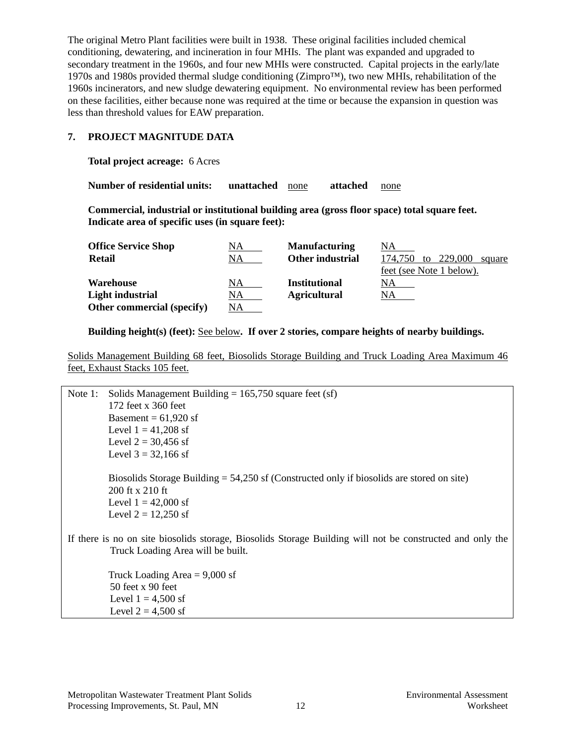The original Metro Plant facilities were built in 1938. These original facilities included chemical conditioning, dewatering, and incineration in four MHIs. The plant was expanded and upgraded to secondary treatment in the 1960s, and four new MHIs were constructed. Capital projects in the early/late 1970s and 1980s provided thermal sludge conditioning (Zimpro™), two new MHIs, rehabilitation of the 1960s incinerators, and new sludge dewatering equipment. No environmental review has been performed on these facilities, either because none was required at the time or because the expansion in question was less than threshold values for EAW preparation.

## 7. PROJECT MAGNITUDE DATA

**Total project acreage:** 6 Acres

**Number of residential units:** **unattached** none **attached** none

**Commercial, industrial or institutional building area (gross floor space) total square feet. Indicate area of specific uses (in square feet):**

| | | | |
|---|---|---|---|
| **Office Service Shop** | NA | **Manufacturing** | NA |
| **Retail** | NA | **Other industrial** | 174,750 to 229,000 square feet (see Note 1 below). |
| **Warehouse** | NA | **Institutional** | NA |
| **Light industrial** | NA | **Agricultural** | NA |
| **Other commercial (specify)** | NA | | |

**Building height(s) (feet):** See below**. If over 2 stories, compare heights of nearby buildings.**

Solids Management Building 68 feet, Biosolids Storage Building and Truck Loading Area Maximum 46 feet, Exhaust Stacks 105 feet.

Note 1: Solids Management Building = 165,750 square feet (sf)
172 feet x 360 feet
Basement = 61,920 sf
Level 1 = 41,208 sf
Level 2 = 30,456 sf
Level 3 = 32,166 sf

Biosolids Storage Building = 54,250 sf (Constructed only if biosolids are stored on site)
200 ft x 210 ft
Level 1 = 42,000 sf
Level 2 = 12,250 sf

If there is no on site biosolids storage, Biosolids Storage Building will not be constructed and only the Truck Loading Area will be built.

Truck Loading Area = 9,000 sf
50 feet x 90 feet
Level 1 = 4,500 sf
Level 2 = 4,500 sf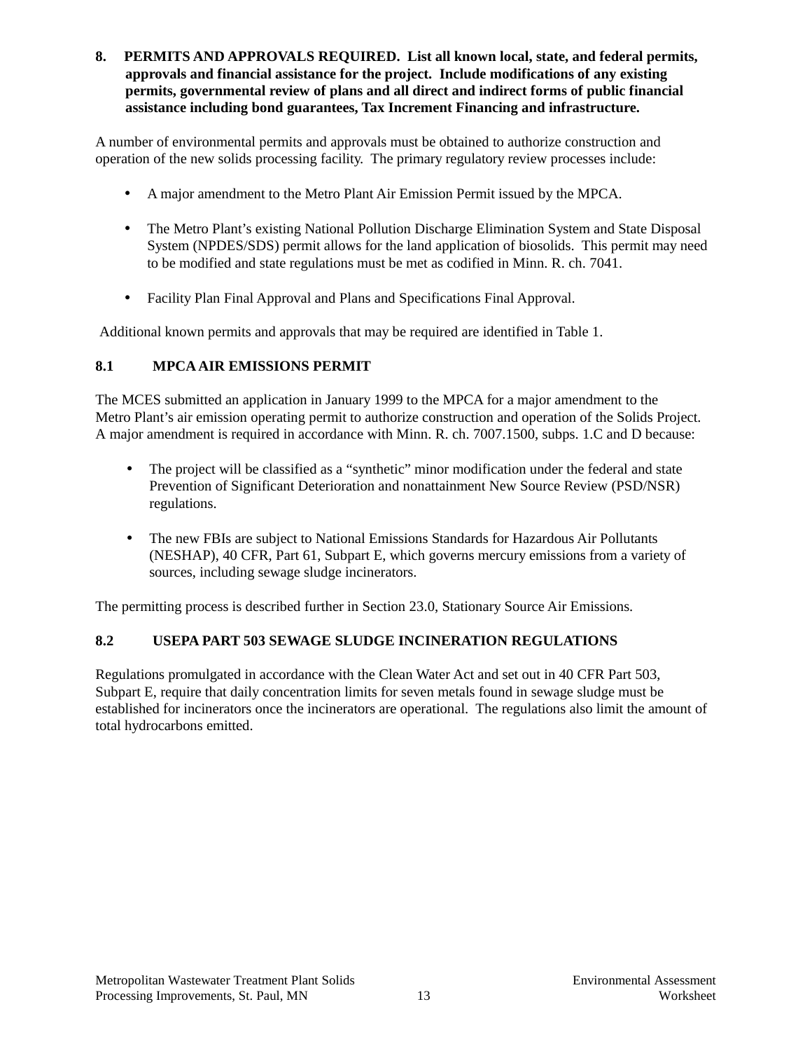**8. PERMITS AND APPROVALS REQUIRED. List all known local, state, and federal permits, approvals and financial assistance for the project. Include modifications of any existing permits, governmental review of plans and all direct and indirect forms of public financial assistance including bond guarantees, Tax Increment Financing and infrastructure.**

A number of environmental permits and approvals must be obtained to authorize construction and operation of the new solids processing facility. The primary regulatory review processes include:

- A major amendment to the Metro Plant Air Emission Permit issued by the MPCA.
- The Metro Plant's existing National Pollution Discharge Elimination System and State Disposal System (NPDES/SDS) permit allows for the land application of biosolids. This permit may need to be modified and state regulations must be met as codified in Minn. R. ch. 7041.
- Facility Plan Final Approval and Plans and Specifications Final Approval.

Additional known permits and approvals that may be required are identified in Table 1.

## 8.1 MPCA AIR EMISSIONS PERMIT

The MCES submitted an application in January 1999 to the MPCA for a major amendment to the Metro Plant's air emission operating permit to authorize construction and operation of the Solids Project. A major amendment is required in accordance with Minn. R. ch. 7007.1500, subps. 1.C and D because:

- The project will be classified as a "synthetic" minor modification under the federal and state Prevention of Significant Deterioration and nonattainment New Source Review (PSD/NSR) regulations.
- The new FBIs are subject to National Emissions Standards for Hazardous Air Pollutants (NESHAP), 40 CFR, Part 61, Subpart E, which governs mercury emissions from a variety of sources, including sewage sludge incinerators.

The permitting process is described further in Section 23.0, Stationary Source Air Emissions.

## 8.2 USEPA PART 503 SEWAGE SLUDGE INCINERATION REGULATIONS

Regulations promulgated in accordance with the Clean Water Act and set out in 40 CFR Part 503, Subpart E, require that daily concentration limits for seven metals found in sewage sludge must be established for incinerators once the incinerators are operational. The regulations also limit the amount of total hydrocarbons emitted.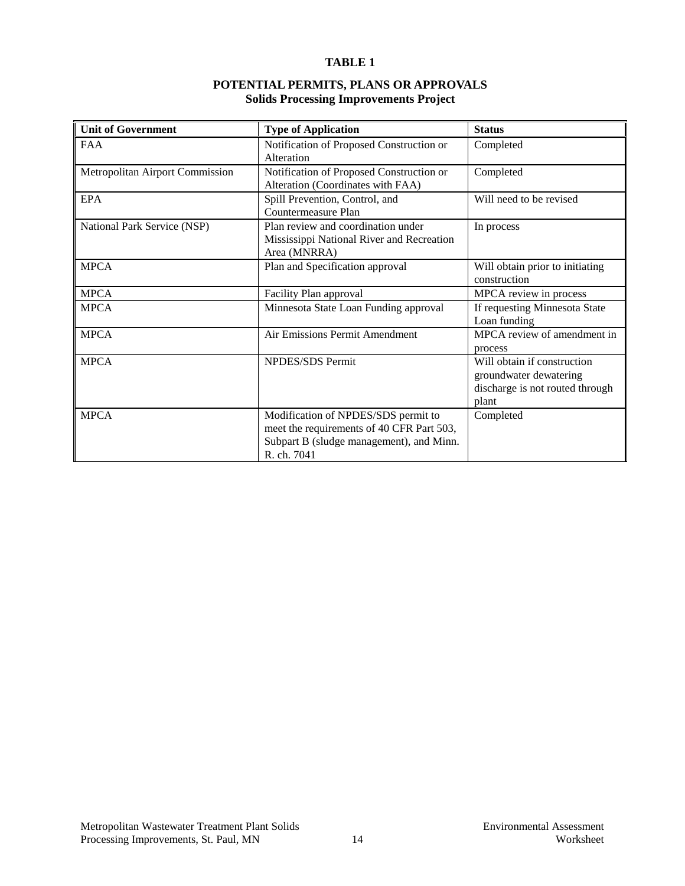**TABLE 1**

**POTENTIAL PERMITS, PLANS OR APPROVALS**
**Solids Processing Improvements Project**

| Unit of Government | Type of Application | Status |
|---|---|---|
| FAA | Notification of Proposed Construction or Alteration | Completed |
| Metropolitan Airport Commission | Notification of Proposed Construction or Alteration (Coordinates with FAA) | Completed |
| EPA | Spill Prevention, Control, and Countermeasure Plan | Will need to be revised |
| National Park Service (NSP) | Plan review and coordination under Mississippi National River and Recreation Area (MNRRA) | In process |
| MPCA | Plan and Specification approval | Will obtain prior to initiating construction |
| MPCA | Facility Plan approval | MPCA review in process |
| MPCA | Minnesota State Loan Funding approval | If requesting Minnesota State Loan funding |
| MPCA | Air Emissions Permit Amendment | MPCA review of amendment in process |
| MPCA | NPDES/SDS Permit | Will obtain if construction groundwater dewatering discharge is not routed through plant |
| MPCA | Modification of NPDES/SDS permit to meet the requirements of 40 CFR Part 503, Subpart B (sludge management), and Minn. R. ch. 7041 | Completed |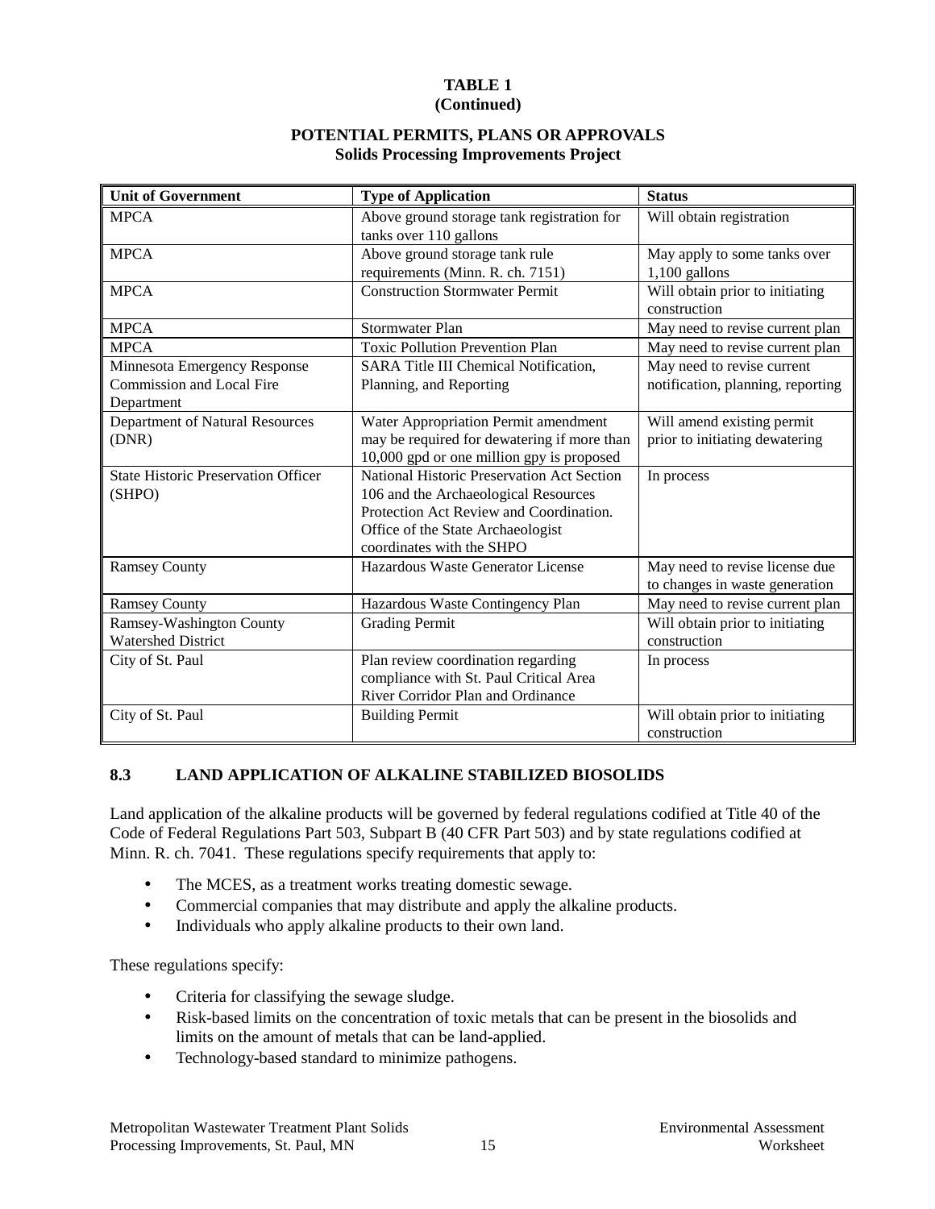**TABLE 1**
**(Continued)**

**POTENTIAL PERMITS, PLANS OR APPROVALS**
**Solids Processing Improvements Project**

| Unit of Government | Type of Application | Status |
|---|---|---|
| MPCA | Above ground storage tank registration for tanks over 110 gallons | Will obtain registration |
| MPCA | Above ground storage tank rule requirements (Minn. R. ch. 7151) | May apply to some tanks over 1,100 gallons |
| MPCA | Construction Stormwater Permit | Will obtain prior to initiating construction |
| MPCA | Stormwater Plan | May need to revise current plan |
| MPCA | Toxic Pollution Prevention Plan | May need to revise current plan |
| Minnesota Emergency Response Commission and Local Fire Department | SARA Title III Chemical Notification, Planning, and Reporting | May need to revise current notification, planning, reporting |
| Department of Natural Resources (DNR) | Water Appropriation Permit amendment may be required for dewatering if more than 10,000 gpd or one million gpy is proposed | Will amend existing permit prior to initiating dewatering |
| State Historic Preservation Officer (SHPO) | National Historic Preservation Act Section 106 and the Archaeological Resources Protection Act Review and Coordination. Office of the State Archaeologist coordinates with the SHPO | In process |
| Ramsey County | Hazardous Waste Generator License | May need to revise license due to changes in waste generation |
| Ramsey County | Hazardous Waste Contingency Plan | May need to revise current plan |
| Ramsey-Washington County Watershed District | Grading Permit | Will obtain prior to initiating construction |
| City of St. Paul | Plan review coordination regarding compliance with St. Paul Critical Area River Corridor Plan and Ordinance | In process |
| City of St. Paul | Building Permit | Will obtain prior to initiating construction |

### 8.3 LAND APPLICATION OF ALKALINE STABILIZED BIOSOLIDS

Land application of the alkaline products will be governed by federal regulations codified at Title 40 of the Code of Federal Regulations Part 503, Subpart B (40 CFR Part 503) and by state regulations codified at Minn. R. ch. 7041. These regulations specify requirements that apply to:

- The MCES, as a treatment works treating domestic sewage.
- Commercial companies that may distribute and apply the alkaline products.
- Individuals who apply alkaline products to their own land.

These regulations specify:

- Criteria for classifying the sewage sludge.
- Risk-based limits on the concentration of toxic metals that can be present in the biosolids and limits on the amount of metals that can be land-applied.
- Technology-based standard to minimize pathogens.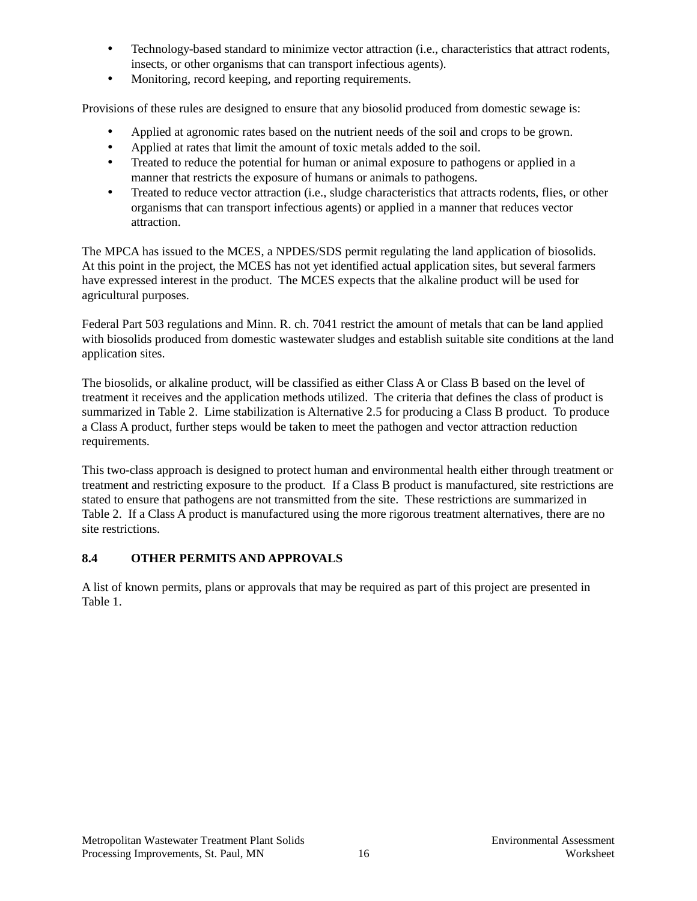- Technology-based standard to minimize vector attraction (i.e., characteristics that attract rodents, insects, or other organisms that can transport infectious agents).
- Monitoring, record keeping, and reporting requirements.

Provisions of these rules are designed to ensure that any biosolid produced from domestic sewage is:

- Applied at agronomic rates based on the nutrient needs of the soil and crops to be grown.
- Applied at rates that limit the amount of toxic metals added to the soil.
- Treated to reduce the potential for human or animal exposure to pathogens or applied in a manner that restricts the exposure of humans or animals to pathogens.
- Treated to reduce vector attraction (i.e., sludge characteristics that attracts rodents, flies, or other organisms that can transport infectious agents) or applied in a manner that reduces vector attraction.

The MPCA has issued to the MCES, a NPDES/SDS permit regulating the land application of biosolids. At this point in the project, the MCES has not yet identified actual application sites, but several farmers have expressed interest in the product. The MCES expects that the alkaline product will be used for agricultural purposes.

Federal Part 503 regulations and Minn. R. ch. 7041 restrict the amount of metals that can be land applied with biosolids produced from domestic wastewater sludges and establish suitable site conditions at the land application sites.

The biosolids, or alkaline product, will be classified as either Class A or Class B based on the level of treatment it receives and the application methods utilized. The criteria that defines the class of product is summarized in Table 2. Lime stabilization is Alternative 2.5 for producing a Class B product. To produce a Class A product, further steps would be taken to meet the pathogen and vector attraction reduction requirements.

This two-class approach is designed to protect human and environmental health either through treatment or treatment and restricting exposure to the product. If a Class B product is manufactured, site restrictions are stated to ensure that pathogens are not transmitted from the site. These restrictions are summarized in Table 2. If a Class A product is manufactured using the more rigorous treatment alternatives, there are no site restrictions.

## 8.4 OTHER PERMITS AND APPROVALS

A list of known permits, plans or approvals that may be required as part of this project are presented in Table 1.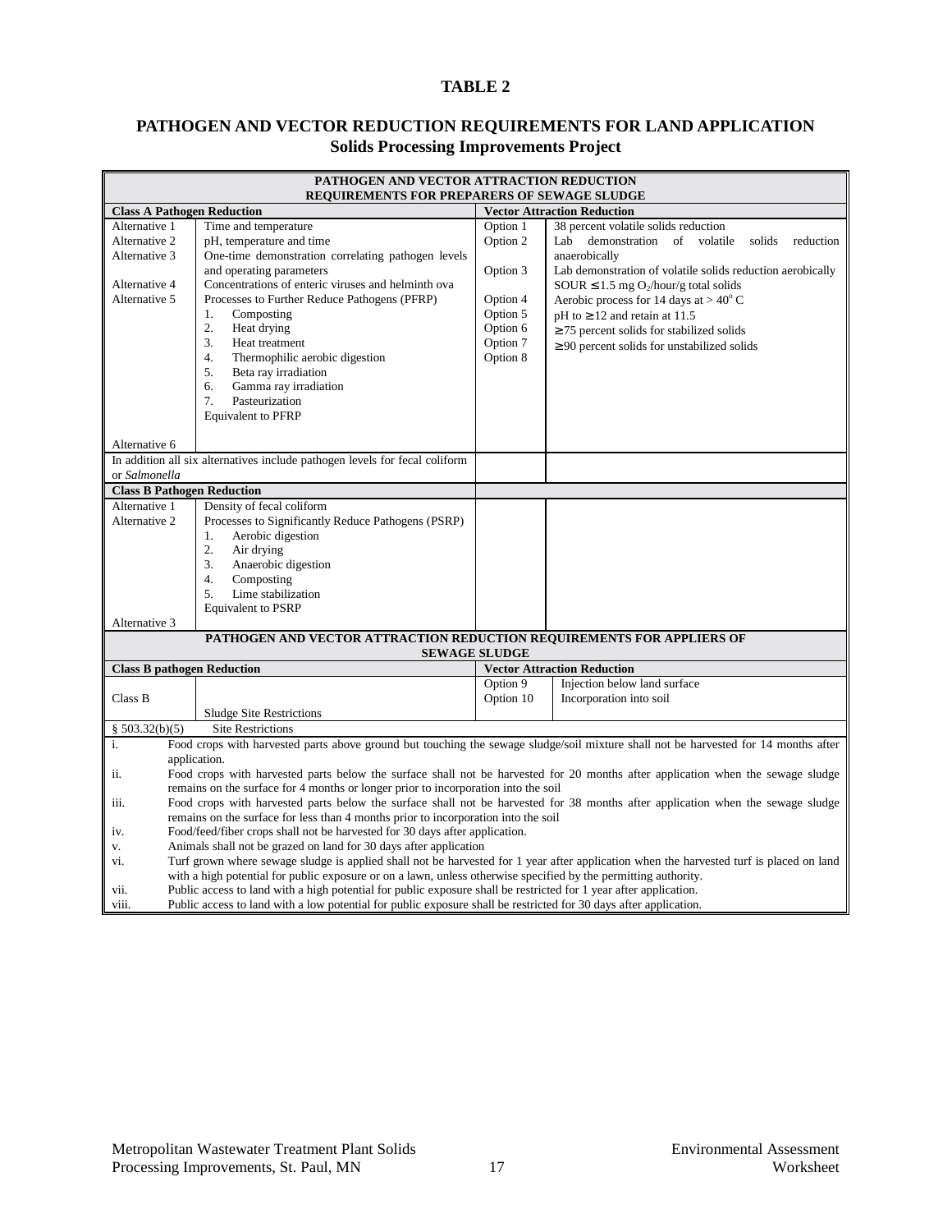**TABLE 2**

**PATHOGEN AND VECTOR REDUCTION REQUIREMENTS FOR LAND APPLICATION**
**Solids Processing Improvements Project**

| **PATHOGEN AND VECTOR ATTRACTION REDUCTION REQUIREMENTS FOR PREPARERS OF SEWAGE SLUDGE** | | | |
|---|---|---|---|
| **Class A Pathogen Reduction** | | **Vector Attraction Reduction** | |
| Alternative 1 | Time and temperature | Option 1 | 38 percent volatile solids reduction |
| Alternative 2 | pH, temperature and time | Option 2 | Lab demonstration of volatile solids reduction anaerobically |
| Alternative 3 | One-time demonstration correlating pathogen levels and operating parameters | Option 3 | Lab demonstration of volatile solids reduction aerobically |
| Alternative 4 | Concentrations of enteric viruses and helminth ova | | SOUR ≤ 1.5 mg $O_2$/hour/g total solids |
| Alternative 5 | Processes to Further Reduce Pathogens (PFRP) | Option 4 | Aerobic process for 14 days at > 40° C |
| | 1. Composting | Option 5 | pH to ≥ 12 and retain at 11.5 |
| | 2. Heat drying | Option 6 | ≥ 75 percent solids for stabilized solids |
| | 3. Heat treatment | Option 7 | ≥ 90 percent solids for unstabilized solids |
| | 4. Thermophilic aerobic digestion | Option 8 | |
| | 5. Beta ray irradiation | | |
| | 6. Gamma ray irradiation | | |
| | 7. Pasteurization | | |
| | Equivalent to PFRP | | |
| Alternative 6 | | | |
| In addition all six alternatives include pathogen levels for fecal coliform or *Salmonella* | | | |
| **Class B Pathogen Reduction** | | | |
| Alternative 1 | Density of fecal coliform | | |
| Alternative 2 | Processes to Significantly Reduce Pathogens (PSRP) | | |
| | 1. Aerobic digestion | | |
| | 2. Air drying | | |
| | 3. Anaerobic digestion | | |
| | 4. Composting | | |
| | 5. Lime stabilization | | |
| | Equivalent to PSRP | | |
| Alternative 3 | | | |
| **PATHOGEN AND VECTOR ATTRACTION REDUCTION REQUIREMENTS FOR APPLIERS OF SEWAGE SLUDGE** | | | |
| **Class B pathogen Reduction** | | **Vector Attraction Reduction** | |
| Class B | | Option 9 | Injection below land surface |
| | Sludge Site Restrictions | Option 10 | Incorporation into soil |
| § 503.32(b)(5) | Site Restrictions | | |
| i. | Food crops with harvested parts above ground but touching the sewage sludge/soil mixture shall not be harvested for 14 months after application. | | |
| ii. | Food crops with harvested parts below the surface shall not be harvested for 20 months after application when the sewage sludge remains on the surface for 4 months or longer prior to incorporation into the soil | | |
| iii. | Food crops with harvested parts below the surface shall not be harvested for 38 months after application when the sewage sludge remains on the surface for less than 4 months prior to incorporation into the soil | | |
| iv. | Food/feed/fiber crops shall not be harvested for 30 days after application. | | |
| v. | Animals shall not be grazed on land for 30 days after application | | |
| vi. | Turf grown where sewage sludge is applied shall not be harvested for 1 year after application when the harvested turf is placed on land with a high potential for public exposure or on a lawn, unless otherwise specified by the permitting authority. | | |
| vii. | Public access to land with a high potential for public exposure shall be restricted for 1 year after application. | | |
| viii. | Public access to land with a low potential for public exposure shall be restricted for 30 days after application. | | |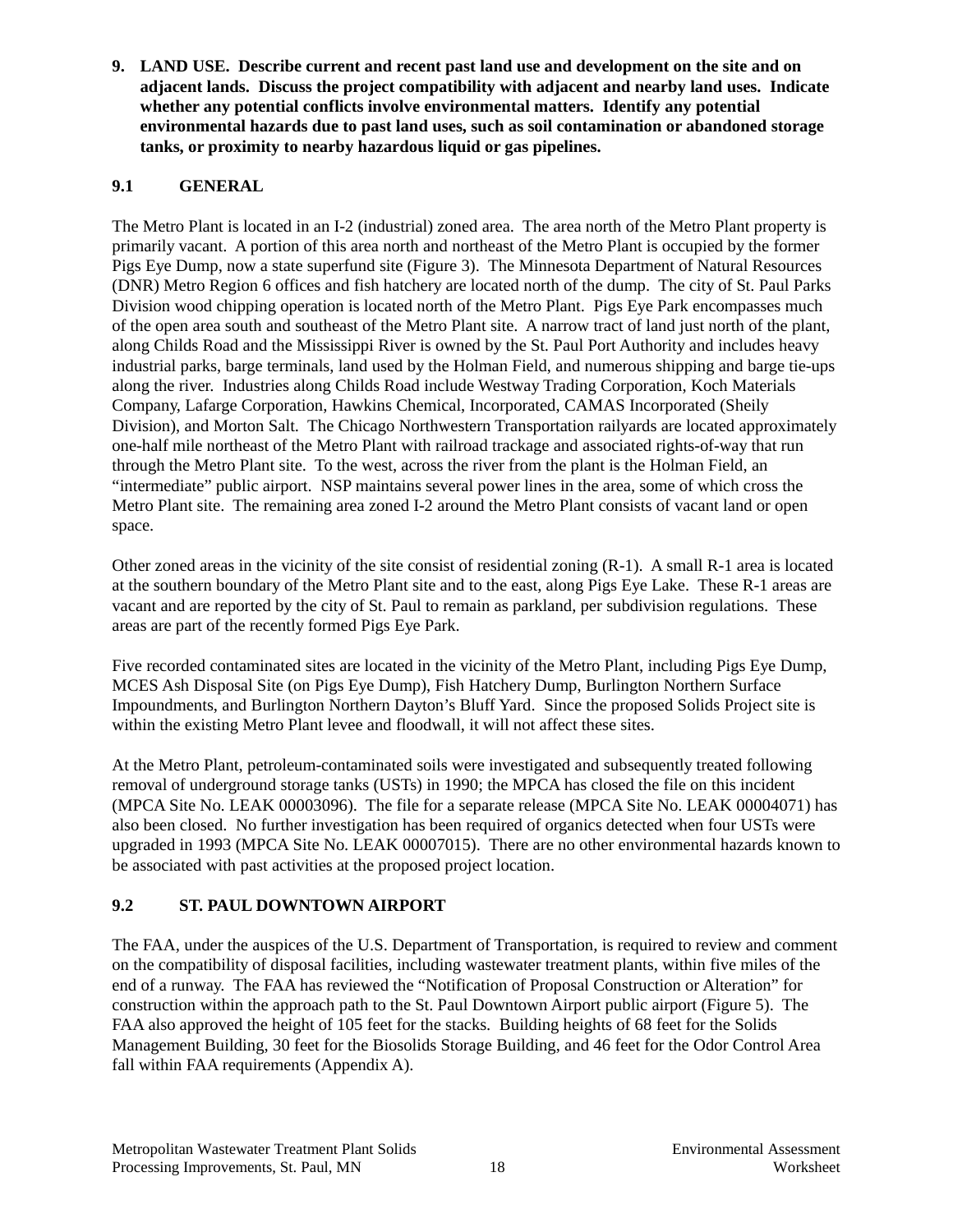**9. LAND USE. Describe current and recent past land use and development on the site and on adjacent lands. Discuss the project compatibility with adjacent and nearby land uses. Indicate whether any potential conflicts involve environmental matters. Identify any potential environmental hazards due to past land uses, such as soil contamination or abandoned storage tanks, or proximity to nearby hazardous liquid or gas pipelines.**

## 9.1 GENERAL

The Metro Plant is located in an I-2 (industrial) zoned area. The area north of the Metro Plant property is primarily vacant. A portion of this area north and northeast of the Metro Plant is occupied by the former Pigs Eye Dump, now a state superfund site (Figure 3). The Minnesota Department of Natural Resources (DNR) Metro Region 6 offices and fish hatchery are located north of the dump. The city of St. Paul Parks Division wood chipping operation is located north of the Metro Plant. Pigs Eye Park encompasses much of the open area south and southeast of the Metro Plant site. A narrow tract of land just north of the plant, along Childs Road and the Mississippi River is owned by the St. Paul Port Authority and includes heavy industrial parks, barge terminals, land used by the Holman Field, and numerous shipping and barge tie-ups along the river. Industries along Childs Road include Westway Trading Corporation, Koch Materials Company, Lafarge Corporation, Hawkins Chemical, Incorporated, CAMAS Incorporated (Sheily Division), and Morton Salt. The Chicago Northwestern Transportation railyards are located approximately one-half mile northeast of the Metro Plant with railroad trackage and associated rights-of-way that run through the Metro Plant site. To the west, across the river from the plant is the Holman Field, an "intermediate" public airport. NSP maintains several power lines in the area, some of which cross the Metro Plant site. The remaining area zoned I-2 around the Metro Plant consists of vacant land or open space.

Other zoned areas in the vicinity of the site consist of residential zoning (R-1). A small R-1 area is located at the southern boundary of the Metro Plant site and to the east, along Pigs Eye Lake. These R-1 areas are vacant and are reported by the city of St. Paul to remain as parkland, per subdivision regulations. These areas are part of the recently formed Pigs Eye Park.

Five recorded contaminated sites are located in the vicinity of the Metro Plant, including Pigs Eye Dump, MCES Ash Disposal Site (on Pigs Eye Dump), Fish Hatchery Dump, Burlington Northern Surface Impoundments, and Burlington Northern Dayton's Bluff Yard. Since the proposed Solids Project site is within the existing Metro Plant levee and floodwall, it will not affect these sites.

At the Metro Plant, petroleum-contaminated soils were investigated and subsequently treated following removal of underground storage tanks (USTs) in 1990; the MPCA has closed the file on this incident (MPCA Site No. LEAK 00003096). The file for a separate release (MPCA Site No. LEAK 00004071) has also been closed. No further investigation has been required of organics detected when four USTs were upgraded in 1993 (MPCA Site No. LEAK 00007015). There are no other environmental hazards known to be associated with past activities at the proposed project location.

## 9.2 ST. PAUL DOWNTOWN AIRPORT

The FAA, under the auspices of the U.S. Department of Transportation, is required to review and comment on the compatibility of disposal facilities, including wastewater treatment plants, within five miles of the end of a runway. The FAA has reviewed the "Notification of Proposal Construction or Alteration" for construction within the approach path to the St. Paul Downtown Airport public airport (Figure 5). The FAA also approved the height of 105 feet for the stacks. Building heights of 68 feet for the Solids Management Building, 30 feet for the Biosolids Storage Building, and 46 feet for the Odor Control Area fall within FAA requirements (Appendix A).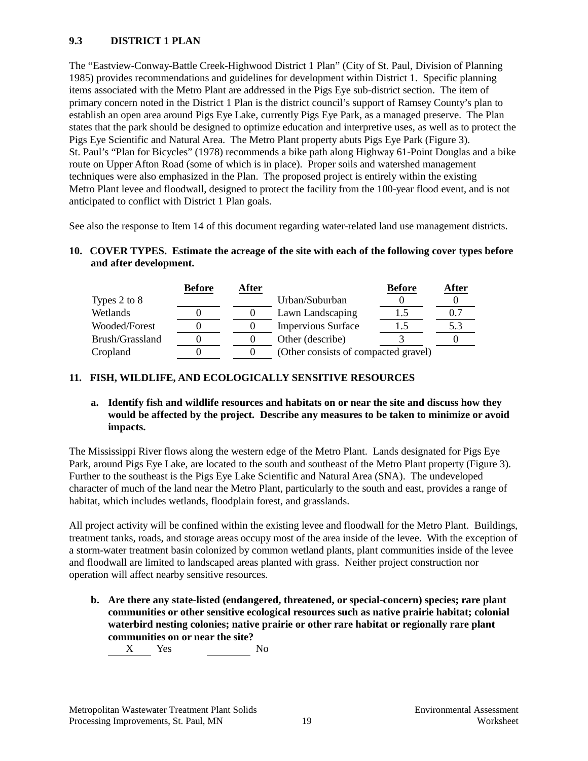### 9.3 DISTRICT 1 PLAN

The "Eastview-Conway-Battle Creek-Highwood District 1 Plan" (City of St. Paul, Division of Planning 1985) provides recommendations and guidelines for development within District 1. Specific planning items associated with the Metro Plant are addressed in the Pigs Eye sub-district section. The item of primary concern noted in the District 1 Plan is the district council's support of Ramsey County's plan to establish an open area around Pigs Eye Lake, currently Pigs Eye Park, as a managed preserve. The Plan states that the park should be designed to optimize education and interpretive uses, as well as to protect the Pigs Eye Scientific and Natural Area. The Metro Plant property abuts Pigs Eye Park (Figure 3). St. Paul's "Plan for Bicycles" (1978) recommends a bike path along Highway 61-Point Douglas and a bike route on Upper Afton Road (some of which is in place). Proper soils and watershed management techniques were also emphasized in the Plan. The proposed project is entirely within the existing Metro Plant levee and floodwall, designed to protect the facility from the 100-year flood event, and is not anticipated to conflict with District 1 Plan goals.

See also the response to Item 14 of this document regarding water-related land use management districts.

**10. COVER TYPES. Estimate the acreage of the site with each of the following cover types before and after development.**

| | Before | After | | Before | After |
|---|---|---|---|---|---|
| Types 2 to 8 | | | Urban/Suburban | 0 | 0 |
| Wetlands | 0 | 0 | Lawn Landscaping | 1.5 | 0.7 |
| Wooded/Forest | 0 | 0 | Impervious Surface | 1.5 | 5.3 |
| Brush/Grassland | 0 | 0 | Other (describe) | 3 | 0 |
| Cropland | 0 | 0 | (Other consists of compacted gravel) | | |

**11. FISH, WILDLIFE, AND ECOLOGICALLY SENSITIVE RESOURCES**

**a. Identify fish and wildlife resources and habitats on or near the site and discuss how they would be affected by the project. Describe any measures to be taken to minimize or avoid impacts.**

The Mississippi River flows along the western edge of the Metro Plant. Lands designated for Pigs Eye Park, around Pigs Eye Lake, are located to the south and southeast of the Metro Plant property (Figure 3). Further to the southeast is the Pigs Eye Lake Scientific and Natural Area (SNA). The undeveloped character of much of the land near the Metro Plant, particularly to the south and east, provides a range of habitat, which includes wetlands, floodplain forest, and grasslands.

All project activity will be confined within the existing levee and floodwall for the Metro Plant. Buildings, treatment tanks, roads, and storage areas occupy most of the area inside of the levee. With the exception of a storm-water treatment basin colonized by common wetland plants, plant communities inside of the levee and floodwall are limited to landscaped areas planted with grass. Neither project construction nor operation will affect nearby sensitive resources.

**b. Are there any state-listed (endangered, threatened, or special-concern) species; rare plant communities or other sensitive ecological resources such as native prairie habitat; colonial waterbird nesting colonies; native prairie or other rare habitat or regionally rare plant communities on or near the site?**

X Yes ______ No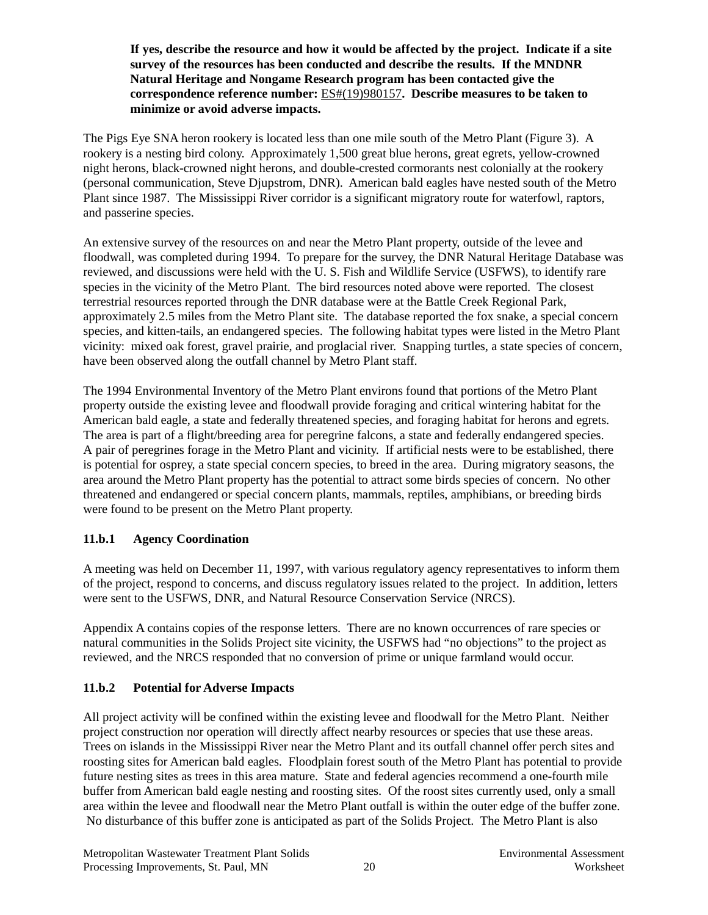**If yes, describe the resource and how it would be affected by the project. Indicate if a site survey of the resources has been conducted and describe the results. If the MNDNR Natural Heritage and Nongame Research program has been contacted give the correspondence reference number:** ES#(19)980157**. Describe measures to be taken to minimize or avoid adverse impacts.**

The Pigs Eye SNA heron rookery is located less than one mile south of the Metro Plant (Figure 3). A rookery is a nesting bird colony. Approximately 1,500 great blue herons, great egrets, yellow-crowned night herons, black-crowned night herons, and double-crested cormorants nest colonially at the rookery (personal communication, Steve Djupstrom, DNR). American bald eagles have nested south of the Metro Plant since 1987. The Mississippi River corridor is a significant migratory route for waterfowl, raptors, and passerine species.

An extensive survey of the resources on and near the Metro Plant property, outside of the levee and floodwall, was completed during 1994. To prepare for the survey, the DNR Natural Heritage Database was reviewed, and discussions were held with the U. S. Fish and Wildlife Service (USFWS), to identify rare species in the vicinity of the Metro Plant. The bird resources noted above were reported. The closest terrestrial resources reported through the DNR database were at the Battle Creek Regional Park, approximately 2.5 miles from the Metro Plant site. The database reported the fox snake, a special concern species, and kitten-tails, an endangered species. The following habitat types were listed in the Metro Plant vicinity: mixed oak forest, gravel prairie, and proglacial river. Snapping turtles, a state species of concern, have been observed along the outfall channel by Metro Plant staff.

The 1994 Environmental Inventory of the Metro Plant environs found that portions of the Metro Plant property outside the existing levee and floodwall provide foraging and critical wintering habitat for the American bald eagle, a state and federally threatened species, and foraging habitat for herons and egrets. The area is part of a flight/breeding area for peregrine falcons, a state and federally endangered species. A pair of peregrines forage in the Metro Plant and vicinity. If artificial nests were to be established, there is potential for osprey, a state special concern species, to breed in the area. During migratory seasons, the area around the Metro Plant property has the potential to attract some birds species of concern. No other threatened and endangered or special concern plants, mammals, reptiles, amphibians, or breeding birds were found to be present on the Metro Plant property.

### 11.b.1 Agency Coordination

A meeting was held on December 11, 1997, with various regulatory agency representatives to inform them of the project, respond to concerns, and discuss regulatory issues related to the project. In addition, letters were sent to the USFWS, DNR, and Natural Resource Conservation Service (NRCS).

Appendix A contains copies of the response letters. There are no known occurrences of rare species or natural communities in the Solids Project site vicinity, the USFWS had "no objections" to the project as reviewed, and the NRCS responded that no conversion of prime or unique farmland would occur.

### 11.b.2 Potential for Adverse Impacts

All project activity will be confined within the existing levee and floodwall for the Metro Plant. Neither project construction nor operation will directly affect nearby resources or species that use these areas. Trees on islands in the Mississippi River near the Metro Plant and its outfall channel offer perch sites and roosting sites for American bald eagles. Floodplain forest south of the Metro Plant has potential to provide future nesting sites as trees in this area mature. State and federal agencies recommend a one-fourth mile buffer from American bald eagle nesting and roosting sites. Of the roost sites currently used, only a small area within the levee and floodwall near the Metro Plant outfall is within the outer edge of the buffer zone. No disturbance of this buffer zone is anticipated as part of the Solids Project. The Metro Plant is also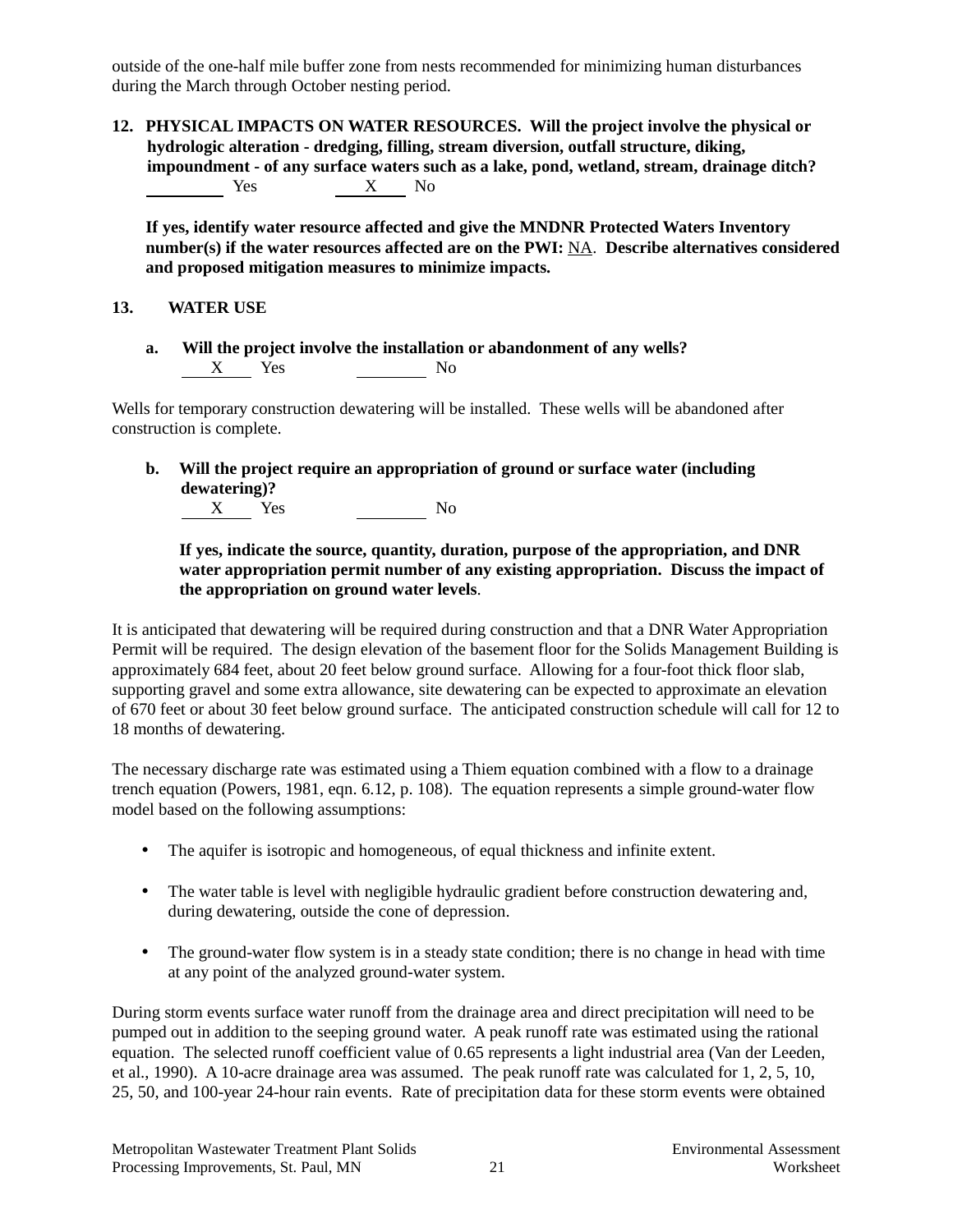outside of the one-half mile buffer zone from nests recommended for minimizing human disturbances during the March through October nesting period.

**12. PHYSICAL IMPACTS ON WATER RESOURCES. Will the project involve the physical or hydrologic alteration - dredging, filling, stream diversion, outfall structure, diking, impoundment - of any surface waters such as a lake, pond, wetland, stream, drainage ditch?**

\_\_\_\_\_\_\_\_ Yes &nbsp;&nbsp;&nbsp;&nbsp; \_\_\_X\_\_\_ No

**If yes, identify water resource affected and give the MNDNR Protected Waters Inventory number(s) if the water resources affected are on the PWI:** NA. **Describe alternatives considered and proposed mitigation measures to minimize impacts.**

**13. WATER USE**

**a. Will the project involve the installation or abandonment of any wells?**

\_\_\_X\_\_\_ Yes &nbsp;&nbsp;&nbsp;&nbsp; \_\_\_\_\_\_\_\_ No

Wells for temporary construction dewatering will be installed. These wells will be abandoned after construction is complete.

**b. Will the project require an appropriation of ground or surface water (including dewatering)?**

\_\_\_X\_\_\_ Yes &nbsp;&nbsp;&nbsp;&nbsp; \_\_\_\_\_\_\_\_ No

**If yes, indicate the source, quantity, duration, purpose of the appropriation, and DNR water appropriation permit number of any existing appropriation. Discuss the impact of the appropriation on ground water levels**.

It is anticipated that dewatering will be required during construction and that a DNR Water Appropriation Permit will be required. The design elevation of the basement floor for the Solids Management Building is approximately 684 feet, about 20 feet below ground surface. Allowing for a four-foot thick floor slab, supporting gravel and some extra allowance, site dewatering can be expected to approximate an elevation of 670 feet or about 30 feet below ground surface. The anticipated construction schedule will call for 12 to 18 months of dewatering.

The necessary discharge rate was estimated using a Thiem equation combined with a flow to a drainage trench equation (Powers, 1981, eqn. 6.12, p. 108). The equation represents a simple ground-water flow model based on the following assumptions:

- The aquifer is isotropic and homogeneous, of equal thickness and infinite extent.
- The water table is level with negligible hydraulic gradient before construction dewatering and, during dewatering, outside the cone of depression.
- The ground-water flow system is in a steady state condition; there is no change in head with time at any point of the analyzed ground-water system.

During storm events surface water runoff from the drainage area and direct precipitation will need to be pumped out in addition to the seeping ground water. A peak runoff rate was estimated using the rational equation. The selected runoff coefficient value of 0.65 represents a light industrial area (Van der Leeden, et al., 1990). A 10-acre drainage area was assumed. The peak runoff rate was calculated for 1, 2, 5, 10, 25, 50, and 100-year 24-hour rain events. Rate of precipitation data for these storm events were obtained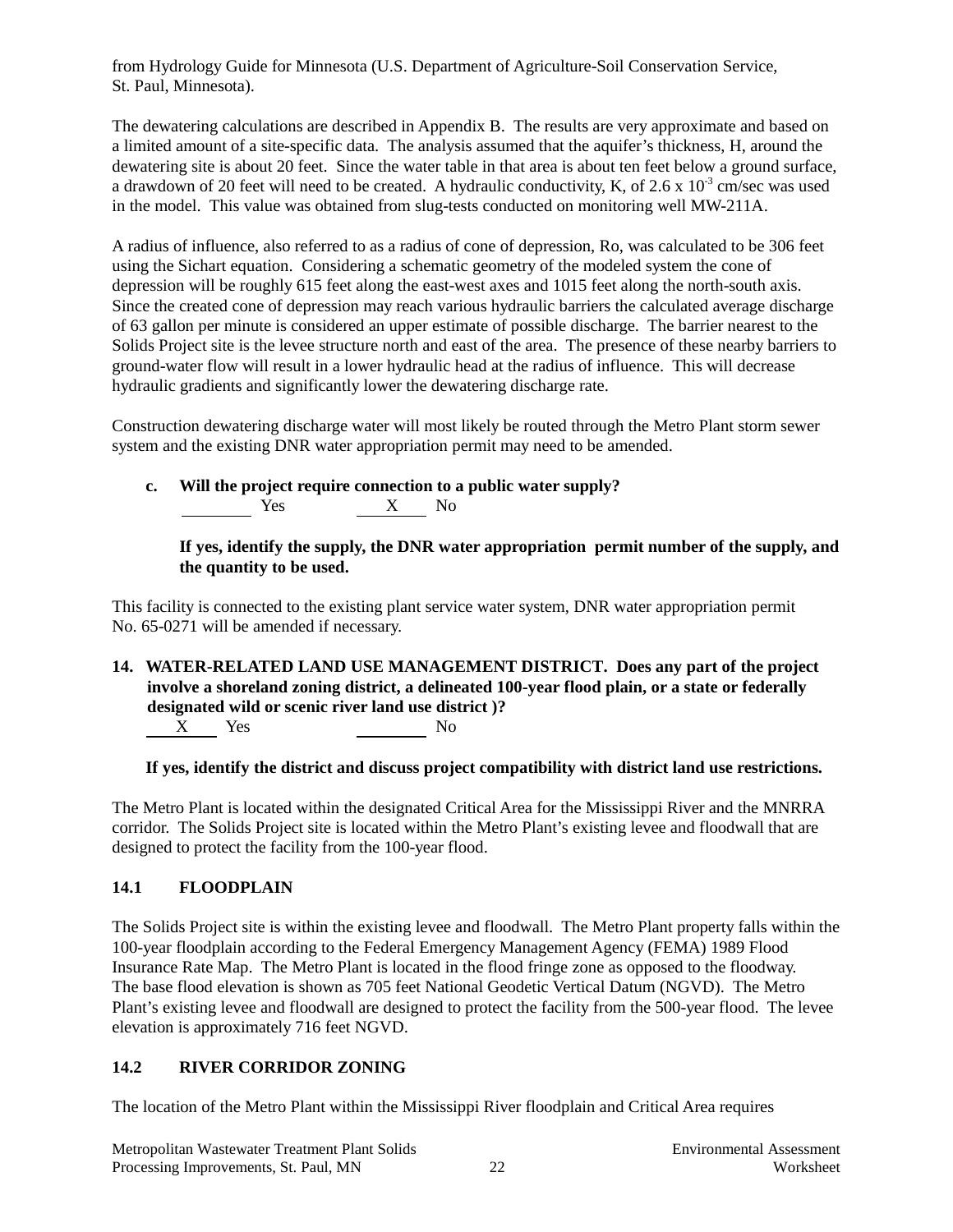from Hydrology Guide for Minnesota (U.S. Department of Agriculture-Soil Conservation Service, St. Paul, Minnesota).

The dewatering calculations are described in Appendix B. The results are very approximate and based on a limited amount of a site-specific data. The analysis assumed that the aquifer's thickness, H, around the dewatering site is about 20 feet. Since the water table in that area is about ten feet below a ground surface, a drawdown of 20 feet will need to be created. A hydraulic conductivity, K, of $2.6 \times 10^{-3}$ cm/sec was used in the model. This value was obtained from slug-tests conducted on monitoring well MW-211A.

A radius of influence, also referred to as a radius of cone of depression, Ro, was calculated to be 306 feet using the Sichart equation. Considering a schematic geometry of the modeled system the cone of depression will be roughly 615 feet along the east-west axes and 1015 feet along the north-south axis. Since the created cone of depression may reach various hydraulic barriers the calculated average discharge of 63 gallon per minute is considered an upper estimate of possible discharge. The barrier nearest to the Solids Project site is the levee structure north and east of the area. The presence of these nearby barriers to ground-water flow will result in a lower hydraulic head at the radius of influence. This will decrease hydraulic gradients and significantly lower the dewatering discharge rate.

Construction dewatering discharge water will most likely be routed through the Metro Plant storm sewer system and the existing DNR water appropriation permit may need to be amended.

**c. Will the project require connection to a public water supply?**

\_\_\_\_\_\_ Yes &nbsp;&nbsp;&nbsp; \_\_X\_\_ No

**If yes, identify the supply, the DNR water appropriation permit number of the supply, and the quantity to be used.**

This facility is connected to the existing plant service water system, DNR water appropriation permit No. 65-0271 will be amended if necessary.

**14. WATER-RELATED LAND USE MANAGEMENT DISTRICT. Does any part of the project involve a shoreland zoning district, a delineated 100-year flood plain, or a state or federally designated wild or scenic river land use district )?**

\_\_X\_\_ Yes &nbsp;&nbsp;&nbsp; \_\_\_\_\_\_ No

**If yes, identify the district and discuss project compatibility with district land use restrictions.**

The Metro Plant is located within the designated Critical Area for the Mississippi River and the MNRRA corridor. The Solids Project site is located within the Metro Plant's existing levee and floodwall that are designed to protect the facility from the 100-year flood.

## 14.1 FLOODPLAIN

The Solids Project site is within the existing levee and floodwall. The Metro Plant property falls within the 100-year floodplain according to the Federal Emergency Management Agency (FEMA) 1989 Flood Insurance Rate Map. The Metro Plant is located in the flood fringe zone as opposed to the floodway. The base flood elevation is shown as 705 feet National Geodetic Vertical Datum (NGVD). The Metro Plant's existing levee and floodwall are designed to protect the facility from the 500-year flood. The levee elevation is approximately 716 feet NGVD.

## 14.2 RIVER CORRIDOR ZONING

The location of the Metro Plant within the Mississippi River floodplain and Critical Area requires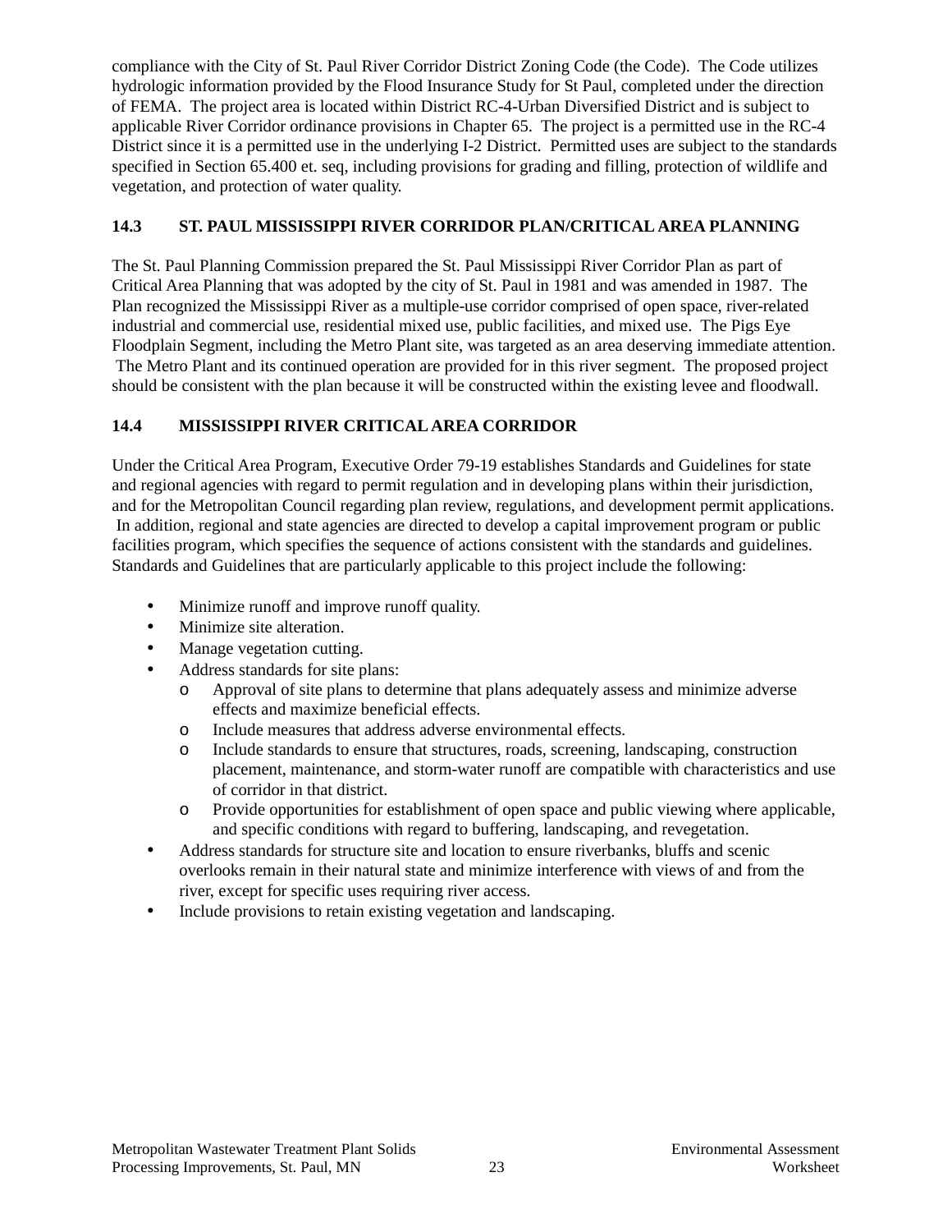compliance with the City of St. Paul River Corridor District Zoning Code (the Code). The Code utilizes hydrologic information provided by the Flood Insurance Study for St Paul, completed under the direction of FEMA. The project area is located within District RC-4-Urban Diversified District and is subject to applicable River Corridor ordinance provisions in Chapter 65. The project is a permitted use in the RC-4 District since it is a permitted use in the underlying I-2 District. Permitted uses are subject to the standards specified in Section 65.400 et. seq, including provisions for grading and filling, protection of wildlife and vegetation, and protection of water quality.

### 14.3 ST. PAUL MISSISSIPPI RIVER CORRIDOR PLAN/CRITICAL AREA PLANNING

The St. Paul Planning Commission prepared the St. Paul Mississippi River Corridor Plan as part of Critical Area Planning that was adopted by the city of St. Paul in 1981 and was amended in 1987. The Plan recognized the Mississippi River as a multiple-use corridor comprised of open space, river-related industrial and commercial use, residential mixed use, public facilities, and mixed use. The Pigs Eye Floodplain Segment, including the Metro Plant site, was targeted as an area deserving immediate attention. The Metro Plant and its continued operation are provided for in this river segment. The proposed project should be consistent with the plan because it will be constructed within the existing levee and floodwall.

### 14.4 MISSISSIPPI RIVER CRITICAL AREA CORRIDOR

Under the Critical Area Program, Executive Order 79-19 establishes Standards and Guidelines for state and regional agencies with regard to permit regulation and in developing plans within their jurisdiction, and for the Metropolitan Council regarding plan review, regulations, and development permit applications. In addition, regional and state agencies are directed to develop a capital improvement program or public facilities program, which specifies the sequence of actions consistent with the standards and guidelines. Standards and Guidelines that are particularly applicable to this project include the following:

- Minimize runoff and improve runoff quality.
- Minimize site alteration.
- Manage vegetation cutting.
- Address standards for site plans:
  - Approval of site plans to determine that plans adequately assess and minimize adverse effects and maximize beneficial effects.
  - Include measures that address adverse environmental effects.
  - Include standards to ensure that structures, roads, screening, landscaping, construction placement, maintenance, and storm-water runoff are compatible with characteristics and use of corridor in that district.
  - Provide opportunities for establishment of open space and public viewing where applicable, and specific conditions with regard to buffering, landscaping, and revegetation.
- Address standards for structure site and location to ensure riverbanks, bluffs and scenic overlooks remain in their natural state and minimize interference with views of and from the river, except for specific uses requiring river access.
- Include provisions to retain existing vegetation and landscaping.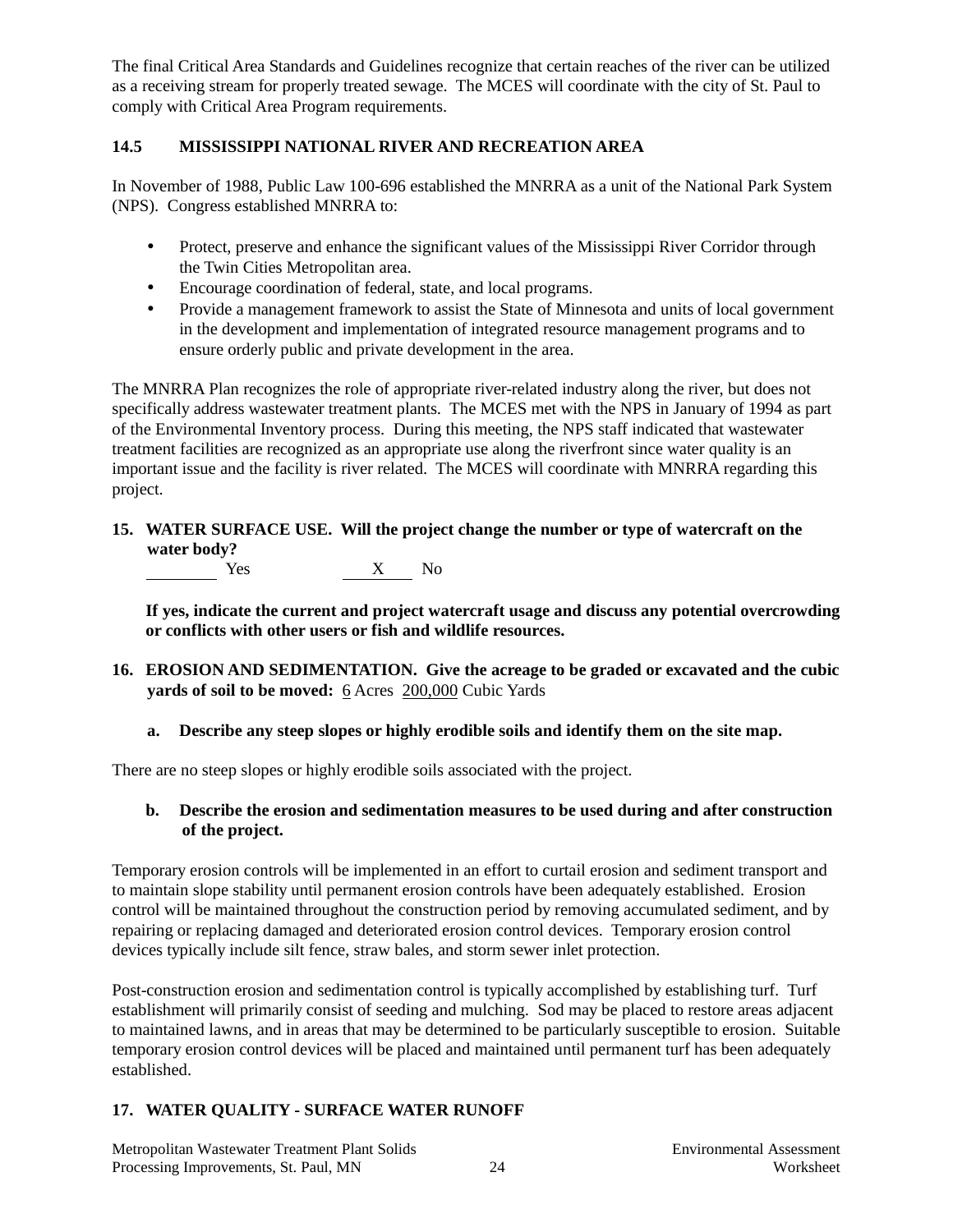The final Critical Area Standards and Guidelines recognize that certain reaches of the river can be utilized as a receiving stream for properly treated sewage. The MCES will coordinate with the city of St. Paul to comply with Critical Area Program requirements.

### 14.5 MISSISSIPPI NATIONAL RIVER AND RECREATION AREA

In November of 1988, Public Law 100-696 established the MNRRA as a unit of the National Park System (NPS). Congress established MNRRA to:

- Protect, preserve and enhance the significant values of the Mississippi River Corridor through the Twin Cities Metropolitan area.
- Encourage coordination of federal, state, and local programs.
- Provide a management framework to assist the State of Minnesota and units of local government in the development and implementation of integrated resource management programs and to ensure orderly public and private development in the area.

The MNRRA Plan recognizes the role of appropriate river-related industry along the river, but does not specifically address wastewater treatment plants. The MCES met with the NPS in January of 1994 as part of the Environmental Inventory process. During this meeting, the NPS staff indicated that wastewater treatment facilities are recognized as an appropriate use along the riverfront since water quality is an important issue and the facility is river related. The MCES will coordinate with MNRRA regarding this project.

**15. WATER SURFACE USE. Will the project change the number or type of watercraft on the water body?**

_____ Yes  __X__ No

**If yes, indicate the current and project watercraft usage and discuss any potential overcrowding or conflicts with other users or fish and wildlife resources.**

**16. EROSION AND SEDIMENTATION. Give the acreage to be graded or excavated and the cubic yards of soil to be moved:** 6 Acres 200,000 Cubic Yards

**a. Describe any steep slopes or highly erodible soils and identify them on the site map.**

There are no steep slopes or highly erodible soils associated with the project.

**b. Describe the erosion and sedimentation measures to be used during and after construction of the project.**

Temporary erosion controls will be implemented in an effort to curtail erosion and sediment transport and to maintain slope stability until permanent erosion controls have been adequately established. Erosion control will be maintained throughout the construction period by removing accumulated sediment, and by repairing or replacing damaged and deteriorated erosion control devices. Temporary erosion control devices typically include silt fence, straw bales, and storm sewer inlet protection.

Post-construction erosion and sedimentation control is typically accomplished by establishing turf. Turf establishment will primarily consist of seeding and mulching. Sod may be placed to restore areas adjacent to maintained lawns, and in areas that may be determined to be particularly susceptible to erosion. Suitable temporary erosion control devices will be placed and maintained until permanent turf has been adequately established.

**17. WATER QUALITY - SURFACE WATER RUNOFF**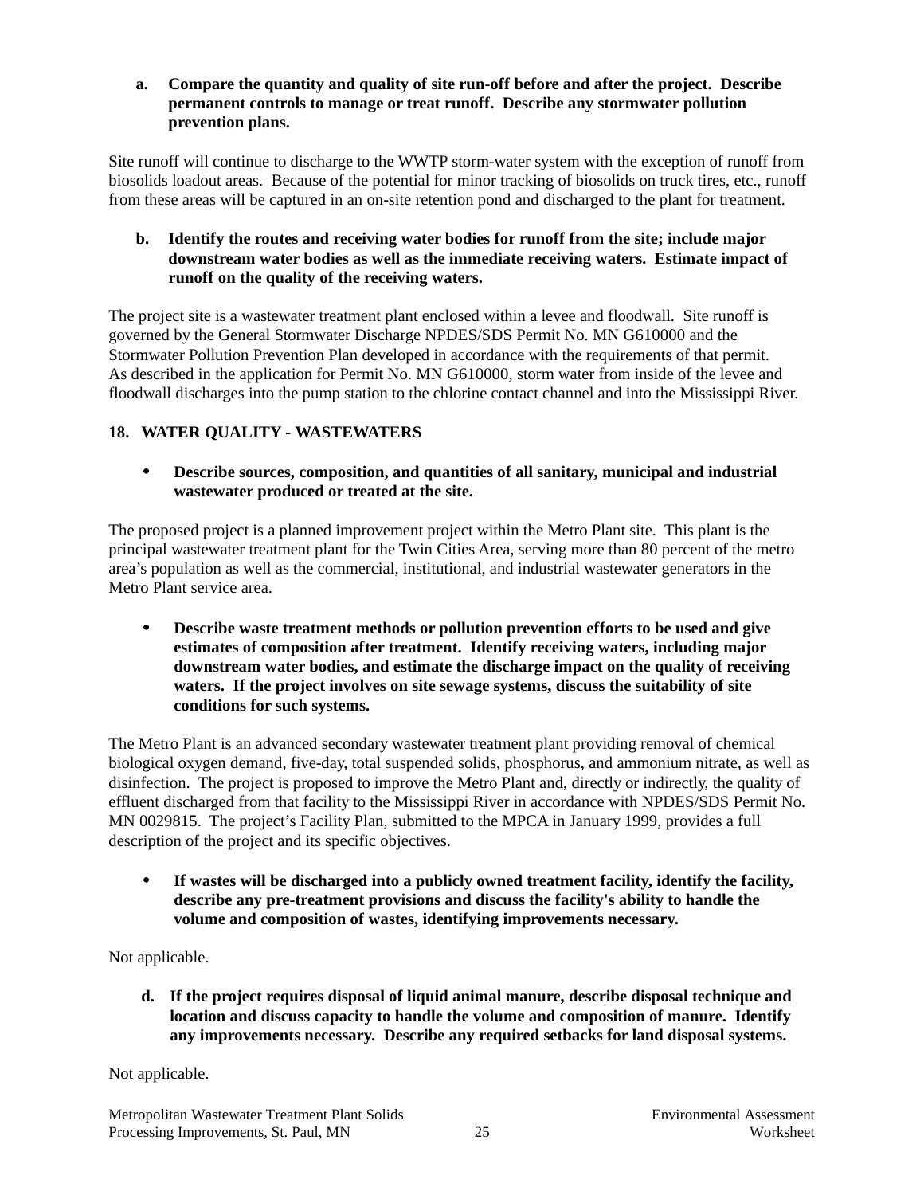**a. Compare the quantity and quality of site run-off before and after the project. Describe permanent controls to manage or treat runoff. Describe any stormwater pollution prevention plans.**

Site runoff will continue to discharge to the WWTP storm-water system with the exception of runoff from biosolids loadout areas. Because of the potential for minor tracking of biosolids on truck tires, etc., runoff from these areas will be captured in an on-site retention pond and discharged to the plant for treatment.

**b. Identify the routes and receiving water bodies for runoff from the site; include major downstream water bodies as well as the immediate receiving waters. Estimate impact of runoff on the quality of the receiving waters.**

The project site is a wastewater treatment plant enclosed within a levee and floodwall. Site runoff is governed by the General Stormwater Discharge NPDES/SDS Permit No. MN G610000 and the Stormwater Pollution Prevention Plan developed in accordance with the requirements of that permit. As described in the application for Permit No. MN G610000, storm water from inside of the levee and floodwall discharges into the pump station to the chlorine contact channel and into the Mississippi River.

## 18. WATER QUALITY - WASTEWATERS

- **Describe sources, composition, and quantities of all sanitary, municipal and industrial wastewater produced or treated at the site.**

The proposed project is a planned improvement project within the Metro Plant site. This plant is the principal wastewater treatment plant for the Twin Cities Area, serving more than 80 percent of the metro area's population as well as the commercial, institutional, and industrial wastewater generators in the Metro Plant service area.

- **Describe waste treatment methods or pollution prevention efforts to be used and give estimates of composition after treatment. Identify receiving waters, including major downstream water bodies, and estimate the discharge impact on the quality of receiving waters. If the project involves on site sewage systems, discuss the suitability of site conditions for such systems.**

The Metro Plant is an advanced secondary wastewater treatment plant providing removal of chemical biological oxygen demand, five-day, total suspended solids, phosphorus, and ammonium nitrate, as well as disinfection. The project is proposed to improve the Metro Plant and, directly or indirectly, the quality of effluent discharged from that facility to the Mississippi River in accordance with NPDES/SDS Permit No. MN 0029815. The project's Facility Plan, submitted to the MPCA in January 1999, provides a full description of the project and its specific objectives.

- **If wastes will be discharged into a publicly owned treatment facility, identify the facility, describe any pre-treatment provisions and discuss the facility's ability to handle the volume and composition of wastes, identifying improvements necessary.**

Not applicable.

**d. If the project requires disposal of liquid animal manure, describe disposal technique and location and discuss capacity to handle the volume and composition of manure. Identify any improvements necessary. Describe any required setbacks for land disposal systems.**

Not applicable.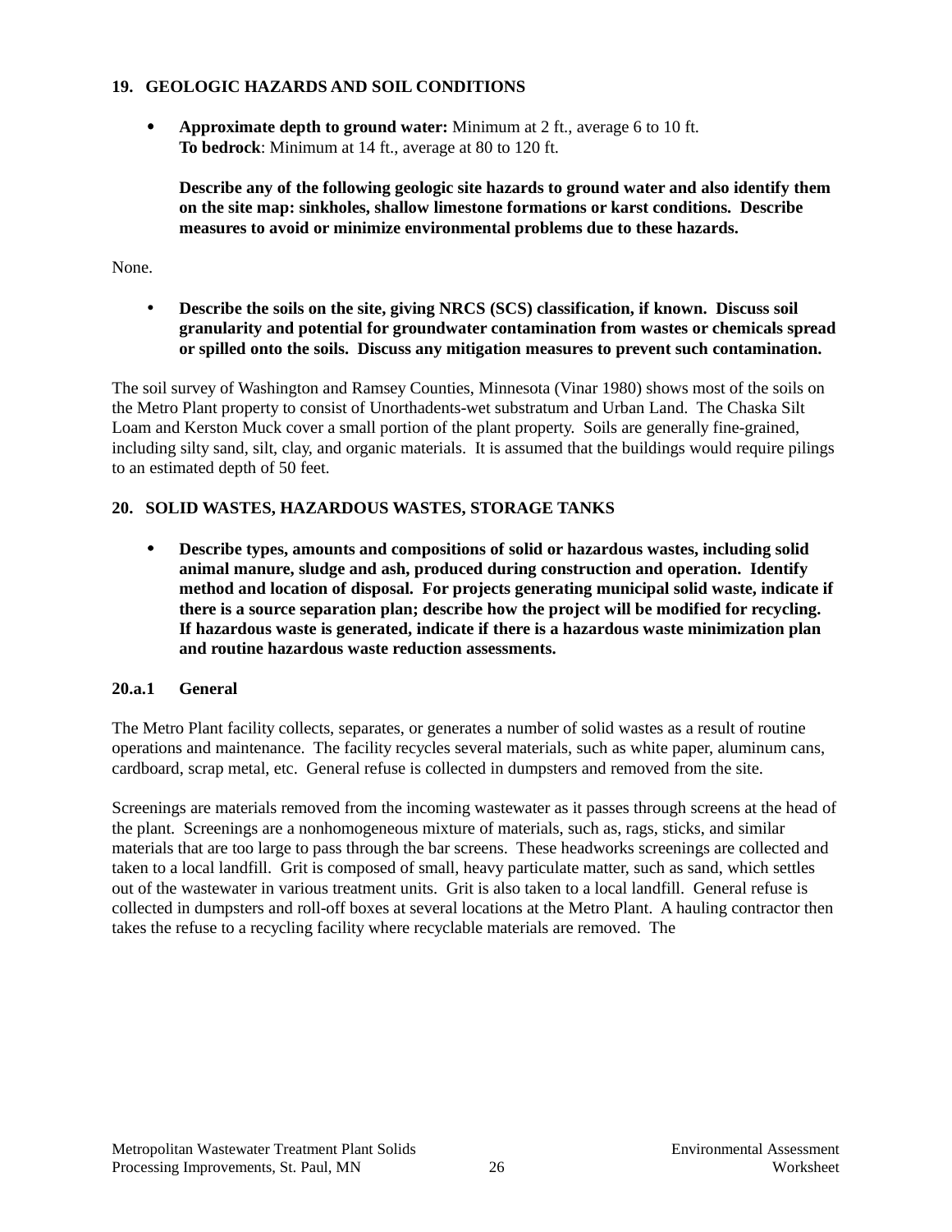## 19. GEOLOGIC HAZARDS AND SOIL CONDITIONS

- **Approximate depth to ground water:** Minimum at 2 ft., average 6 to 10 ft.
  **To bedrock**: Minimum at 14 ft., average at 80 to 120 ft.

  **Describe any of the following geologic site hazards to ground water and also identify them on the site map: sinkholes, shallow limestone formations or karst conditions. Describe measures to avoid or minimize environmental problems due to these hazards.**

None.

- **Describe the soils on the site, giving NRCS (SCS) classification, if known. Discuss soil granularity and potential for groundwater contamination from wastes or chemicals spread or spilled onto the soils. Discuss any mitigation measures to prevent such contamination.**

The soil survey of Washington and Ramsey Counties, Minnesota (Vinar 1980) shows most of the soils on the Metro Plant property to consist of Unorthadents-wet substratum and Urban Land. The Chaska Silt Loam and Kerston Muck cover a small portion of the plant property. Soils are generally fine-grained, including silty sand, silt, clay, and organic materials. It is assumed that the buildings would require pilings to an estimated depth of 50 feet.

## 20. SOLID WASTES, HAZARDOUS WASTES, STORAGE TANKS

- **Describe types, amounts and compositions of solid or hazardous wastes, including solid animal manure, sludge and ash, produced during construction and operation. Identify method and location of disposal. For projects generating municipal solid waste, indicate if there is a source separation plan; describe how the project will be modified for recycling. If hazardous waste is generated, indicate if there is a hazardous waste minimization plan and routine hazardous waste reduction assessments.**

### 20.a.1 General

The Metro Plant facility collects, separates, or generates a number of solid wastes as a result of routine operations and maintenance. The facility recycles several materials, such as white paper, aluminum cans, cardboard, scrap metal, etc. General refuse is collected in dumpsters and removed from the site.

Screenings are materials removed from the incoming wastewater as it passes through screens at the head of the plant. Screenings are a nonhomogeneous mixture of materials, such as, rags, sticks, and similar materials that are too large to pass through the bar screens. These headworks screenings are collected and taken to a local landfill. Grit is composed of small, heavy particulate matter, such as sand, which settles out of the wastewater in various treatment units. Grit is also taken to a local landfill. General refuse is collected in dumpsters and roll-off boxes at several locations at the Metro Plant. A hauling contractor then takes the refuse to a recycling facility where recyclable materials are removed. The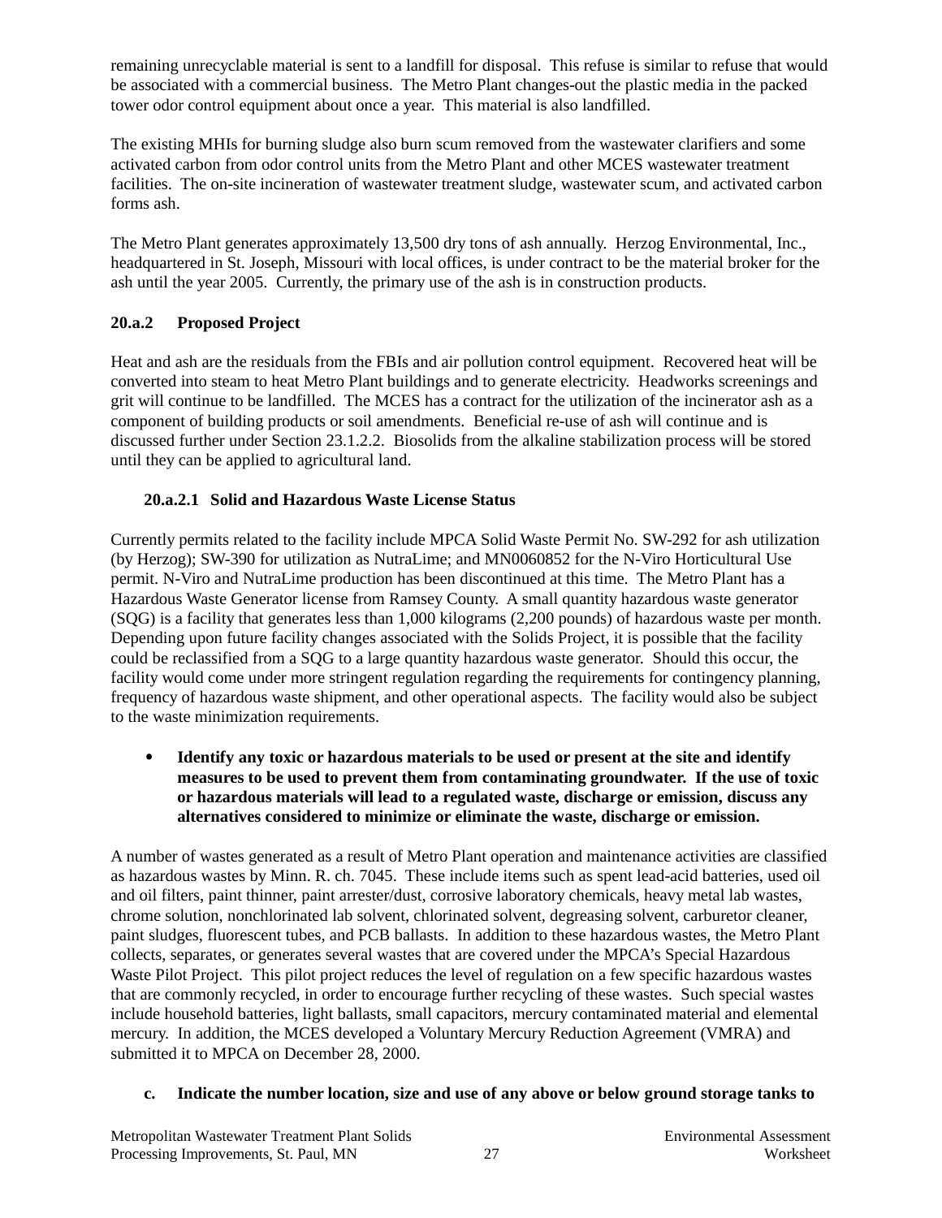remaining unrecyclable material is sent to a landfill for disposal. This refuse is similar to refuse that would be associated with a commercial business. The Metro Plant changes-out the plastic media in the packed tower odor control equipment about once a year. This material is also landfilled.

The existing MHIs for burning sludge also burn scum removed from the wastewater clarifiers and some activated carbon from odor control units from the Metro Plant and other MCES wastewater treatment facilities. The on-site incineration of wastewater treatment sludge, wastewater scum, and activated carbon forms ash.

The Metro Plant generates approximately 13,500 dry tons of ash annually. Herzog Environmental, Inc., headquartered in St. Joseph, Missouri with local offices, is under contract to be the material broker for the ash until the year 2005. Currently, the primary use of the ash is in construction products.

### 20.a.2 Proposed Project

Heat and ash are the residuals from the FBIs and air pollution control equipment. Recovered heat will be converted into steam to heat Metro Plant buildings and to generate electricity. Headworks screenings and grit will continue to be landfilled. The MCES has a contract for the utilization of the incinerator ash as a component of building products or soil amendments. Beneficial re-use of ash will continue and is discussed further under Section 23.1.2.2. Biosolids from the alkaline stabilization process will be stored until they can be applied to agricultural land.

#### 20.a.2.1 Solid and Hazardous Waste License Status

Currently permits related to the facility include MPCA Solid Waste Permit No. SW-292 for ash utilization (by Herzog); SW-390 for utilization as NutraLime; and MN0060852 for the N-Viro Horticultural Use permit. N-Viro and NutraLime production has been discontinued at this time. The Metro Plant has a Hazardous Waste Generator license from Ramsey County. A small quantity hazardous waste generator (SQG) is a facility that generates less than 1,000 kilograms (2,200 pounds) of hazardous waste per month. Depending upon future facility changes associated with the Solids Project, it is possible that the facility could be reclassified from a SQG to a large quantity hazardous waste generator. Should this occur, the facility would come under more stringent regulation regarding the requirements for contingency planning, frequency of hazardous waste shipment, and other operational aspects. The facility would also be subject to the waste minimization requirements.

- **Identify any toxic or hazardous materials to be used or present at the site and identify measures to be used to prevent them from contaminating groundwater. If the use of toxic or hazardous materials will lead to a regulated waste, discharge or emission, discuss any alternatives considered to minimize or eliminate the waste, discharge or emission.**

A number of wastes generated as a result of Metro Plant operation and maintenance activities are classified as hazardous wastes by Minn. R. ch. 7045. These include items such as spent lead-acid batteries, used oil and oil filters, paint thinner, paint arrester/dust, corrosive laboratory chemicals, heavy metal lab wastes, chrome solution, nonchlorinated lab solvent, chlorinated solvent, degreasing solvent, carburetor cleaner, paint sludges, fluorescent tubes, and PCB ballasts. In addition to these hazardous wastes, the Metro Plant collects, separates, or generates several wastes that are covered under the MPCA's Special Hazardous Waste Pilot Project. This pilot project reduces the level of regulation on a few specific hazardous wastes that are commonly recycled, in order to encourage further recycling of these wastes. Such special wastes include household batteries, light ballasts, small capacitors, mercury contaminated material and elemental mercury. In addition, the MCES developed a Voluntary Mercury Reduction Agreement (VMRA) and submitted it to MPCA on December 28, 2000.

**c. Indicate the number location, size and use of any above or below ground storage tanks to**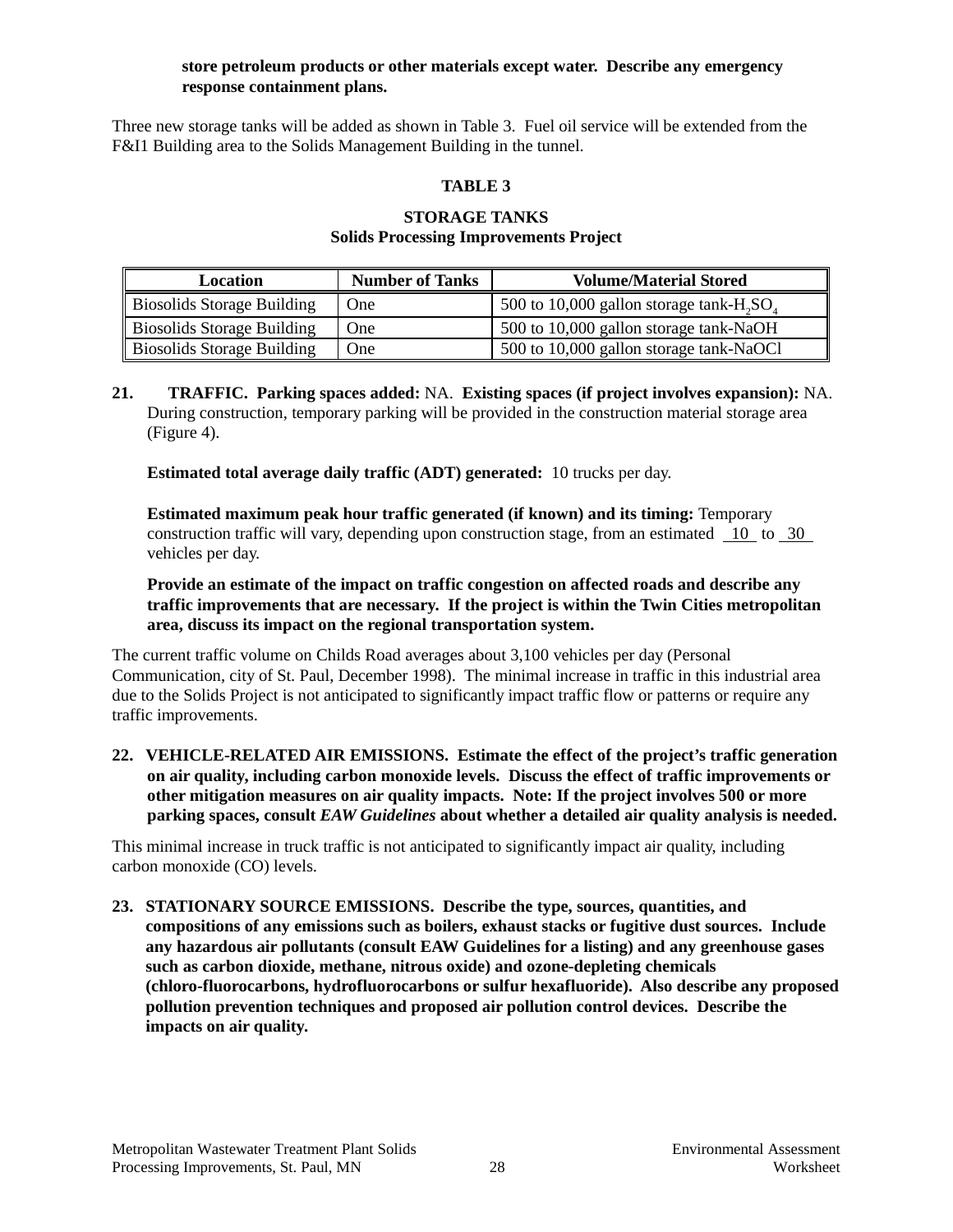**store petroleum products or other materials except water. Describe any emergency response containment plans.**

Three new storage tanks will be added as shown in Table 3. Fuel oil service will be extended from the F&I1 Building area to the Solids Management Building in the tunnel.

**TABLE 3**

**STORAGE TANKS**
**Solids Processing Improvements Project**

| Location | Number of Tanks | Volume/Material Stored |
|---|---|---|
| Biosolids Storage Building | One | 500 to 10,000 gallon storage tank-$H_2SO_4$ |
| Biosolids Storage Building | One | 500 to 10,000 gallon storage tank-NaOH |
| Biosolids Storage Building | One | 500 to 10,000 gallon storage tank-NaOCl |

**21. TRAFFIC. Parking spaces added:** NA. **Existing spaces (if project involves expansion):** NA. During construction, temporary parking will be provided in the construction material storage area (Figure 4).

**Estimated total average daily traffic (ADT) generated:** 10 trucks per day.

**Estimated maximum peak hour traffic generated (if known) and its timing:** Temporary construction traffic will vary, depending upon construction stage, from an estimated 10 to 30 vehicles per day.

**Provide an estimate of the impact on traffic congestion on affected roads and describe any traffic improvements that are necessary. If the project is within the Twin Cities metropolitan area, discuss its impact on the regional transportation system.**

The current traffic volume on Childs Road averages about 3,100 vehicles per day (Personal Communication, city of St. Paul, December 1998). The minimal increase in traffic in this industrial area due to the Solids Project is not anticipated to significantly impact traffic flow or patterns or require any traffic improvements.

**22. VEHICLE-RELATED AIR EMISSIONS. Estimate the effect of the project's traffic generation on air quality, including carbon monoxide levels. Discuss the effect of traffic improvements or other mitigation measures on air quality impacts. Note: If the project involves 500 or more parking spaces, consult *EAW Guidelines* about whether a detailed air quality analysis is needed.**

This minimal increase in truck traffic is not anticipated to significantly impact air quality, including carbon monoxide (CO) levels.

**23. STATIONARY SOURCE EMISSIONS. Describe the type, sources, quantities, and compositions of any emissions such as boilers, exhaust stacks or fugitive dust sources. Include any hazardous air pollutants (consult EAW Guidelines for a listing) and any greenhouse gases such as carbon dioxide, methane, nitrous oxide) and ozone-depleting chemicals (chloro-fluorocarbons, hydrofluorocarbons or sulfur hexafluoride). Also describe any proposed pollution prevention techniques and proposed air pollution control devices. Describe the impacts on air quality.**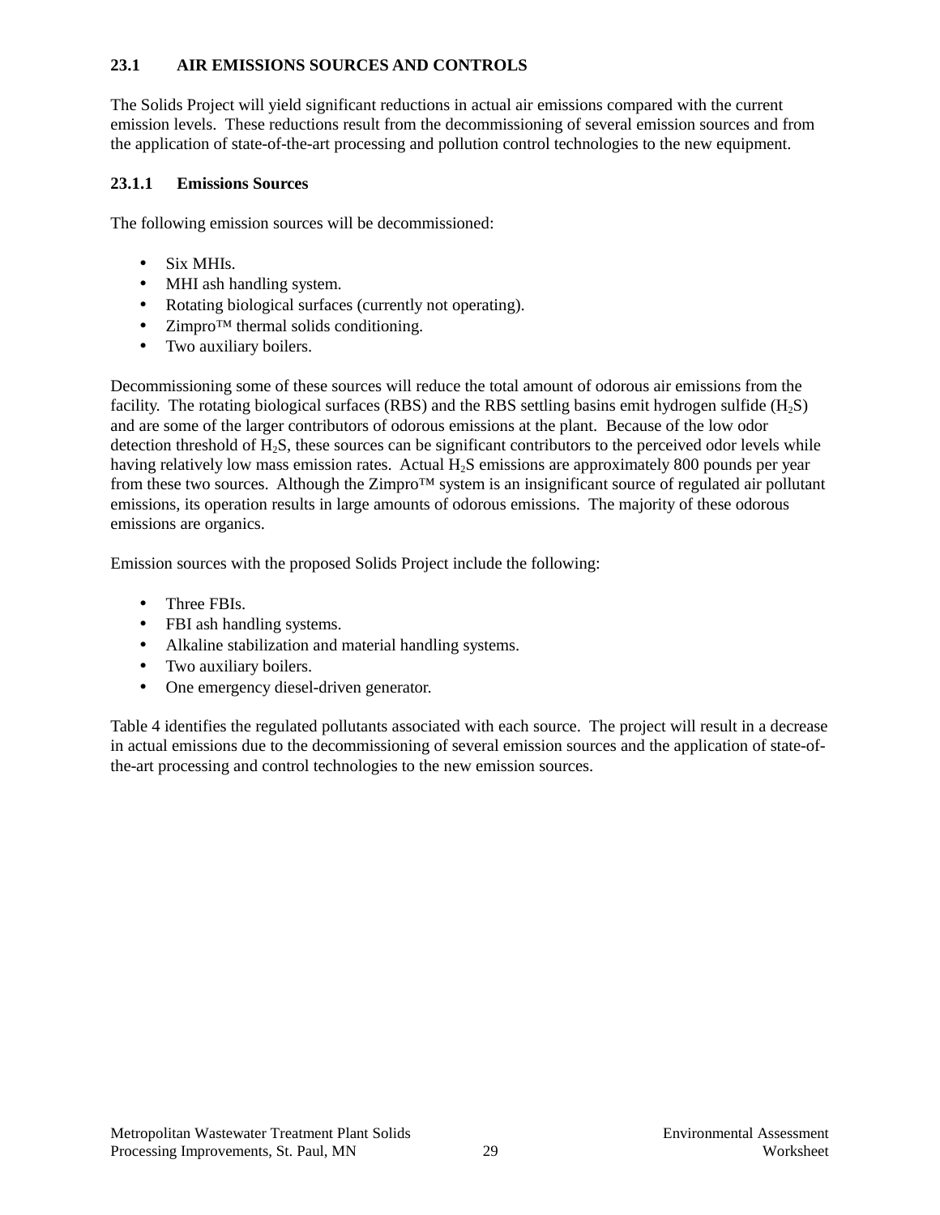### 23.1 AIR EMISSIONS SOURCES AND CONTROLS

The Solids Project will yield significant reductions in actual air emissions compared with the current emission levels. These reductions result from the decommissioning of several emission sources and from the application of state-of-the-art processing and pollution control technologies to the new equipment.

#### 23.1.1 Emissions Sources

The following emission sources will be decommissioned:

- Six MHIs.
- MHI ash handling system.
- Rotating biological surfaces (currently not operating).
- Zimpro™ thermal solids conditioning.
- Two auxiliary boilers.

Decommissioning some of these sources will reduce the total amount of odorous air emissions from the facility. The rotating biological surfaces (RBS) and the RBS settling basins emit hydrogen sulfide ($H_2S$) and are some of the larger contributors of odorous emissions at the plant. Because of the low odor detection threshold of $H_2S$, these sources can be significant contributors to the perceived odor levels while having relatively low mass emission rates. Actual $H_2S$ emissions are approximately 800 pounds per year from these two sources. Although the Zimpro™ system is an insignificant source of regulated air pollutant emissions, its operation results in large amounts of odorous emissions. The majority of these odorous emissions are organics.

Emission sources with the proposed Solids Project include the following:

- Three FBIs.
- FBI ash handling systems.
- Alkaline stabilization and material handling systems.
- Two auxiliary boilers.
- One emergency diesel-driven generator.

Table 4 identifies the regulated pollutants associated with each source. The project will result in a decrease in actual emissions due to the decommissioning of several emission sources and the application of state-of-the-art processing and control technologies to the new emission sources.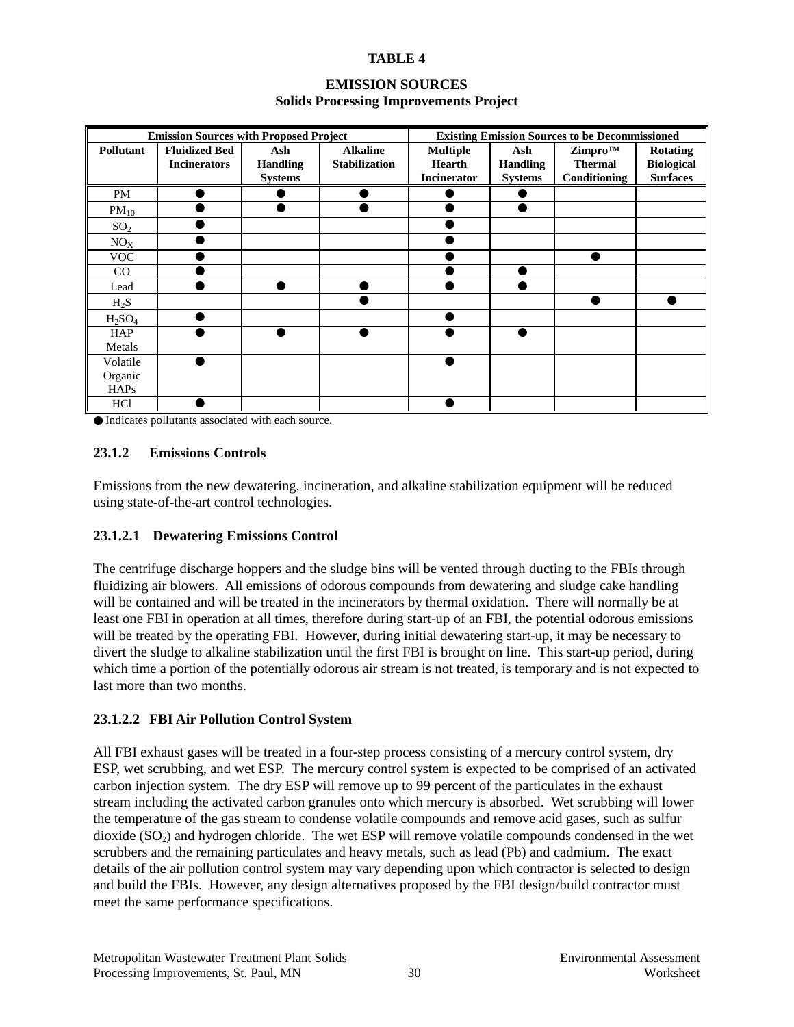**TABLE 4**

**EMISSION SOURCES**
**Solids Processing Improvements Project**

| Emission Sources with Proposed Project | | | | Existing Emission Sources to be Decommissioned | | | |
|---|---|---|---|---|---|---|---|
| **Pollutant** | **Fluidized Bed Incinerators** | **Ash Handling Systems** | **Alkaline Stabilization** | **Multiple Hearth Incinerator** | **Ash Handling Systems** | **Zimpro™ Thermal Conditioning** | **Rotating Biological Surfaces** |
| PM | ● | ● | ● | ● | ● | | |
| $PM_{10}$ | ● | ● | ● | ● | ● | | |
| $SO_2$ | ● | | | ● | | | |
| $NO_X$ | ● | | | ● | | | |
| VOC | ● | | | ● | | ● | |
| CO | ● | | | ● | ● | | |
| Lead | ● | ● | ● | ● | ● | | |
| $H_2S$ | | | ● | | | ● | ● |
| $H_2SO_4$ | ● | | | ● | | | |
| HAP Metals | ● | ● | ● | ● | ● | | |
| Volatile Organic HAPs | ● | | | ● | | | |
| HCl | ● | | | ● | | | |

● Indicates pollutants associated with each source.

### 23.1.2 Emissions Controls

Emissions from the new dewatering, incineration, and alkaline stabilization equipment will be reduced using state-of-the-art control technologies.

#### 23.1.2.1 Dewatering Emissions Control

The centrifuge discharge hoppers and the sludge bins will be vented through ducting to the FBIs through fluidizing air blowers. All emissions of odorous compounds from dewatering and sludge cake handling will be contained and will be treated in the incinerators by thermal oxidation. There will normally be at least one FBI in operation at all times, therefore during start-up of an FBI, the potential odorous emissions will be treated by the operating FBI. However, during initial dewatering start-up, it may be necessary to divert the sludge to alkaline stabilization until the first FBI is brought on line. This start-up period, during which time a portion of the potentially odorous air stream is not treated, is temporary and is not expected to last more than two months.

#### 23.1.2.2 FBI Air Pollution Control System

All FBI exhaust gases will be treated in a four-step process consisting of a mercury control system, dry ESP, wet scrubbing, and wet ESP. The mercury control system is expected to be comprised of an activated carbon injection system. The dry ESP will remove up to 99 percent of the particulates in the exhaust stream including the activated carbon granules onto which mercury is absorbed. Wet scrubbing will lower the temperature of the gas stream to condense volatile compounds and remove acid gases, such as sulfur dioxide ($SO_2$) and hydrogen chloride. The wet ESP will remove volatile compounds condensed in the wet scrubbers and the remaining particulates and heavy metals, such as lead (Pb) and cadmium. The exact details of the air pollution control system may vary depending upon which contractor is selected to design and build the FBIs. However, any design alternatives proposed by the FBI design/build contractor must meet the same performance specifications.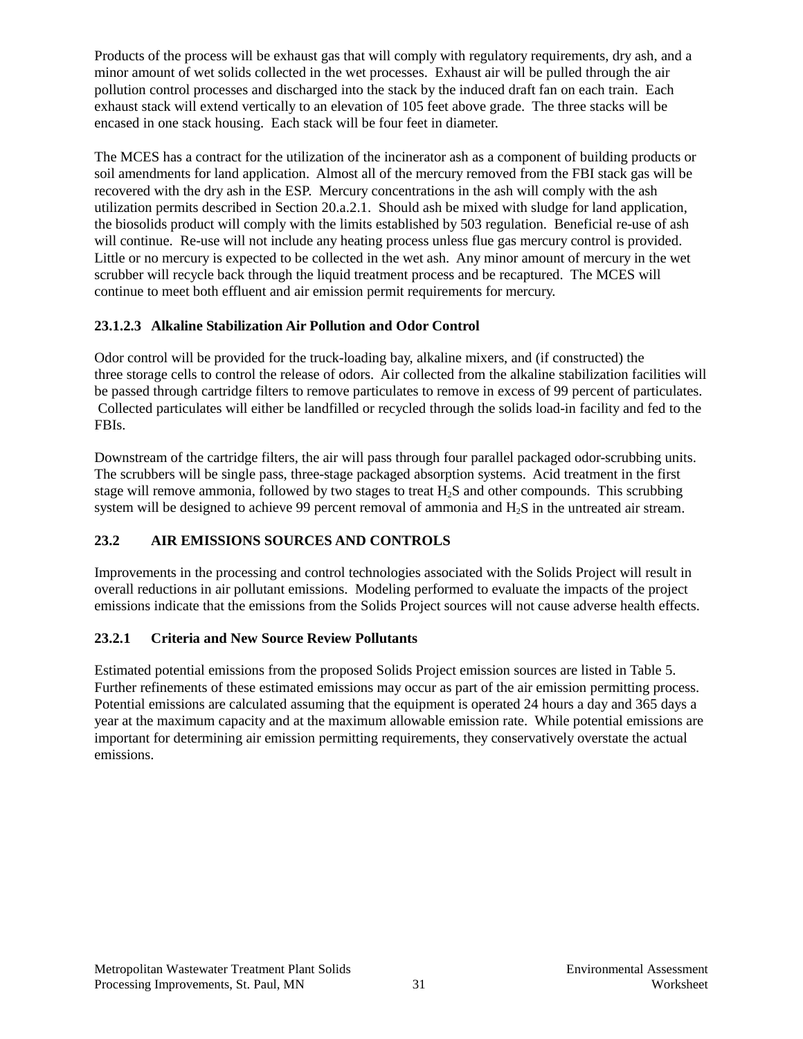Products of the process will be exhaust gas that will comply with regulatory requirements, dry ash, and a minor amount of wet solids collected in the wet processes. Exhaust air will be pulled through the air pollution control processes and discharged into the stack by the induced draft fan on each train. Each exhaust stack will extend vertically to an elevation of 105 feet above grade. The three stacks will be encased in one stack housing. Each stack will be four feet in diameter.

The MCES has a contract for the utilization of the incinerator ash as a component of building products or soil amendments for land application. Almost all of the mercury removed from the FBI stack gas will be recovered with the dry ash in the ESP. Mercury concentrations in the ash will comply with the ash utilization permits described in Section 20.a.2.1. Should ash be mixed with sludge for land application, the biosolids product will comply with the limits established by 503 regulation. Beneficial re-use of ash will continue. Re-use will not include any heating process unless flue gas mercury control is provided. Little or no mercury is expected to be collected in the wet ash. Any minor amount of mercury in the wet scrubber will recycle back through the liquid treatment process and be recaptured. The MCES will continue to meet both effluent and air emission permit requirements for mercury.

#### 23.1.2.3 Alkaline Stabilization Air Pollution and Odor Control

Odor control will be provided for the truck-loading bay, alkaline mixers, and (if constructed) the three storage cells to control the release of odors. Air collected from the alkaline stabilization facilities will be passed through cartridge filters to remove particulates to remove in excess of 99 percent of particulates. Collected particulates will either be landfilled or recycled through the solids load-in facility and fed to the FBIs.

Downstream of the cartridge filters, the air will pass through four parallel packaged odor-scrubbing units. The scrubbers will be single pass, three-stage packaged absorption systems. Acid treatment in the first stage will remove ammonia, followed by two stages to treat $H_2S$ and other compounds. This scrubbing system will be designed to achieve 99 percent removal of ammonia and $H_2S$ in the untreated air stream.

## 23.2 AIR EMISSIONS SOURCES AND CONTROLS

Improvements in the processing and control technologies associated with the Solids Project will result in overall reductions in air pollutant emissions. Modeling performed to evaluate the impacts of the project emissions indicate that the emissions from the Solids Project sources will not cause adverse health effects.

### 23.2.1 Criteria and New Source Review Pollutants

Estimated potential emissions from the proposed Solids Project emission sources are listed in Table 5. Further refinements of these estimated emissions may occur as part of the air emission permitting process. Potential emissions are calculated assuming that the equipment is operated 24 hours a day and 365 days a year at the maximum capacity and at the maximum allowable emission rate. While potential emissions are important for determining air emission permitting requirements, they conservatively overstate the actual emissions.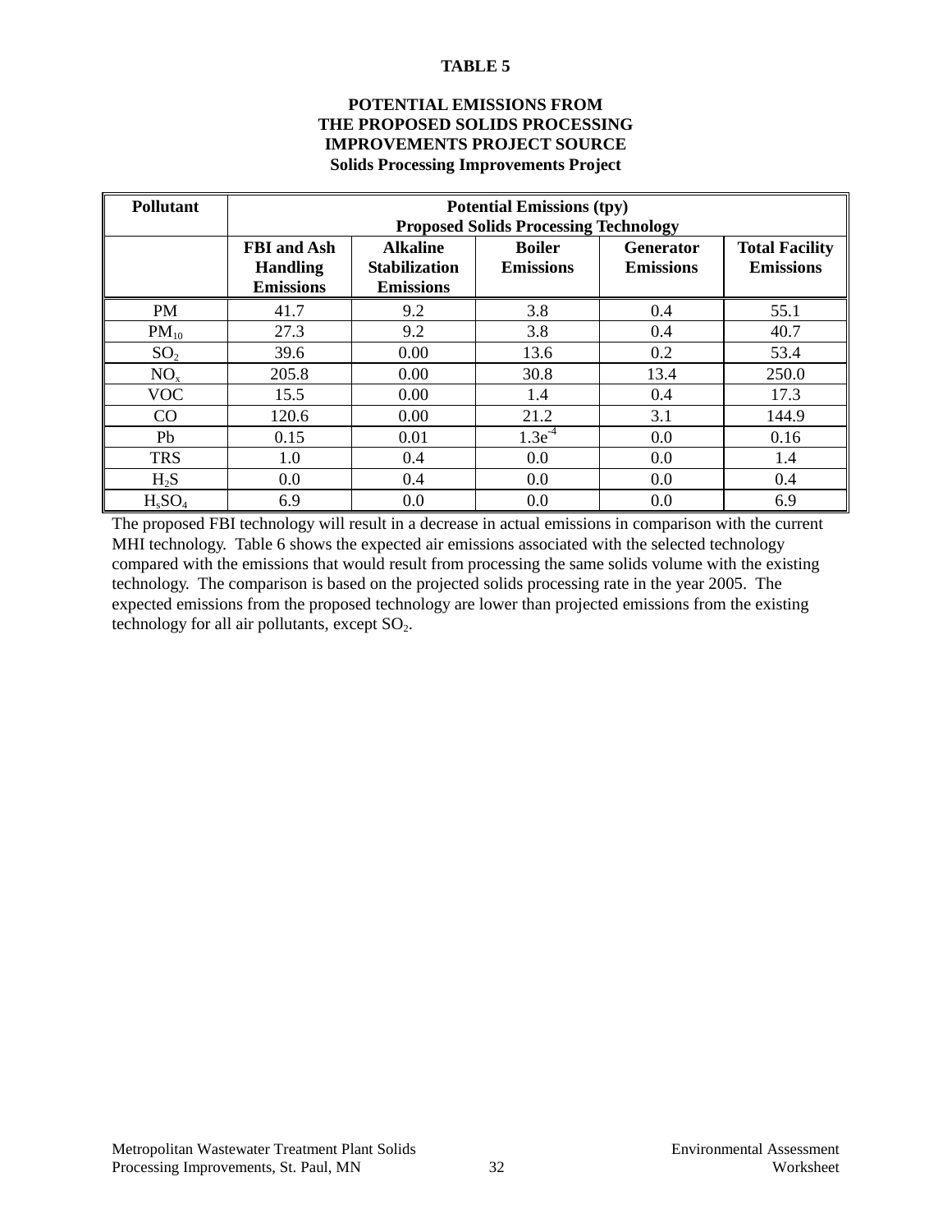**TABLE 5**

**POTENTIAL EMISSIONS FROM THE PROPOSED SOLIDS PROCESSING IMPROVEMENTS PROJECT SOURCE**
**Solids Processing Improvements Project**

| Pollutant | Potential Emissions (tpy) Proposed Solids Processing Technology | | | | |
|---|---|---|---|---|---|
| | FBI and Ash Handling Emissions | Alkaline Stabilization Emissions | Boiler Emissions | Generator Emissions | Total Facility Emissions |
| PM | 41.7 | 9.2 | 3.8 | 0.4 | 55.1 |
| $PM_{10}$ | 27.3 | 9.2 | 3.8 | 0.4 | 40.7 |
| $SO_2$ | 39.6 | 0.00 | 13.6 | 0.2 | 53.4 |
| $NO_x$ | 205.8 | 0.00 | 30.8 | 13.4 | 250.0 |
| VOC | 15.5 | 0.00 | 1.4 | 0.4 | 17.3 |
| CO | 120.6 | 0.00 | 21.2 | 3.1 | 144.9 |
| Pb | 0.15 | 0.01 | $1.3e^{-4}$ | 0.0 | 0.16 |
| TRS | 1.0 | 0.4 | 0.0 | 0.0 | 1.4 |
| $H_2S$ | 0.0 | 0.4 | 0.0 | 0.0 | 0.4 |
| $H_sSO_4$ | 6.9 | 0.0 | 0.0 | 0.0 | 6.9 |

The proposed FBI technology will result in a decrease in actual emissions in comparison with the current MHI technology. Table 6 shows the expected air emissions associated with the selected technology compared with the emissions that would result from processing the same solids volume with the existing technology. The comparison is based on the projected solids processing rate in the year 2005. The expected emissions from the proposed technology are lower than projected emissions from the existing technology for all air pollutants, except $SO_2$.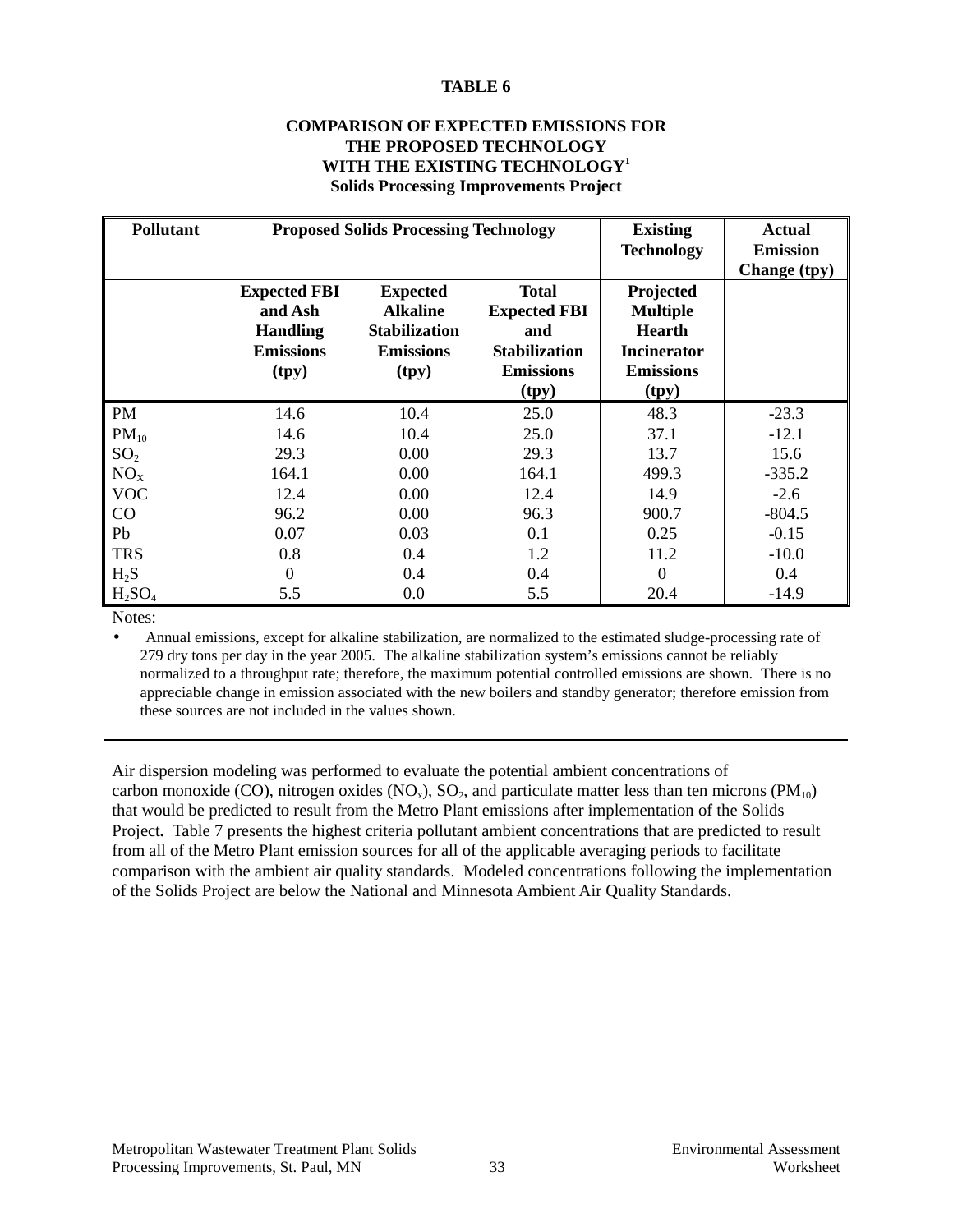**TABLE 6**

**COMPARISON OF EXPECTED EMISSIONS FOR THE PROPOSED TECHNOLOGY WITH THE EXISTING TECHNOLOGY[1]**
**Solids Processing Improvements Project**

| Pollutant | Proposed Solids Processing Technology | | | Existing Technology | Actual Emission Change (tpy) |
|---|---|---|---|---|---|
| | Expected FBI and Ash Handling Emissions (tpy) | Expected Alkaline Stabilization Emissions (tpy) | Total Expected FBI and Stabilization Emissions (tpy) | Projected Multiple Hearth Incinerator Emissions (tpy) | |
| PM | 14.6 | 10.4 | 25.0 | 48.3 | -23.3 |
| $PM_{10}$ | 14.6 | 10.4 | 25.0 | 37.1 | -12.1 |
| $SO_2$ | 29.3 | 0.00 | 29.3 | 13.7 | 15.6 |
| $NO_X$ | 164.1 | 0.00 | 164.1 | 499.3 | -335.2 |
| VOC | 12.4 | 0.00 | 12.4 | 14.9 | -2.6 |
| CO | 96.2 | 0.00 | 96.3 | 900.7 | -804.5 |
| Pb | 0.07 | 0.03 | 0.1 | 0.25 | -0.15 |
| TRS | 0.8 | 0.4 | 1.2 | 11.2 | -10.0 |
| $H_2S$ | 0 | 0.4 | 0.4 | 0 | 0.4 |
| $H_2SO_4$ | 5.5 | 0.0 | 5.5 | 20.4 | -14.9 |

Notes:

- Annual emissions, except for alkaline stabilization, are normalized to the estimated sludge-processing rate of 279 dry tons per day in the year 2005. The alkaline stabilization system's emissions cannot be reliably normalized to a throughput rate; therefore, the maximum potential controlled emissions are shown. There is no appreciable change in emission associated with the new boilers and standby generator; therefore emission from these sources are not included in the values shown.

Air dispersion modeling was performed to evaluate the potential ambient concentrations of carbon monoxide (CO), nitrogen oxides ($NO_x$), $SO_2$, and particulate matter less than ten microns ($PM_{10}$) that would be predicted to result from the Metro Plant emissions after implementation of the Solids Project**.** Table 7 presents the highest criteria pollutant ambient concentrations that are predicted to result from all of the Metro Plant emission sources for all of the applicable averaging periods to facilitate comparison with the ambient air quality standards. Modeled concentrations following the implementation of the Solids Project are below the National and Minnesota Ambient Air Quality Standards.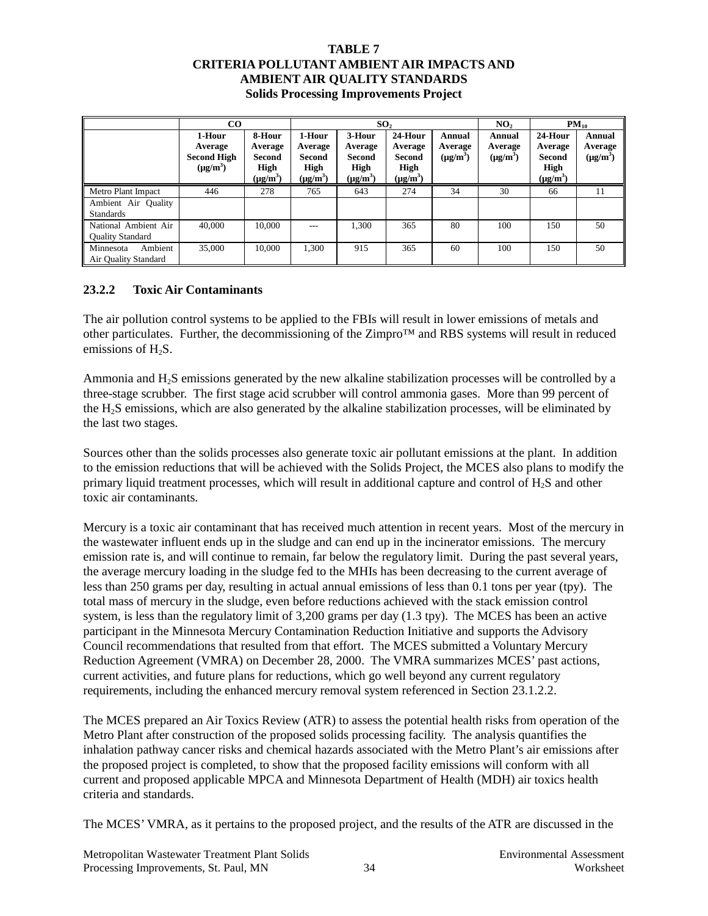**TABLE 7**
**CRITERIA POLLUTANT AMBIENT AIR IMPACTS AND AMBIENT AIR QUALITY STANDARDS**
**Solids Processing Improvements Project**

| | CO | | $SO_2$ | | | | $NO_2$ | $PM_{10}$ | |
|---|---|---|---|---|---|---|---|---|---|
| | 1-Hour Average Second High ($\mu g/m^3$) | 8-Hour Average Second High ($\mu g/m^3$) | 1-Hour Average Second High ($\mu g/m^3$) | 3-Hour Average Second High ($\mu g/m^3$) | 24-Hour Average Second High ($\mu g/m^3$) | Annual Average ($\mu g/m^3$) | Annual Average ($\mu g/m^3$) | 24-Hour Average Second High ($\mu g/m^3$) | Annual Average ($\mu g/m^3$) |
| Metro Plant Impact | 446 | 278 | 765 | 643 | 274 | 34 | 30 | 66 | 11 |
| Ambient Air Quality Standards | | | | | | | | | |
| National Ambient Air Quality Standard | 40,000 | 10,000 | --- | 1,300 | 365 | 80 | 100 | 150 | 50 |
| Minnesota Ambient Air Quality Standard | 35,000 | 10,000 | 1,300 | 915 | 365 | 60 | 100 | 150 | 50 |

### 23.2.2 Toxic Air Contaminants

The air pollution control systems to be applied to the FBIs will result in lower emissions of metals and other particulates. Further, the decommissioning of the Zimpro™ and RBS systems will result in reduced emissions of $H_2S$.

Ammonia and $H_2S$ emissions generated by the new alkaline stabilization processes will be controlled by a three-stage scrubber. The first stage acid scrubber will control ammonia gases. More than 99 percent of the $H_2S$ emissions, which are also generated by the alkaline stabilization processes, will be eliminated by the last two stages.

Sources other than the solids processes also generate toxic air pollutant emissions at the plant. In addition to the emission reductions that will be achieved with the Solids Project, the MCES also plans to modify the primary liquid treatment processes, which will result in additional capture and control of $H_2S$ and other toxic air contaminants.

Mercury is a toxic air contaminant that has received much attention in recent years. Most of the mercury in the wastewater influent ends up in the sludge and can end up in the incinerator emissions. The mercury emission rate is, and will continue to remain, far below the regulatory limit. During the past several years, the average mercury loading in the sludge fed to the MHIs has been decreasing to the current average of less than 250 grams per day, resulting in actual annual emissions of less than 0.1 tons per year (tpy). The total mass of mercury in the sludge, even before reductions achieved with the stack emission control system, is less than the regulatory limit of 3,200 grams per day (1.3 tpy). The MCES has been an active participant in the Minnesota Mercury Contamination Reduction Initiative and supports the Advisory Council recommendations that resulted from that effort. The MCES submitted a Voluntary Mercury Reduction Agreement (VMRA) on December 28, 2000. The VMRA summarizes MCES' past actions, current activities, and future plans for reductions, which go well beyond any current regulatory requirements, including the enhanced mercury removal system referenced in Section 23.1.2.2.

The MCES prepared an Air Toxics Review (ATR) to assess the potential health risks from operation of the Metro Plant after construction of the proposed solids processing facility. The analysis quantifies the inhalation pathway cancer risks and chemical hazards associated with the Metro Plant's air emissions after the proposed project is completed, to show that the proposed facility emissions will conform with all current and proposed applicable MPCA and Minnesota Department of Health (MDH) air toxics health criteria and standards.

The MCES' VMRA, as it pertains to the proposed project, and the results of the ATR are discussed in the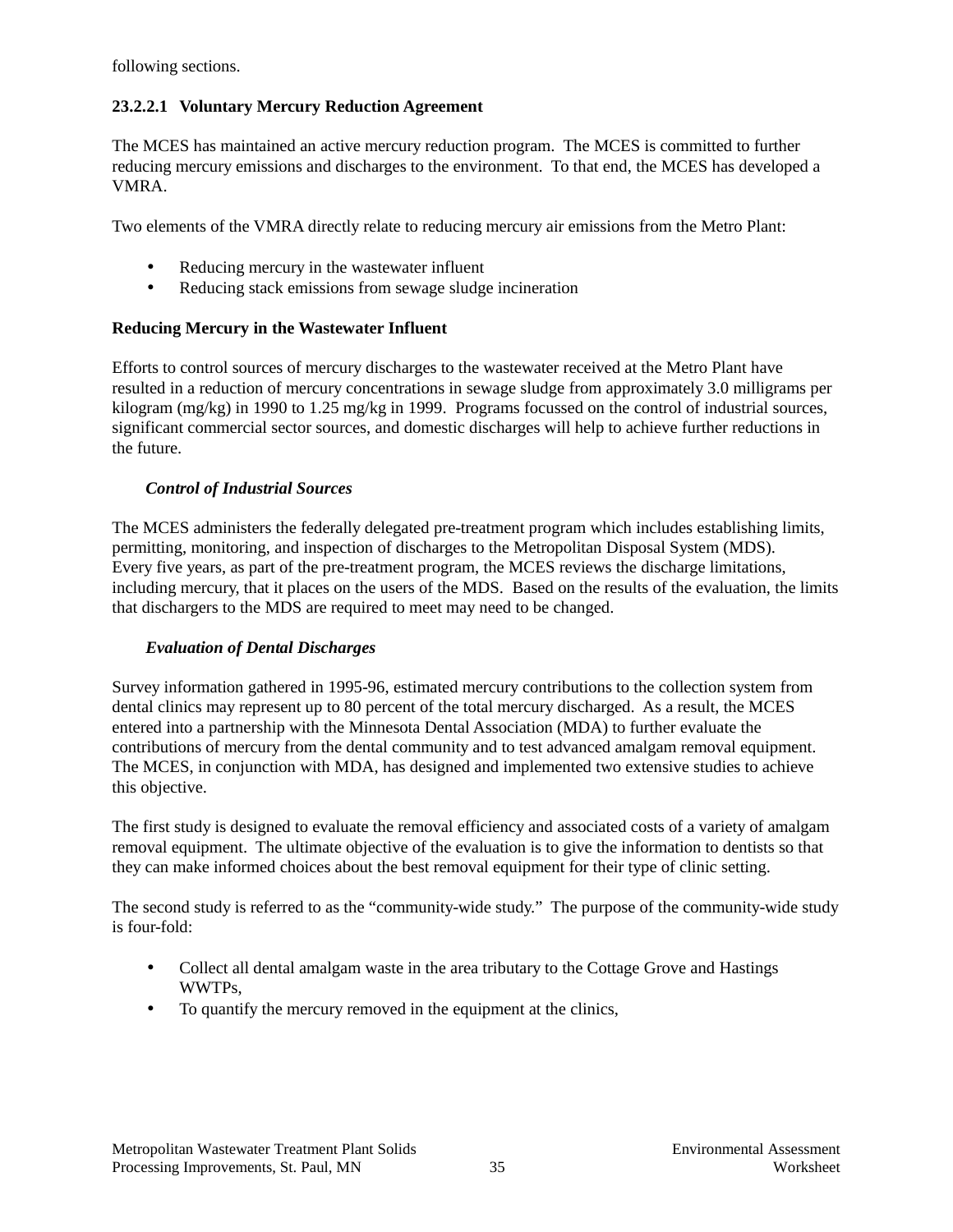following sections.

#### 23.2.2.1 Voluntary Mercury Reduction Agreement

The MCES has maintained an active mercury reduction program. The MCES is committed to further reducing mercury emissions and discharges to the environment. To that end, the MCES has developed a VMRA.

Two elements of the VMRA directly relate to reducing mercury air emissions from the Metro Plant:

- Reducing mercury in the wastewater influent
- Reducing stack emissions from sewage sludge incineration

**Reducing Mercury in the Wastewater Influent**

Efforts to control sources of mercury discharges to the wastewater received at the Metro Plant have resulted in a reduction of mercury concentrations in sewage sludge from approximately 3.0 milligrams per kilogram (mg/kg) in 1990 to 1.25 mg/kg in 1999. Programs focussed on the control of industrial sources, significant commercial sector sources, and domestic discharges will help to achieve further reductions in the future.

***Control of Industrial Sources***

The MCES administers the federally delegated pre-treatment program which includes establishing limits, permitting, monitoring, and inspection of discharges to the Metropolitan Disposal System (MDS). Every five years, as part of the pre-treatment program, the MCES reviews the discharge limitations, including mercury, that it places on the users of the MDS. Based on the results of the evaluation, the limits that dischargers to the MDS are required to meet may need to be changed.

***Evaluation of Dental Discharges***

Survey information gathered in 1995-96, estimated mercury contributions to the collection system from dental clinics may represent up to 80 percent of the total mercury discharged. As a result, the MCES entered into a partnership with the Minnesota Dental Association (MDA) to further evaluate the contributions of mercury from the dental community and to test advanced amalgam removal equipment. The MCES, in conjunction with MDA, has designed and implemented two extensive studies to achieve this objective.

The first study is designed to evaluate the removal efficiency and associated costs of a variety of amalgam removal equipment. The ultimate objective of the evaluation is to give the information to dentists so that they can make informed choices about the best removal equipment for their type of clinic setting.

The second study is referred to as the "community-wide study." The purpose of the community-wide study is four-fold:

- Collect all dental amalgam waste in the area tributary to the Cottage Grove and Hastings WWTPs,
- To quantify the mercury removed in the equipment at the clinics,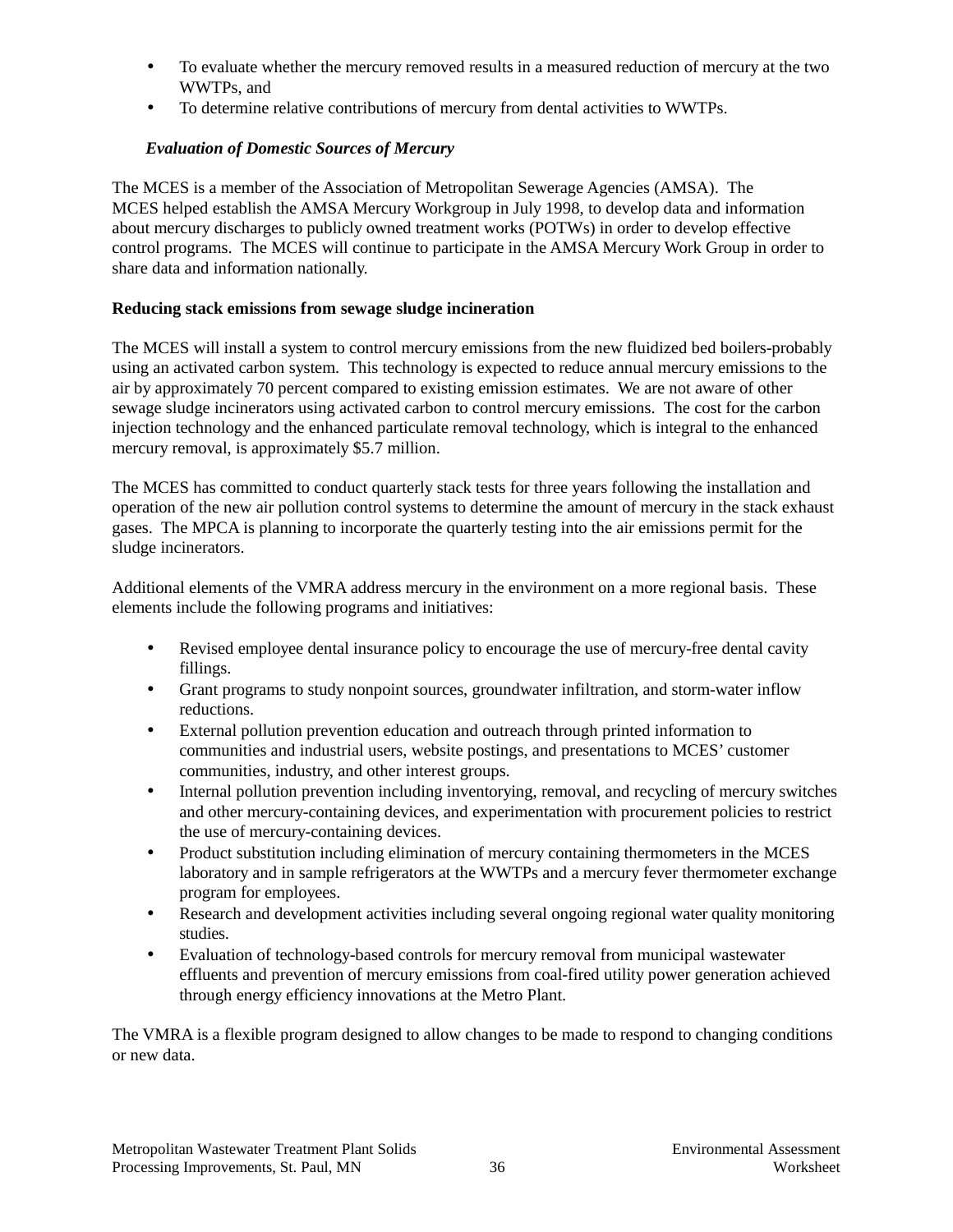- To evaluate whether the mercury removed results in a measured reduction of mercury at the two WWTPs, and
- To determine relative contributions of mercury from dental activities to WWTPs.

***Evaluation of Domestic Sources of Mercury***

The MCES is a member of the Association of Metropolitan Sewerage Agencies (AMSA). The MCES helped establish the AMSA Mercury Workgroup in July 1998, to develop data and information about mercury discharges to publicly owned treatment works (POTWs) in order to develop effective control programs. The MCES will continue to participate in the AMSA Mercury Work Group in order to share data and information nationally.

**Reducing stack emissions from sewage sludge incineration**

The MCES will install a system to control mercury emissions from the new fluidized bed boilers-probably using an activated carbon system. This technology is expected to reduce annual mercury emissions to the air by approximately 70 percent compared to existing emission estimates. We are not aware of other sewage sludge incinerators using activated carbon to control mercury emissions. The cost for the carbon injection technology and the enhanced particulate removal technology, which is integral to the enhanced mercury removal, is approximately $5.7 million.

The MCES has committed to conduct quarterly stack tests for three years following the installation and operation of the new air pollution control systems to determine the amount of mercury in the stack exhaust gases. The MPCA is planning to incorporate the quarterly testing into the air emissions permit for the sludge incinerators.

Additional elements of the VMRA address mercury in the environment on a more regional basis. These elements include the following programs and initiatives:

- Revised employee dental insurance policy to encourage the use of mercury-free dental cavity fillings.
- Grant programs to study nonpoint sources, groundwater infiltration, and storm-water inflow reductions.
- External pollution prevention education and outreach through printed information to communities and industrial users, website postings, and presentations to MCES' customer communities, industry, and other interest groups.
- Internal pollution prevention including inventorying, removal, and recycling of mercury switches and other mercury-containing devices, and experimentation with procurement policies to restrict the use of mercury-containing devices.
- Product substitution including elimination of mercury containing thermometers in the MCES laboratory and in sample refrigerators at the WWTPs and a mercury fever thermometer exchange program for employees.
- Research and development activities including several ongoing regional water quality monitoring studies.
- Evaluation of technology-based controls for mercury removal from municipal wastewater effluents and prevention of mercury emissions from coal-fired utility power generation achieved through energy efficiency innovations at the Metro Plant.

The VMRA is a flexible program designed to allow changes to be made to respond to changing conditions or new data.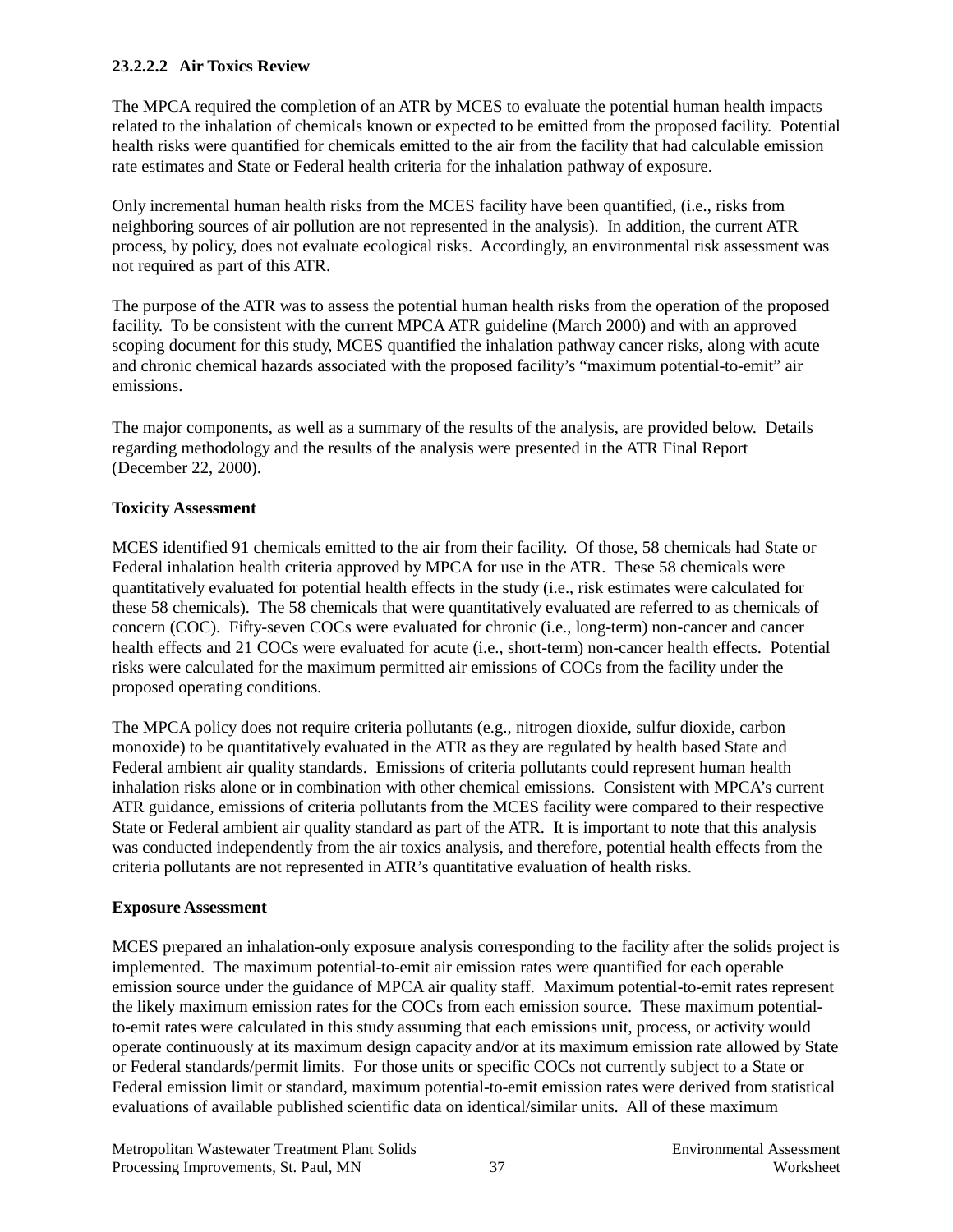#### 23.2.2.2 Air Toxics Review

The MPCA required the completion of an ATR by MCES to evaluate the potential human health impacts related to the inhalation of chemicals known or expected to be emitted from the proposed facility. Potential health risks were quantified for chemicals emitted to the air from the facility that had calculable emission rate estimates and State or Federal health criteria for the inhalation pathway of exposure.

Only incremental human health risks from the MCES facility have been quantified, (i.e., risks from neighboring sources of air pollution are not represented in the analysis). In addition, the current ATR process, by policy, does not evaluate ecological risks. Accordingly, an environmental risk assessment was not required as part of this ATR.

The purpose of the ATR was to assess the potential human health risks from the operation of the proposed facility. To be consistent with the current MPCA ATR guideline (March 2000) and with an approved scoping document for this study, MCES quantified the inhalation pathway cancer risks, along with acute and chronic chemical hazards associated with the proposed facility's "maximum potential-to-emit" air emissions.

The major components, as well as a summary of the results of the analysis, are provided below. Details regarding methodology and the results of the analysis were presented in the ATR Final Report (December 22, 2000).

**Toxicity Assessment**

MCES identified 91 chemicals emitted to the air from their facility. Of those, 58 chemicals had State or Federal inhalation health criteria approved by MPCA for use in the ATR. These 58 chemicals were quantitatively evaluated for potential health effects in the study (i.e., risk estimates were calculated for these 58 chemicals). The 58 chemicals that were quantitatively evaluated are referred to as chemicals of concern (COC). Fifty-seven COCs were evaluated for chronic (i.e., long-term) non-cancer and cancer health effects and 21 COCs were evaluated for acute (i.e., short-term) non-cancer health effects. Potential risks were calculated for the maximum permitted air emissions of COCs from the facility under the proposed operating conditions.

The MPCA policy does not require criteria pollutants (e.g., nitrogen dioxide, sulfur dioxide, carbon monoxide) to be quantitatively evaluated in the ATR as they are regulated by health based State and Federal ambient air quality standards. Emissions of criteria pollutants could represent human health inhalation risks alone or in combination with other chemical emissions. Consistent with MPCA's current ATR guidance, emissions of criteria pollutants from the MCES facility were compared to their respective State or Federal ambient air quality standard as part of the ATR. It is important to note that this analysis was conducted independently from the air toxics analysis, and therefore, potential health effects from the criteria pollutants are not represented in ATR's quantitative evaluation of health risks.

**Exposure Assessment**

MCES prepared an inhalation-only exposure analysis corresponding to the facility after the solids project is implemented. The maximum potential-to-emit air emission rates were quantified for each operable emission source under the guidance of MPCA air quality staff. Maximum potential-to-emit rates represent the likely maximum emission rates for the COCs from each emission source. These maximum potential-to-emit rates were calculated in this study assuming that each emissions unit, process, or activity would operate continuously at its maximum design capacity and/or at its maximum emission rate allowed by State or Federal standards/permit limits. For those units or specific COCs not currently subject to a State or Federal emission limit or standard, maximum potential-to-emit emission rates were derived from statistical evaluations of available published scientific data on identical/similar units. All of these maximum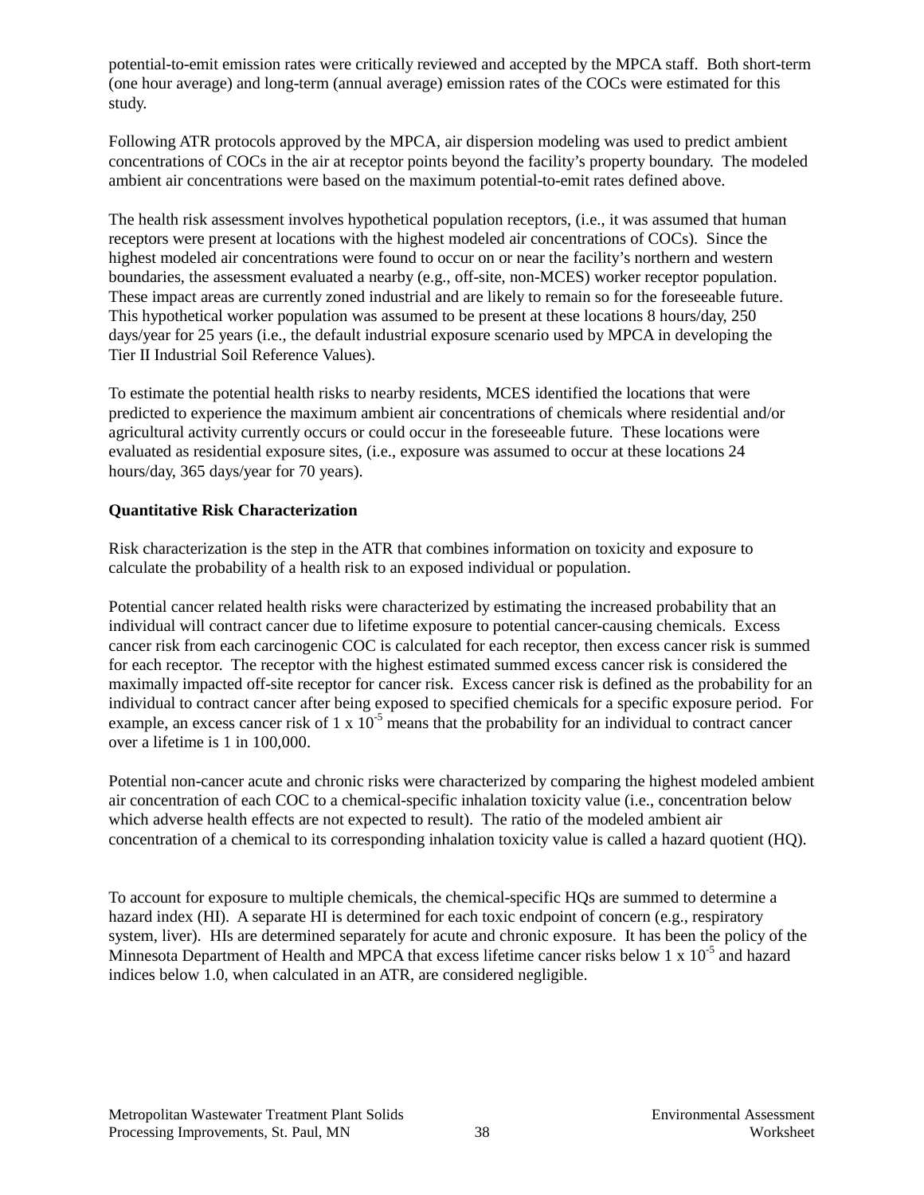potential-to-emit emission rates were critically reviewed and accepted by the MPCA staff. Both short-term (one hour average) and long-term (annual average) emission rates of the COCs were estimated for this study.

Following ATR protocols approved by the MPCA, air dispersion modeling was used to predict ambient concentrations of COCs in the air at receptor points beyond the facility's property boundary. The modeled ambient air concentrations were based on the maximum potential-to-emit rates defined above.

The health risk assessment involves hypothetical population receptors, (i.e., it was assumed that human receptors were present at locations with the highest modeled air concentrations of COCs). Since the highest modeled air concentrations were found to occur on or near the facility's northern and western boundaries, the assessment evaluated a nearby (e.g., off-site, non-MCES) worker receptor population. These impact areas are currently zoned industrial and are likely to remain so for the foreseeable future. This hypothetical worker population was assumed to be present at these locations 8 hours/day, 250 days/year for 25 years (i.e., the default industrial exposure scenario used by MPCA in developing the Tier II Industrial Soil Reference Values).

To estimate the potential health risks to nearby residents, MCES identified the locations that were predicted to experience the maximum ambient air concentrations of chemicals where residential and/or agricultural activity currently occurs or could occur in the foreseeable future. These locations were evaluated as residential exposure sites, (i.e., exposure was assumed to occur at these locations 24 hours/day, 365 days/year for 70 years).

**Quantitative Risk Characterization**

Risk characterization is the step in the ATR that combines information on toxicity and exposure to calculate the probability of a health risk to an exposed individual or population.

Potential cancer related health risks were characterized by estimating the increased probability that an individual will contract cancer due to lifetime exposure to potential cancer-causing chemicals. Excess cancer risk from each carcinogenic COC is calculated for each receptor, then excess cancer risk is summed for each receptor. The receptor with the highest estimated summed excess cancer risk is considered the maximally impacted off-site receptor for cancer risk. Excess cancer risk is defined as the probability for an individual to contract cancer after being exposed to specified chemicals for a specific exposure period. For example, an excess cancer risk of $1 \times 10^{-5}$ means that the probability for an individual to contract cancer over a lifetime is 1 in 100,000.

Potential non-cancer acute and chronic risks were characterized by comparing the highest modeled ambient air concentration of each COC to a chemical-specific inhalation toxicity value (i.e., concentration below which adverse health effects are not expected to result). The ratio of the modeled ambient air concentration of a chemical to its corresponding inhalation toxicity value is called a hazard quotient (HQ).

To account for exposure to multiple chemicals, the chemical-specific HQs are summed to determine a hazard index (HI). A separate HI is determined for each toxic endpoint of concern (e.g., respiratory system, liver). HIs are determined separately for acute and chronic exposure. It has been the policy of the Minnesota Department of Health and MPCA that excess lifetime cancer risks below $1 \times 10^{-5}$ and hazard indices below 1.0, when calculated in an ATR, are considered negligible.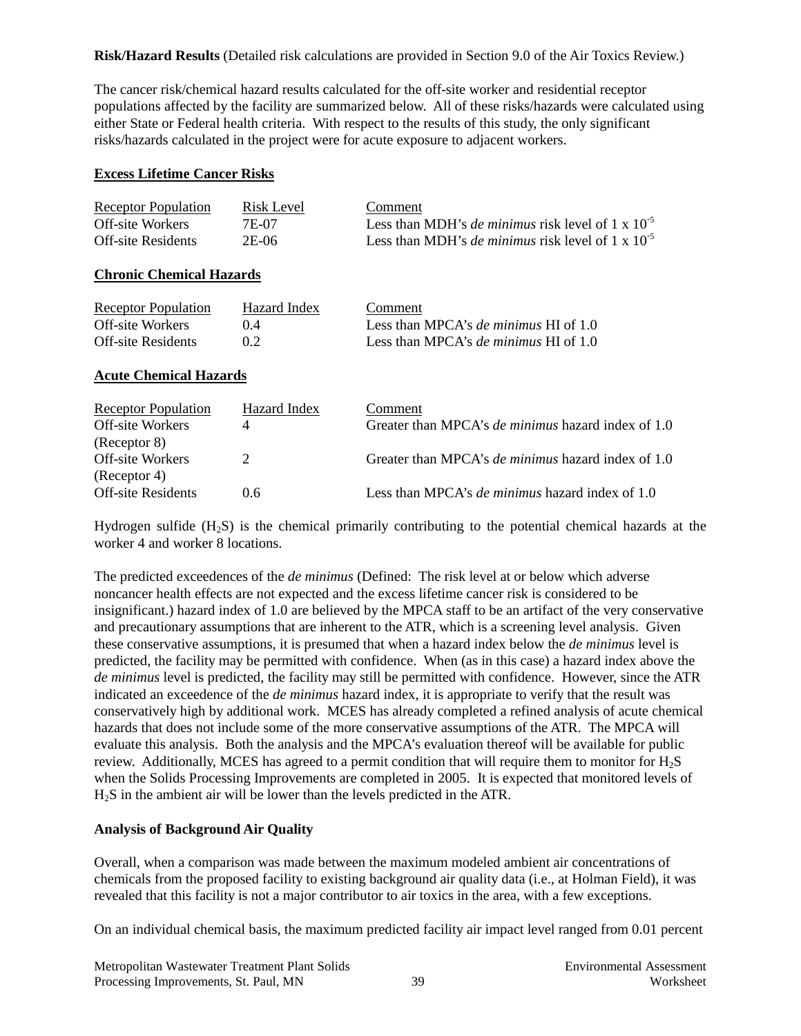**Risk/Hazard Results** (Detailed risk calculations are provided in Section 9.0 of the Air Toxics Review.)

The cancer risk/chemical hazard results calculated for the off-site worker and residential receptor populations affected by the facility are summarized below. All of these risks/hazards were calculated using either State or Federal health criteria. With respect to the results of this study, the only significant risks/hazards calculated in the project were for acute exposure to adjacent workers.

**Excess Lifetime Cancer Risks**

| Receptor Population | Risk Level | Comment |
|---|---|---|
| Off-site Workers | 7E-07 | Less than MDH's *de minimus* risk level of $1 \times 10^{-5}$ |
| Off-site Residents | 2E-06 | Less than MDH's *de minimus* risk level of $1 \times 10^{-5}$ |

**Chronic Chemical Hazards**

| Receptor Population | Hazard Index | Comment |
|---|---|---|
| Off-site Workers | 0.4 | Less than MPCA's *de minimus* HI of 1.0 |
| Off-site Residents | 0.2 | Less than MPCA's *de minimus* HI of 1.0 |

**Acute Chemical Hazards**

| Receptor Population | Hazard Index | Comment |
|---|---|---|
| Off-site Workers (Receptor 8) | 4 | Greater than MPCA's *de minimus* hazard index of 1.0 |
| Off-site Workers (Receptor 4) | 2 | Greater than MPCA's *de minimus* hazard index of 1.0 |
| Off-site Residents | 0.6 | Less than MPCA's *de minimus* hazard index of 1.0 |

Hydrogen sulfide ($H_2S$) is the chemical primarily contributing to the potential chemical hazards at the worker 4 and worker 8 locations.

The predicted exceedences of the *de minimus* (Defined: The risk level at or below which adverse noncancer health effects are not expected and the excess lifetime cancer risk is considered to be insignificant.) hazard index of 1.0 are believed by the MPCA staff to be an artifact of the very conservative and precautionary assumptions that are inherent to the ATR, which is a screening level analysis. Given these conservative assumptions, it is presumed that when a hazard index below the *de minimus* level is predicted, the facility may be permitted with confidence. When (as in this case) a hazard index above the *de minimus* level is predicted, the facility may still be permitted with confidence. However, since the ATR indicated an exceedence of the *de minimus* hazard index, it is appropriate to verify that the result was conservatively high by additional work. MCES has already completed a refined analysis of acute chemical hazards that does not include some of the more conservative assumptions of the ATR. The MPCA will evaluate this analysis. Both the analysis and the MPCA's evaluation thereof will be available for public review. Additionally, MCES has agreed to a permit condition that will require them to monitor for $H_2S$ when the Solids Processing Improvements are completed in 2005. It is expected that monitored levels of $H_2S$ in the ambient air will be lower than the levels predicted in the ATR.

**Analysis of Background Air Quality**

Overall, when a comparison was made between the maximum modeled ambient air concentrations of chemicals from the proposed facility to existing background air quality data (i.e., at Holman Field), it was revealed that this facility is not a major contributor to air toxics in the area, with a few exceptions.

On an individual chemical basis, the maximum predicted facility air impact level ranged from 0.01 percent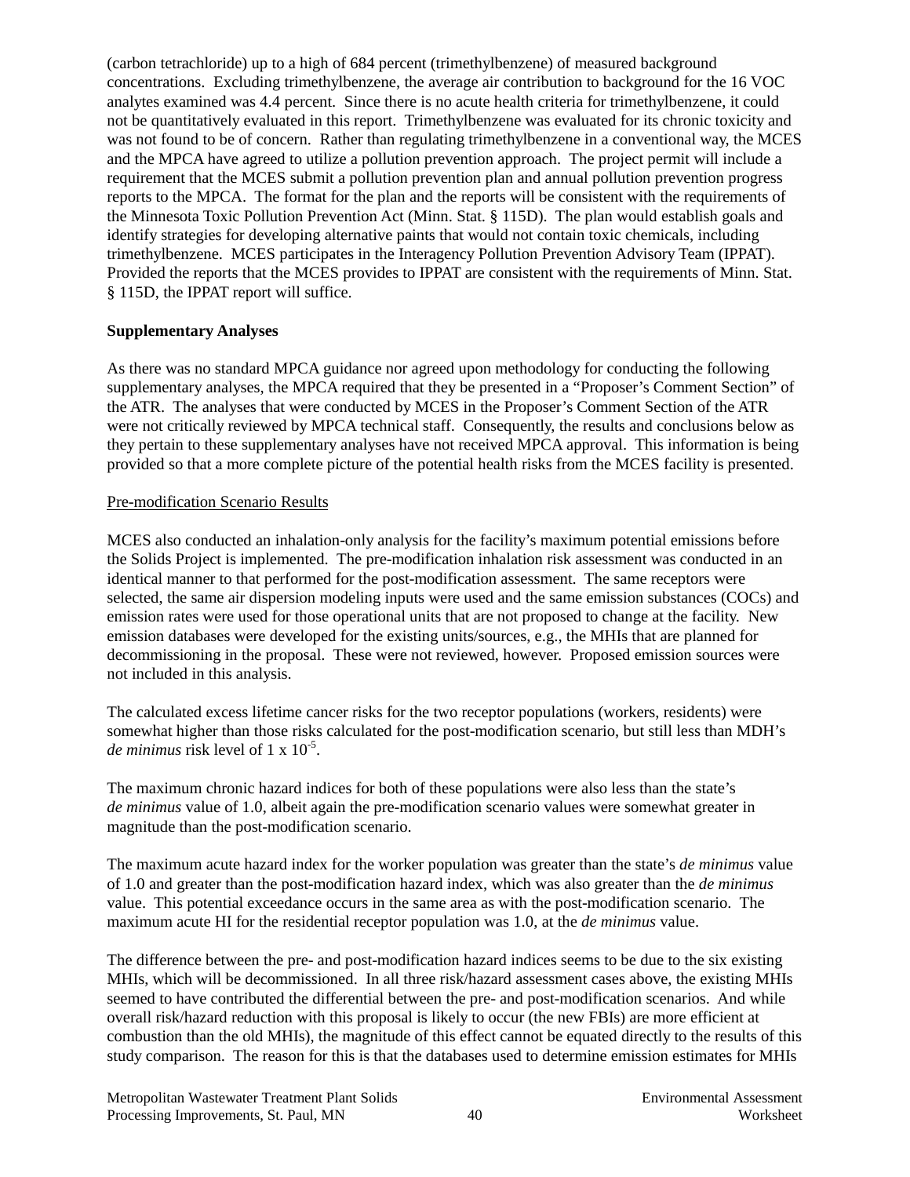(carbon tetrachloride) up to a high of 684 percent (trimethylbenzene) of measured background concentrations. Excluding trimethylbenzene, the average air contribution to background for the 16 VOC analytes examined was 4.4 percent. Since there is no acute health criteria for trimethylbenzene, it could not be quantitatively evaluated in this report. Trimethylbenzene was evaluated for its chronic toxicity and was not found to be of concern. Rather than regulating trimethylbenzene in a conventional way, the MCES and the MPCA have agreed to utilize a pollution prevention approach. The project permit will include a requirement that the MCES submit a pollution prevention plan and annual pollution prevention progress reports to the MPCA. The format for the plan and the reports will be consistent with the requirements of the Minnesota Toxic Pollution Prevention Act (Minn. Stat. § 115D). The plan would establish goals and identify strategies for developing alternative paints that would not contain toxic chemicals, including trimethylbenzene. MCES participates in the Interagency Pollution Prevention Advisory Team (IPPAT). Provided the reports that the MCES provides to IPPAT are consistent with the requirements of Minn. Stat. § 115D, the IPPAT report will suffice.

**Supplementary Analyses**

As there was no standard MPCA guidance nor agreed upon methodology for conducting the following supplementary analyses, the MPCA required that they be presented in a "Proposer's Comment Section" of the ATR. The analyses that were conducted by MCES in the Proposer's Comment Section of the ATR were not critically reviewed by MPCA technical staff. Consequently, the results and conclusions below as they pertain to these supplementary analyses have not received MPCA approval. This information is being provided so that a more complete picture of the potential health risks from the MCES facility is presented.

<u>Pre-modification Scenario Results</u>

MCES also conducted an inhalation-only analysis for the facility's maximum potential emissions before the Solids Project is implemented. The pre-modification inhalation risk assessment was conducted in an identical manner to that performed for the post-modification assessment. The same receptors were selected, the same air dispersion modeling inputs were used and the same emission substances (COCs) and emission rates were used for those operational units that are not proposed to change at the facility. New emission databases were developed for the existing units/sources, e.g., the MHIs that are planned for decommissioning in the proposal. These were not reviewed, however. Proposed emission sources were not included in this analysis.

The calculated excess lifetime cancer risks for the two receptor populations (workers, residents) were somewhat higher than those risks calculated for the post-modification scenario, but still less than MDH's *de minimus* risk level of $1 \times 10^{-5}$.

The maximum chronic hazard indices for both of these populations were also less than the state's *de minimus* value of 1.0, albeit again the pre-modification scenario values were somewhat greater in magnitude than the post-modification scenario.

The maximum acute hazard index for the worker population was greater than the state's *de minimus* value of 1.0 and greater than the post-modification hazard index, which was also greater than the *de minimus* value. This potential exceedance occurs in the same area as with the post-modification scenario. The maximum acute HI for the residential receptor population was 1.0, at the *de minimus* value.

The difference between the pre- and post-modification hazard indices seems to be due to the six existing MHIs, which will be decommissioned. In all three risk/hazard assessment cases above, the existing MHIs seemed to have contributed the differential between the pre- and post-modification scenarios. And while overall risk/hazard reduction with this proposal is likely to occur (the new FBIs) are more efficient at combustion than the old MHIs), the magnitude of this effect cannot be equated directly to the results of this study comparison. The reason for this is that the databases used to determine emission estimates for MHIs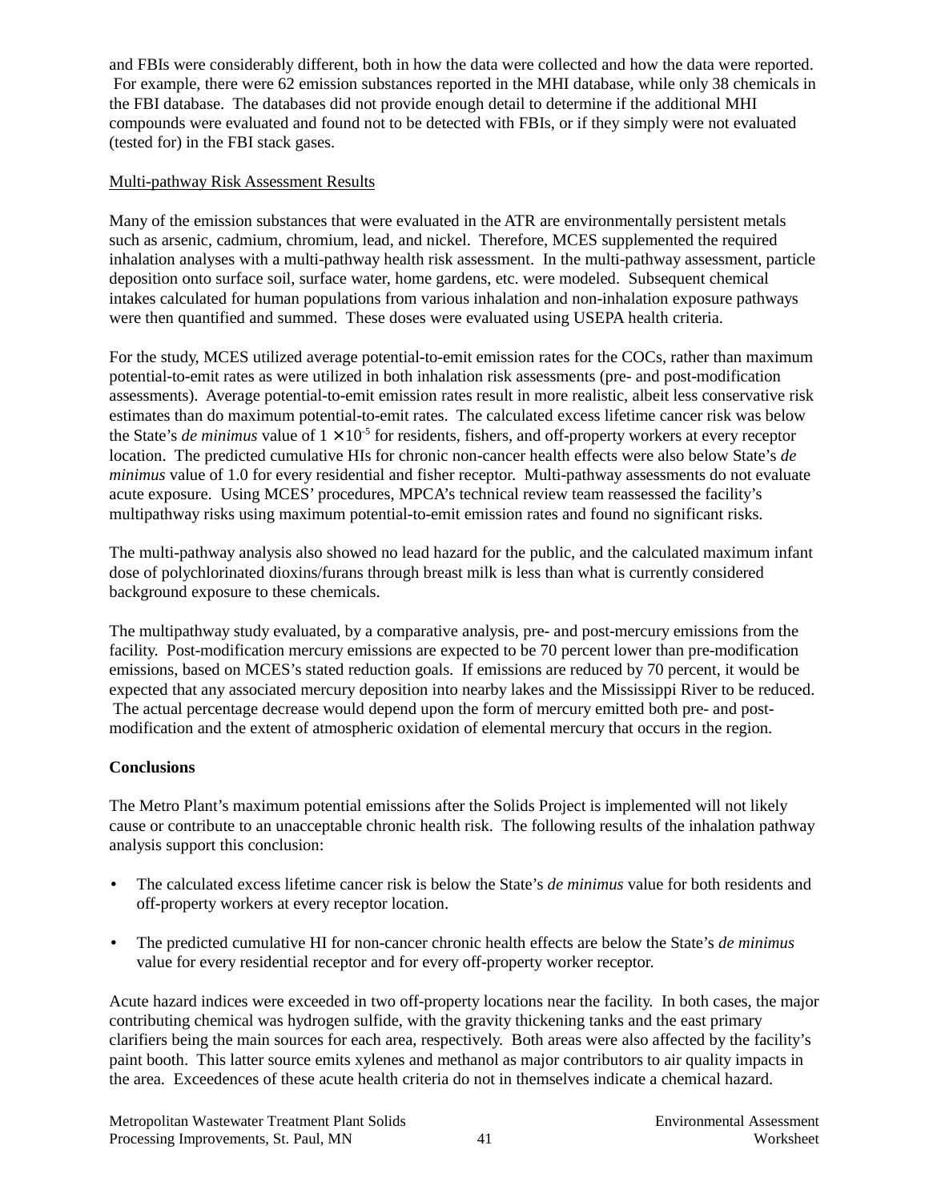and FBIs were considerably different, both in how the data were collected and how the data were reported. For example, there were 62 emission substances reported in the MHI database, while only 38 chemicals in the FBI database. The databases did not provide enough detail to determine if the additional MHI compounds were evaluated and found not to be detected with FBIs, or if they simply were not evaluated (tested for) in the FBI stack gases.

Multi-pathway Risk Assessment Results

Many of the emission substances that were evaluated in the ATR are environmentally persistent metals such as arsenic, cadmium, chromium, lead, and nickel. Therefore, MCES supplemented the required inhalation analyses with a multi-pathway health risk assessment. In the multi-pathway assessment, particle deposition onto surface soil, surface water, home gardens, etc. were modeled. Subsequent chemical intakes calculated for human populations from various inhalation and non-inhalation exposure pathways were then quantified and summed. These doses were evaluated using USEPA health criteria.

For the study, MCES utilized average potential-to-emit emission rates for the COCs, rather than maximum potential-to-emit rates as were utilized in both inhalation risk assessments (pre- and post-modification assessments). Average potential-to-emit emission rates result in more realistic, albeit less conservative risk estimates than do maximum potential-to-emit rates. The calculated excess lifetime cancer risk was below the State's *de minimus* value of $1 \times 10^{-5}$ for residents, fishers, and off-property workers at every receptor location. The predicted cumulative HIs for chronic non-cancer health effects were also below State's *de minimus* value of 1.0 for every residential and fisher receptor. Multi-pathway assessments do not evaluate acute exposure. Using MCES' procedures, MPCA's technical review team reassessed the facility's multipathway risks using maximum potential-to-emit emission rates and found no significant risks.

The multi-pathway analysis also showed no lead hazard for the public, and the calculated maximum infant dose of polychlorinated dioxins/furans through breast milk is less than what is currently considered background exposure to these chemicals.

The multipathway study evaluated, by a comparative analysis, pre- and post-mercury emissions from the facility. Post-modification mercury emissions are expected to be 70 percent lower than pre-modification emissions, based on MCES's stated reduction goals. If emissions are reduced by 70 percent, it would be expected that any associated mercury deposition into nearby lakes and the Mississippi River to be reduced. The actual percentage decrease would depend upon the form of mercury emitted both pre- and post-modification and the extent of atmospheric oxidation of elemental mercury that occurs in the region.

**Conclusions**

The Metro Plant's maximum potential emissions after the Solids Project is implemented will not likely cause or contribute to an unacceptable chronic health risk. The following results of the inhalation pathway analysis support this conclusion:

- The calculated excess lifetime cancer risk is below the State's *de minimus* value for both residents and off-property workers at every receptor location.
- The predicted cumulative HI for non-cancer chronic health effects are below the State's *de minimus* value for every residential receptor and for every off-property worker receptor.

Acute hazard indices were exceeded in two off-property locations near the facility. In both cases, the major contributing chemical was hydrogen sulfide, with the gravity thickening tanks and the east primary clarifiers being the main sources for each area, respectively. Both areas were also affected by the facility's paint booth. This latter source emits xylenes and methanol as major contributors to air quality impacts in the area. Exceedences of these acute health criteria do not in themselves indicate a chemical hazard.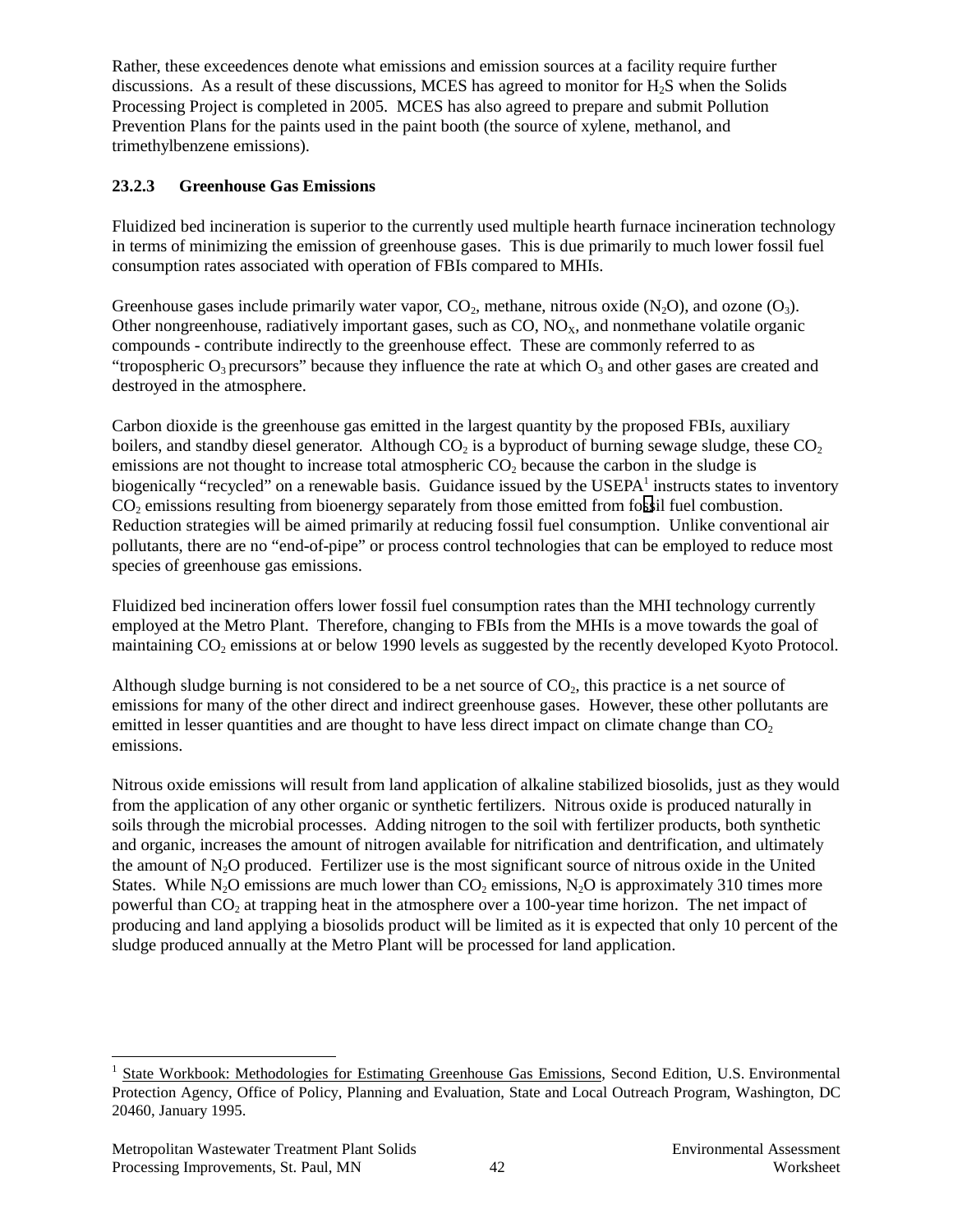Rather, these exceedences denote what emissions and emission sources at a facility require further discussions. As a result of these discussions, MCES has agreed to monitor for $H_2S$ when the Solids Processing Project is completed in 2005. MCES has also agreed to prepare and submit Pollution Prevention Plans for the paints used in the paint booth (the source of xylene, methanol, and trimethylbenzene emissions).

### 23.2.3 Greenhouse Gas Emissions

Fluidized bed incineration is superior to the currently used multiple hearth furnace incineration technology in terms of minimizing the emission of greenhouse gases. This is due primarily to much lower fossil fuel consumption rates associated with operation of FBIs compared to MHIs.

Greenhouse gases include primarily water vapor, $CO_2$, methane, nitrous oxide ($N_2O$), and ozone ($O_3$). Other nongreenhouse, radiatively important gases, such as CO, $NO_X$, and nonmethane volatile organic compounds - contribute indirectly to the greenhouse effect. These are commonly referred to as "tropospheric $O_3$ precursors" because they influence the rate at which $O_3$ and other gases are created and destroyed in the atmosphere.

Carbon dioxide is the greenhouse gas emitted in the largest quantity by the proposed FBIs, auxiliary boilers, and standby diesel generator. Although $CO_2$ is a byproduct of burning sewage sludge, these $CO_2$ emissions are not thought to increase total atmospheric $CO_2$ because the carbon in the sludge is biogenically "recycled" on a renewable basis. Guidance issued by the USEPA[1] instructs states to inventory $CO_2$ emissions resulting from bioenergy separately from those emitted from fossil fuel combustion. Reduction strategies will be aimed primarily at reducing fossil fuel consumption. Unlike conventional air pollutants, there are no "end-of-pipe" or process control technologies that can be employed to reduce most species of greenhouse gas emissions.

Fluidized bed incineration offers lower fossil fuel consumption rates than the MHI technology currently employed at the Metro Plant. Therefore, changing to FBIs from the MHIs is a move towards the goal of maintaining $CO_2$ emissions at or below 1990 levels as suggested by the recently developed Kyoto Protocol.

Although sludge burning is not considered to be a net source of $CO_2$, this practice is a net source of emissions for many of the other direct and indirect greenhouse gases. However, these other pollutants are emitted in lesser quantities and are thought to have less direct impact on climate change than $CO_2$ emissions.

Nitrous oxide emissions will result from land application of alkaline stabilized biosolids, just as they would from the application of any other organic or synthetic fertilizers. Nitrous oxide is produced naturally in soils through the microbial processes. Adding nitrogen to the soil with fertilizer products, both synthetic and organic, increases the amount of nitrogen available for nitrification and dentrification, and ultimately the amount of $N_2O$ produced. Fertilizer use is the most significant source of nitrous oxide in the United States. While $N_2O$ emissions are much lower than $CO_2$ emissions, $N_2O$ is approximately 310 times more powerful than $CO_2$ at trapping heat in the atmosphere over a 100-year time horizon. The net impact of producing and land applying a biosolids product will be limited as it is expected that only 10 percent of the sludge produced annually at the Metro Plant will be processed for land application.

---

[1] State Workbook: Methodologies for Estimating Greenhouse Gas Emissions, Second Edition, U.S. Environmental Protection Agency, Office of Policy, Planning and Evaluation, State and Local Outreach Program, Washington, DC 20460, January 1995.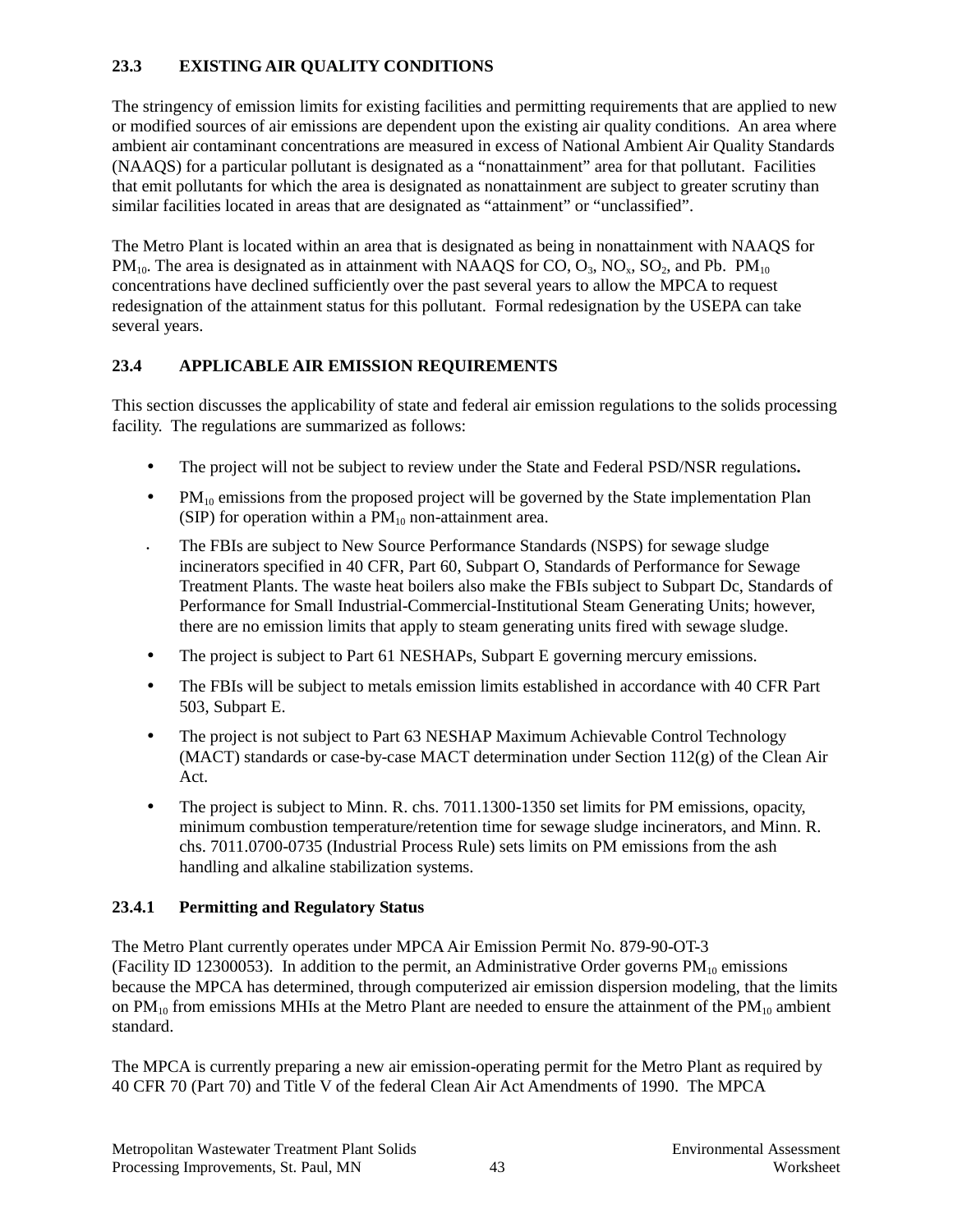## 23.3 EXISTING AIR QUALITY CONDITIONS

The stringency of emission limits for existing facilities and permitting requirements that are applied to new or modified sources of air emissions are dependent upon the existing air quality conditions. An area where ambient air contaminant concentrations are measured in excess of National Ambient Air Quality Standards (NAAQS) for a particular pollutant is designated as a "nonattainment" area for that pollutant. Facilities that emit pollutants for which the area is designated as nonattainment are subject to greater scrutiny than similar facilities located in areas that are designated as "attainment" or "unclassified".

The Metro Plant is located within an area that is designated as being in nonattainment with NAAQS for $PM_{10}$. The area is designated as in attainment with NAAQS for CO, $O_3$, $NO_x$, $SO_2$, and Pb. $PM_{10}$ concentrations have declined sufficiently over the past several years to allow the MPCA to request redesignation of the attainment status for this pollutant. Formal redesignation by the USEPA can take several years.

## 23.4 APPLICABLE AIR EMISSION REQUIREMENTS

This section discusses the applicability of state and federal air emission regulations to the solids processing facility. The regulations are summarized as follows:

- The project will not be subject to review under the State and Federal PSD/NSR regulations**.**
- $PM_{10}$ emissions from the proposed project will be governed by the State implementation Plan (SIP) for operation within a $PM_{10}$ non-attainment area.
- The FBIs are subject to New Source Performance Standards (NSPS) for sewage sludge incinerators specified in 40 CFR, Part 60, Subpart O, Standards of Performance for Sewage Treatment Plants. The waste heat boilers also make the FBIs subject to Subpart Dc, Standards of Performance for Small Industrial-Commercial-Institutional Steam Generating Units; however, there are no emission limits that apply to steam generating units fired with sewage sludge.
- The project is subject to Part 61 NESHAPs, Subpart E governing mercury emissions.
- The FBIs will be subject to metals emission limits established in accordance with 40 CFR Part 503, Subpart E.
- The project is not subject to Part 63 NESHAP Maximum Achievable Control Technology (MACT) standards or case-by-case MACT determination under Section 112(g) of the Clean Air Act.
- The project is subject to Minn. R. chs. 7011.1300-1350 set limits for PM emissions, opacity, minimum combustion temperature/retention time for sewage sludge incinerators, and Minn. R. chs. 7011.0700-0735 (Industrial Process Rule) sets limits on PM emissions from the ash handling and alkaline stabilization systems.

### 23.4.1 Permitting and Regulatory Status

The Metro Plant currently operates under MPCA Air Emission Permit No. 879-90-OT-3 (Facility ID 12300053). In addition to the permit, an Administrative Order governs $PM_{10}$ emissions because the MPCA has determined, through computerized air emission dispersion modeling, that the limits on $PM_{10}$ from emissions MHIs at the Metro Plant are needed to ensure the attainment of the $PM_{10}$ ambient standard.

The MPCA is currently preparing a new air emission-operating permit for the Metro Plant as required by 40 CFR 70 (Part 70) and Title V of the federal Clean Air Act Amendments of 1990. The MPCA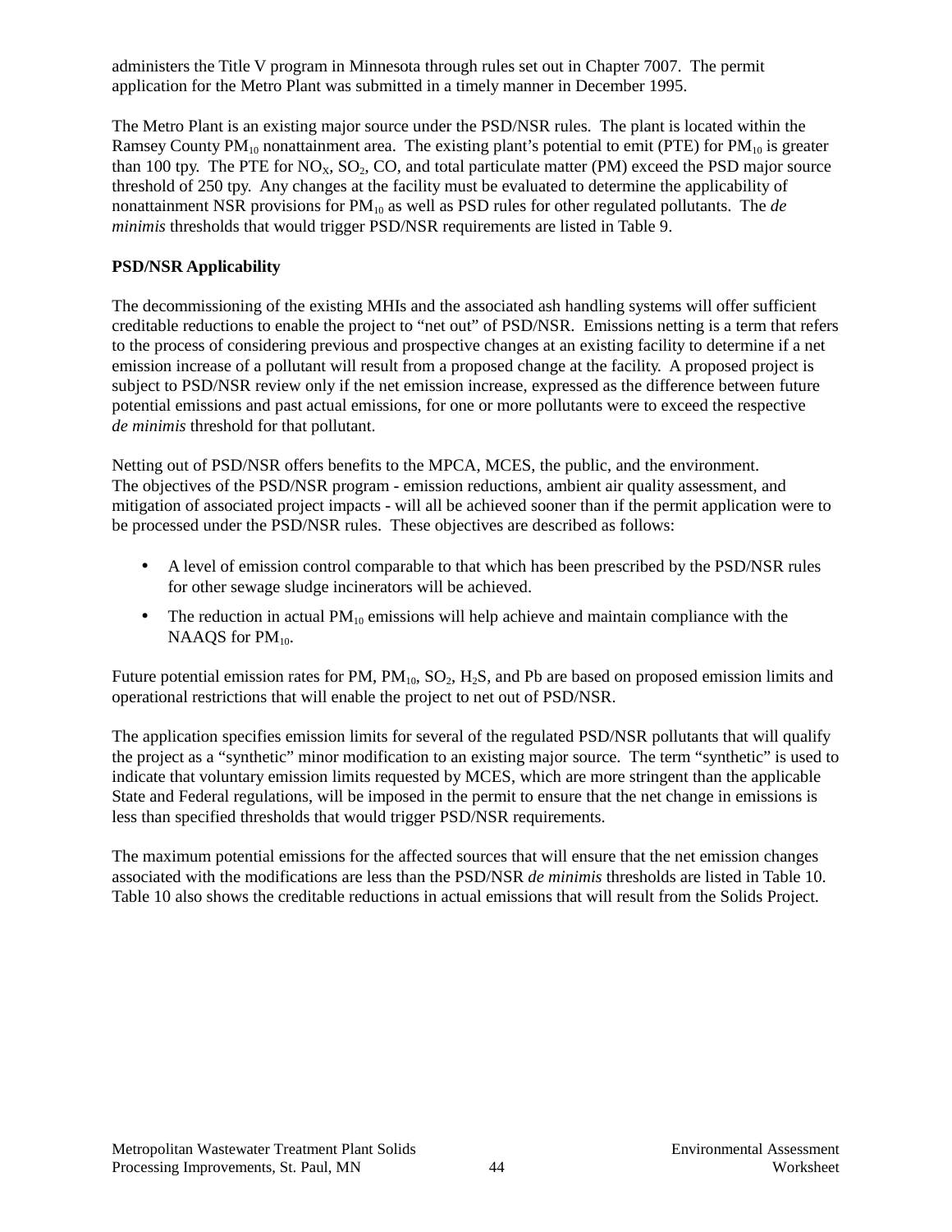administers the Title V program in Minnesota through rules set out in Chapter 7007. The permit application for the Metro Plant was submitted in a timely manner in December 1995.

The Metro Plant is an existing major source under the PSD/NSR rules. The plant is located within the Ramsey County $PM_{10}$ nonattainment area. The existing plant's potential to emit (PTE) for $PM_{10}$ is greater than 100 tpy. The PTE for $NO_X$, $SO_2$, CO, and total particulate matter (PM) exceed the PSD major source threshold of 250 tpy. Any changes at the facility must be evaluated to determine the applicability of nonattainment NSR provisions for $PM_{10}$ as well as PSD rules for other regulated pollutants. The *de minimis* thresholds that would trigger PSD/NSR requirements are listed in Table 9.

**PSD/NSR Applicability**

The decommissioning of the existing MHIs and the associated ash handling systems will offer sufficient creditable reductions to enable the project to "net out" of PSD/NSR. Emissions netting is a term that refers to the process of considering previous and prospective changes at an existing facility to determine if a net emission increase of a pollutant will result from a proposed change at the facility. A proposed project is subject to PSD/NSR review only if the net emission increase, expressed as the difference between future potential emissions and past actual emissions, for one or more pollutants were to exceed the respective *de minimis* threshold for that pollutant.

Netting out of PSD/NSR offers benefits to the MPCA, MCES, the public, and the environment. The objectives of the PSD/NSR program - emission reductions, ambient air quality assessment, and mitigation of associated project impacts - will all be achieved sooner than if the permit application were to be processed under the PSD/NSR rules. These objectives are described as follows:

- A level of emission control comparable to that which has been prescribed by the PSD/NSR rules for other sewage sludge incinerators will be achieved.
- The reduction in actual $PM_{10}$ emissions will help achieve and maintain compliance with the NAAQS for $PM_{10}$.

Future potential emission rates for PM, $PM_{10}$, $SO_2$, $H_2S$, and Pb are based on proposed emission limits and operational restrictions that will enable the project to net out of PSD/NSR.

The application specifies emission limits for several of the regulated PSD/NSR pollutants that will qualify the project as a "synthetic" minor modification to an existing major source. The term "synthetic" is used to indicate that voluntary emission limits requested by MCES, which are more stringent than the applicable State and Federal regulations, will be imposed in the permit to ensure that the net change in emissions is less than specified thresholds that would trigger PSD/NSR requirements.

The maximum potential emissions for the affected sources that will ensure that the net emission changes associated with the modifications are less than the PSD/NSR *de minimis* thresholds are listed in Table 10. Table 10 also shows the creditable reductions in actual emissions that will result from the Solids Project.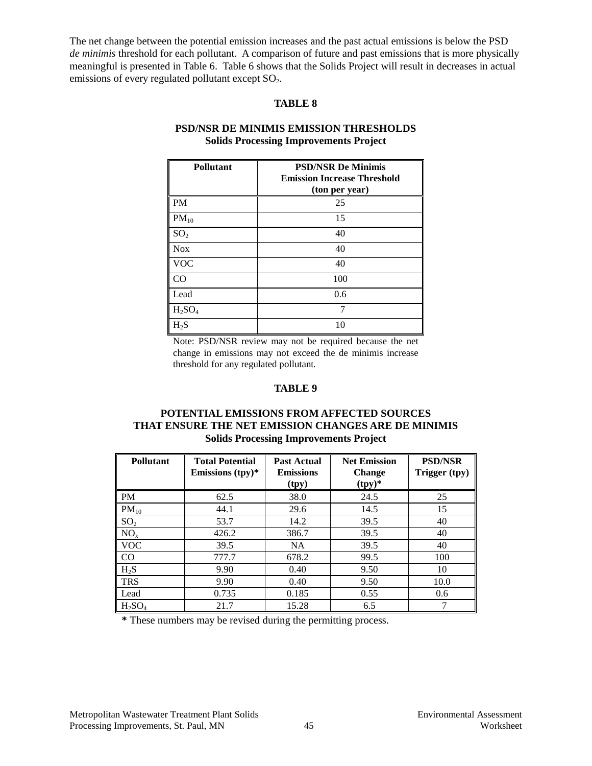The net change between the potential emission increases and the past actual emissions is below the PSD *de minimis* threshold for each pollutant. A comparison of future and past emissions that is more physically meaningful is presented in Table 6. Table 6 shows that the Solids Project will result in decreases in actual emissions of every regulated pollutant except $SO_2$.

**TABLE 8**

**PSD/NSR DE MINIMIS EMISSION THRESHOLDS**
**Solids Processing Improvements Project**

| Pollutant | PSD/NSR De Minimis Emission Increase Threshold (ton per year) |
|---|---|
| PM | 25 |
| $PM_{10}$ | 15 |
| $SO_2$ | 40 |
| Nox | 40 |
| VOC | 40 |
| CO | 100 |
| Lead | 0.6 |
| $H_2SO_4$ | 7 |
| $H_2S$ | 10 |

Note: PSD/NSR review may not be required because the net change in emissions may not exceed the de minimis increase threshold for any regulated pollutant.

**TABLE 9**

**POTENTIAL EMISSIONS FROM AFFECTED SOURCES THAT ENSURE THE NET EMISSION CHANGES ARE DE MINIMIS**
**Solids Processing Improvements Project**

| Pollutant | Total Potential Emissions (tpy)* | Past Actual Emissions (tpy) | Net Emission Change (tpy)* | PSD/NSR Trigger (tpy) |
|---|---|---|---|---|
| PM | 62.5 | 38.0 | 24.5 | 25 |
| $PM_{10}$ | 44.1 | 29.6 | 14.5 | 15 |
| $SO_2$ | 53.7 | 14.2 | 39.5 | 40 |
| $NO_x$ | 426.2 | 386.7 | 39.5 | 40 |
| VOC | 39.5 | NA | 39.5 | 40 |
| CO | 777.7 | 678.2 | 99.5 | 100 |
| $H_2S$ | 9.90 | 0.40 | 9.50 | 10 |
| TRS | 9.90 | 0.40 | 9.50 | 10.0 |
| Lead | 0.735 | 0.185 | 0.55 | 0.6 |
| $H_2SO_4$ | 21.7 | 15.28 | 6.5 | 7 |

**\*** These numbers may be revised during the permitting process.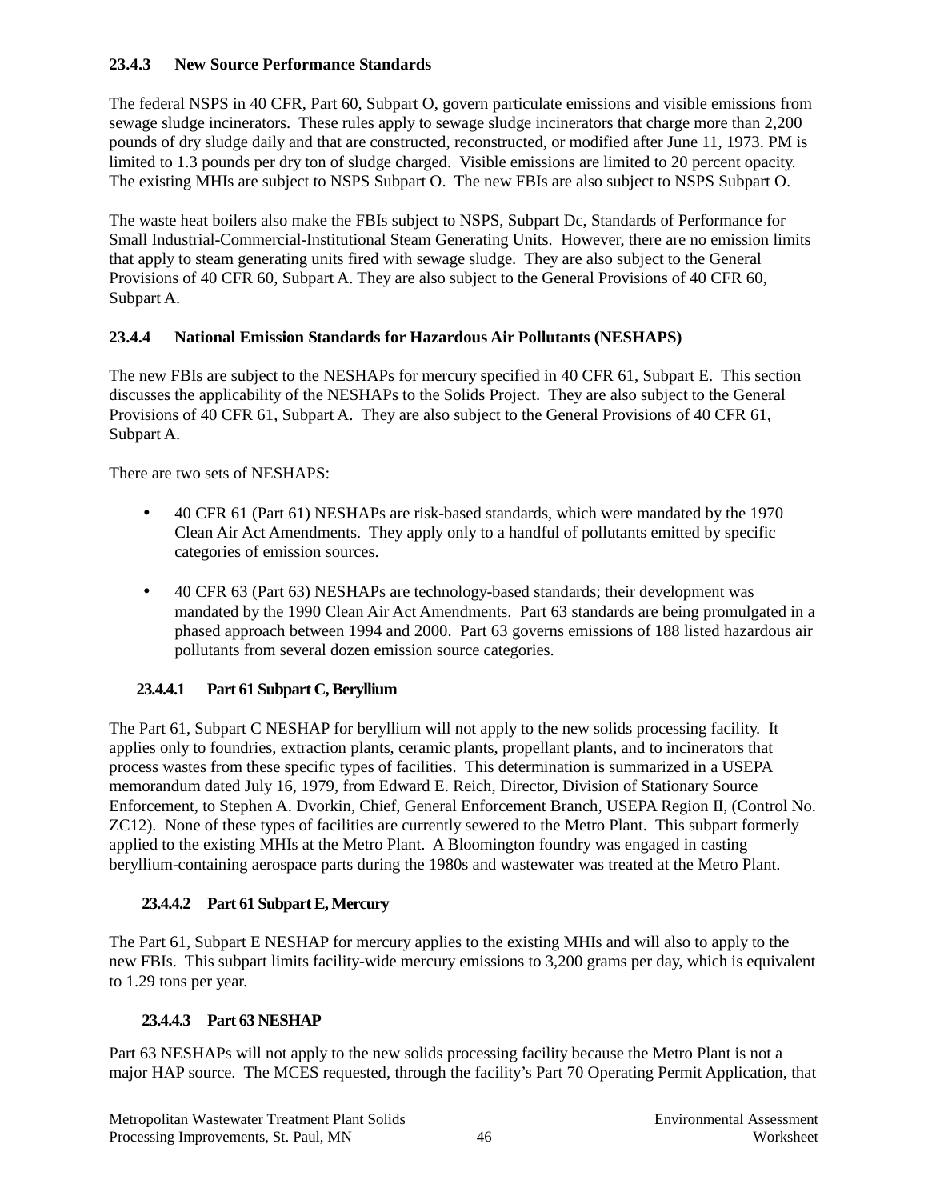### 23.4.3 New Source Performance Standards

The federal NSPS in 40 CFR, Part 60, Subpart O, govern particulate emissions and visible emissions from sewage sludge incinerators. These rules apply to sewage sludge incinerators that charge more than 2,200 pounds of dry sludge daily and that are constructed, reconstructed, or modified after June 11, 1973. PM is limited to 1.3 pounds per dry ton of sludge charged. Visible emissions are limited to 20 percent opacity. The existing MHIs are subject to NSPS Subpart O. The new FBIs are also subject to NSPS Subpart O.

The waste heat boilers also make the FBIs subject to NSPS, Subpart Dc, Standards of Performance for Small Industrial-Commercial-Institutional Steam Generating Units. However, there are no emission limits that apply to steam generating units fired with sewage sludge. They are also subject to the General Provisions of 40 CFR 60, Subpart A. They are also subject to the General Provisions of 40 CFR 60, Subpart A.

### 23.4.4 National Emission Standards for Hazardous Air Pollutants (NESHAPS)

The new FBIs are subject to the NESHAPs for mercury specified in 40 CFR 61, Subpart E. This section discusses the applicability of the NESHAPs to the Solids Project. They are also subject to the General Provisions of 40 CFR 61, Subpart A. They are also subject to the General Provisions of 40 CFR 61, Subpart A.

There are two sets of NESHAPS:

- 40 CFR 61 (Part 61) NESHAPs are risk-based standards, which were mandated by the 1970 Clean Air Act Amendments. They apply only to a handful of pollutants emitted by specific categories of emission sources.
- 40 CFR 63 (Part 63) NESHAPs are technology-based standards; their development was mandated by the 1990 Clean Air Act Amendments. Part 63 standards are being promulgated in a phased approach between 1994 and 2000. Part 63 governs emissions of 188 listed hazardous air pollutants from several dozen emission source categories.

#### 23.4.4.1 Part 61 Subpart C, Beryllium

The Part 61, Subpart C NESHAP for beryllium will not apply to the new solids processing facility. It applies only to foundries, extraction plants, ceramic plants, propellant plants, and to incinerators that process wastes from these specific types of facilities. This determination is summarized in a USEPA memorandum dated July 16, 1979, from Edward E. Reich, Director, Division of Stationary Source Enforcement, to Stephen A. Dvorkin, Chief, General Enforcement Branch, USEPA Region II, (Control No. ZC12). None of these types of facilities are currently sewered to the Metro Plant. This subpart formerly applied to the existing MHIs at the Metro Plant. A Bloomington foundry was engaged in casting beryllium-containing aerospace parts during the 1980s and wastewater was treated at the Metro Plant.

#### 23.4.4.2 Part 61 Subpart E, Mercury

The Part 61, Subpart E NESHAP for mercury applies to the existing MHIs and will also to apply to the new FBIs. This subpart limits facility-wide mercury emissions to 3,200 grams per day, which is equivalent to 1.29 tons per year.

#### 23.4.4.3 Part 63 NESHAP

Part 63 NESHAPs will not apply to the new solids processing facility because the Metro Plant is not a major HAP source. The MCES requested, through the facility's Part 70 Operating Permit Application, that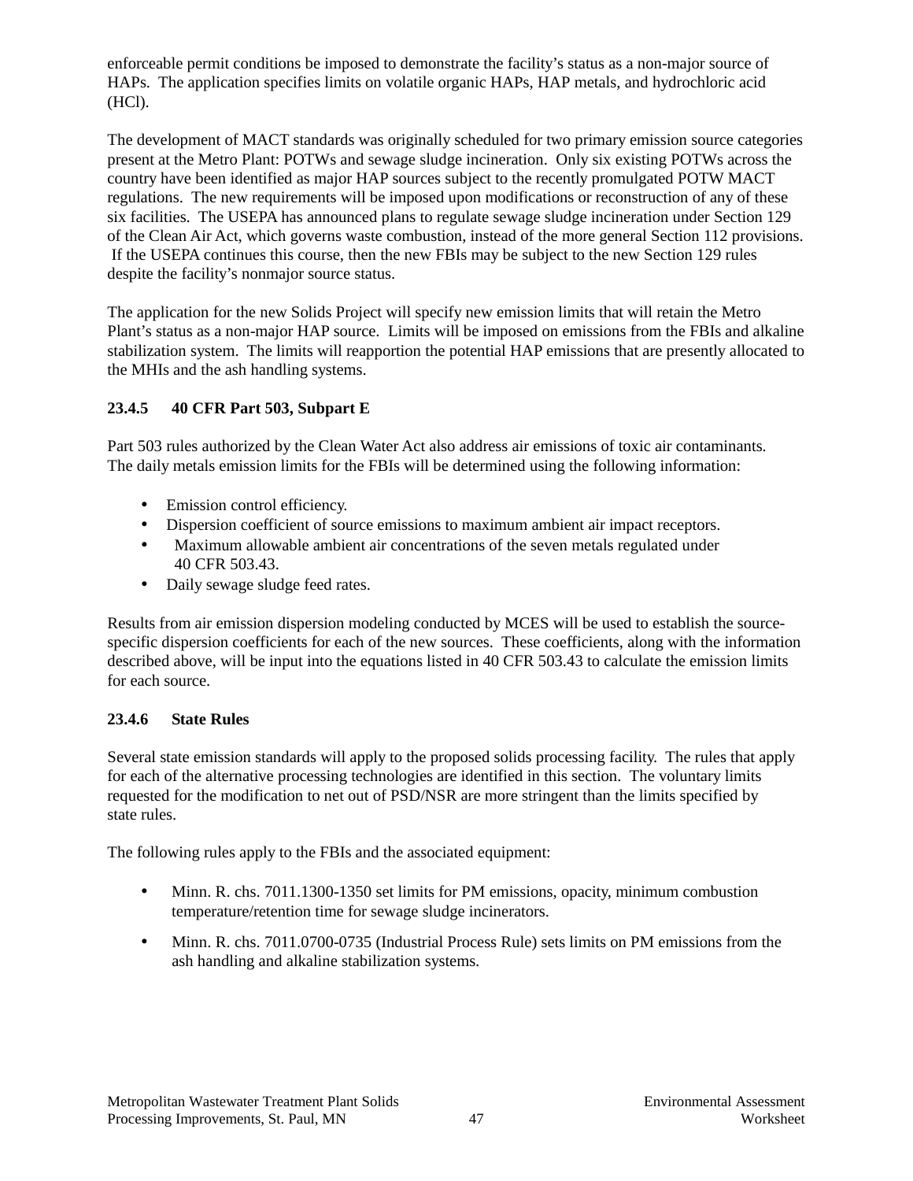enforceable permit conditions be imposed to demonstrate the facility's status as a non-major source of HAPs. The application specifies limits on volatile organic HAPs, HAP metals, and hydrochloric acid (HCl).

The development of MACT standards was originally scheduled for two primary emission source categories present at the Metro Plant: POTWs and sewage sludge incineration. Only six existing POTWs across the country have been identified as major HAP sources subject to the recently promulgated POTW MACT regulations. The new requirements will be imposed upon modifications or reconstruction of any of these six facilities. The USEPA has announced plans to regulate sewage sludge incineration under Section 129 of the Clean Air Act, which governs waste combustion, instead of the more general Section 112 provisions. If the USEPA continues this course, then the new FBIs may be subject to the new Section 129 rules despite the facility's nonmajor source status.

The application for the new Solids Project will specify new emission limits that will retain the Metro Plant's status as a non-major HAP source. Limits will be imposed on emissions from the FBIs and alkaline stabilization system. The limits will reapportion the potential HAP emissions that are presently allocated to the MHIs and the ash handling systems.

### 23.4.5 40 CFR Part 503, Subpart E

Part 503 rules authorized by the Clean Water Act also address air emissions of toxic air contaminants. The daily metals emission limits for the FBIs will be determined using the following information:

- Emission control efficiency.
- Dispersion coefficient of source emissions to maximum ambient air impact receptors.
- Maximum allowable ambient air concentrations of the seven metals regulated under 40 CFR 503.43.
- Daily sewage sludge feed rates.

Results from air emission dispersion modeling conducted by MCES will be used to establish the source-specific dispersion coefficients for each of the new sources. These coefficients, along with the information described above, will be input into the equations listed in 40 CFR 503.43 to calculate the emission limits for each source.

### 23.4.6 State Rules

Several state emission standards will apply to the proposed solids processing facility. The rules that apply for each of the alternative processing technologies are identified in this section. The voluntary limits requested for the modification to net out of PSD/NSR are more stringent than the limits specified by state rules.

The following rules apply to the FBIs and the associated equipment:

- Minn. R. chs. 7011.1300-1350 set limits for PM emissions, opacity, minimum combustion temperature/retention time for sewage sludge incinerators.
- Minn. R. chs. 7011.0700-0735 (Industrial Process Rule) sets limits on PM emissions from the ash handling and alkaline stabilization systems.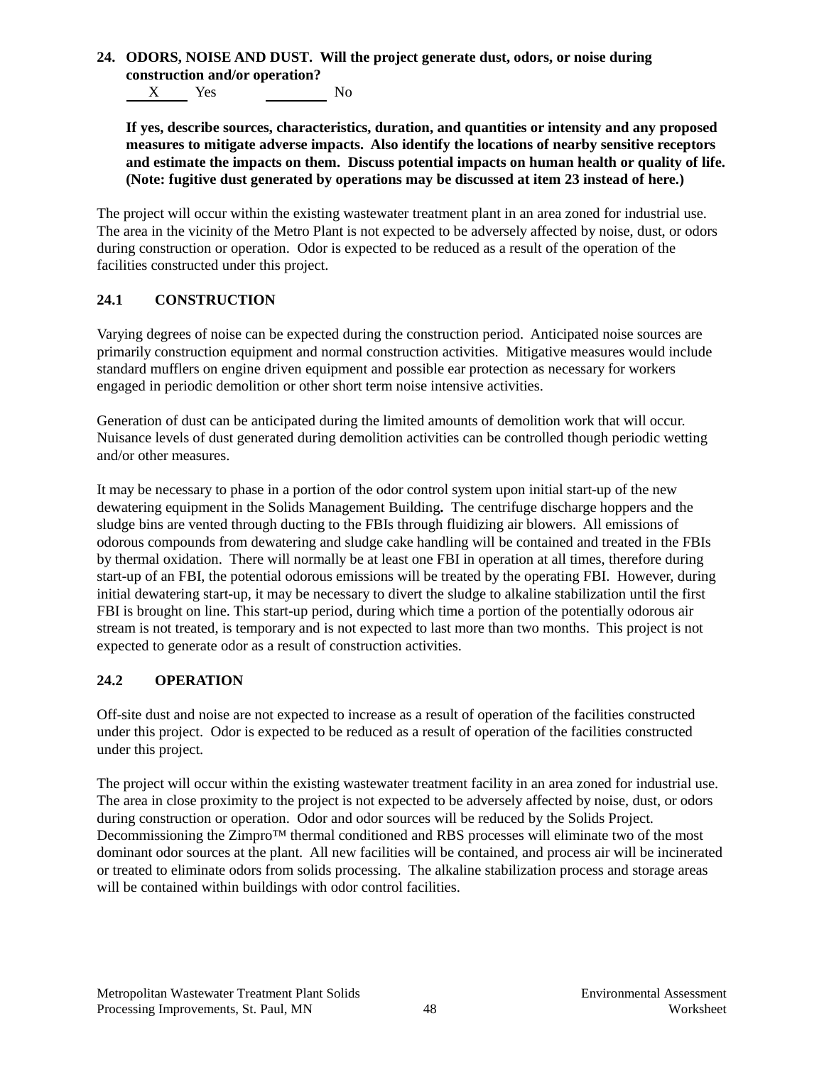**24. ODORS, NOISE AND DUST. Will the project generate dust, odors, or noise during construction and/or operation?**

\_\_X\_\_ Yes \_\_\_\_\_\_ No

**If yes, describe sources, characteristics, duration, and quantities or intensity and any proposed measures to mitigate adverse impacts. Also identify the locations of nearby sensitive receptors and estimate the impacts on them. Discuss potential impacts on human health or quality of life. (Note: fugitive dust generated by operations may be discussed at item 23 instead of here.)**

The project will occur within the existing wastewater treatment plant in an area zoned for industrial use. The area in the vicinity of the Metro Plant is not expected to be adversely affected by noise, dust, or odors during construction or operation. Odor is expected to be reduced as a result of the operation of the facilities constructed under this project.

## 24.1 CONSTRUCTION

Varying degrees of noise can be expected during the construction period. Anticipated noise sources are primarily construction equipment and normal construction activities. Mitigative measures would include standard mufflers on engine driven equipment and possible ear protection as necessary for workers engaged in periodic demolition or other short term noise intensive activities.

Generation of dust can be anticipated during the limited amounts of demolition work that will occur. Nuisance levels of dust generated during demolition activities can be controlled though periodic wetting and/or other measures.

It may be necessary to phase in a portion of the odor control system upon initial start-up of the new dewatering equipment in the Solids Management Building**.** The centrifuge discharge hoppers and the sludge bins are vented through ducting to the FBIs through fluidizing air blowers. All emissions of odorous compounds from dewatering and sludge cake handling will be contained and treated in the FBIs by thermal oxidation. There will normally be at least one FBI in operation at all times, therefore during start-up of an FBI, the potential odorous emissions will be treated by the operating FBI. However, during initial dewatering start-up, it may be necessary to divert the sludge to alkaline stabilization until the first FBI is brought on line. This start-up period, during which time a portion of the potentially odorous air stream is not treated, is temporary and is not expected to last more than two months. This project is not expected to generate odor as a result of construction activities.

## 24.2 OPERATION

Off-site dust and noise are not expected to increase as a result of operation of the facilities constructed under this project. Odor is expected to be reduced as a result of operation of the facilities constructed under this project.

The project will occur within the existing wastewater treatment facility in an area zoned for industrial use. The area in close proximity to the project is not expected to be adversely affected by noise, dust, or odors during construction or operation. Odor and odor sources will be reduced by the Solids Project. Decommissioning the Zimpro™ thermal conditioned and RBS processes will eliminate two of the most dominant odor sources at the plant. All new facilities will be contained, and process air will be incinerated or treated to eliminate odors from solids processing. The alkaline stabilization process and storage areas will be contained within buildings with odor control facilities.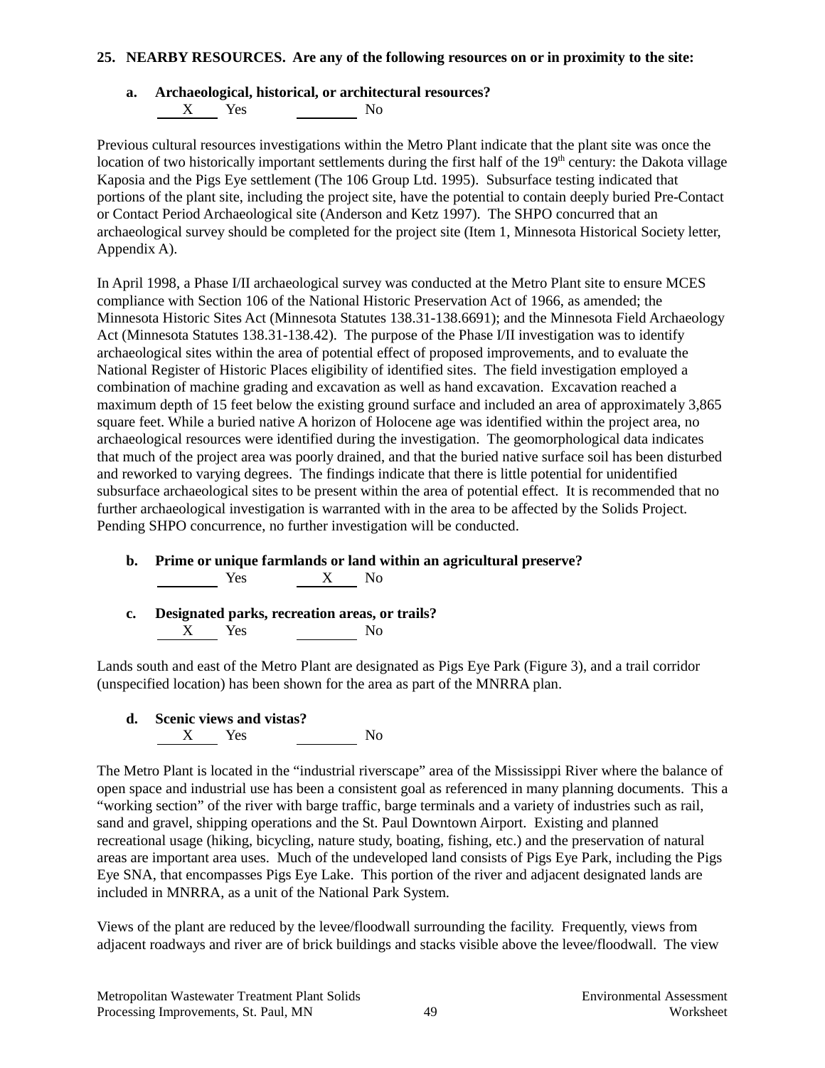**25. NEARBY RESOURCES. Are any of the following resources on or in proximity to the site:**

**a. Archaeological, historical, or architectural resources?**

X Yes ______ No

Previous cultural resources investigations within the Metro Plant indicate that the plant site was once the location of two historically important settlements during the first half of the 19th century: the Dakota village Kaposia and the Pigs Eye settlement (The 106 Group Ltd. 1995). Subsurface testing indicated that portions of the plant site, including the project site, have the potential to contain deeply buried Pre-Contact or Contact Period Archaeological site (Anderson and Ketz 1997). The SHPO concurred that an archaeological survey should be completed for the project site (Item 1, Minnesota Historical Society letter, Appendix A).

In April 1998, a Phase I/II archaeological survey was conducted at the Metro Plant site to ensure MCES compliance with Section 106 of the National Historic Preservation Act of 1966, as amended; the Minnesota Historic Sites Act (Minnesota Statutes 138.31-138.6691); and the Minnesota Field Archaeology Act (Minnesota Statutes 138.31-138.42). The purpose of the Phase I/II investigation was to identify archaeological sites within the area of potential effect of proposed improvements, and to evaluate the National Register of Historic Places eligibility of identified sites. The field investigation employed a combination of machine grading and excavation as well as hand excavation. Excavation reached a maximum depth of 15 feet below the existing ground surface and included an area of approximately 3,865 square feet. While a buried native A horizon of Holocene age was identified within the project area, no archaeological resources were identified during the investigation. The geomorphological data indicates that much of the project area was poorly drained, and that the buried native surface soil has been disturbed and reworked to varying degrees. The findings indicate that there is little potential for unidentified subsurface archaeological sites to be present within the area of potential effect. It is recommended that no further archaeological investigation is warranted with in the area to be affected by the Solids Project. Pending SHPO concurrence, no further investigation will be conducted.

**b. Prime or unique farmlands or land within an agricultural preserve?**

______ Yes X No

**c. Designated parks, recreation areas, or trails?**

X Yes ______ No

Lands south and east of the Metro Plant are designated as Pigs Eye Park (Figure 3), and a trail corridor (unspecified location) has been shown for the area as part of the MNRRA plan.

**d. Scenic views and vistas?**

X Yes ______ No

The Metro Plant is located in the "industrial riverscape" area of the Mississippi River where the balance of open space and industrial use has been a consistent goal as referenced in many planning documents. This a "working section" of the river with barge traffic, barge terminals and a variety of industries such as rail, sand and gravel, shipping operations and the St. Paul Downtown Airport. Existing and planned recreational usage (hiking, bicycling, nature study, boating, fishing, etc.) and the preservation of natural areas are important area uses. Much of the undeveloped land consists of Pigs Eye Park, including the Pigs Eye SNA, that encompasses Pigs Eye Lake. This portion of the river and adjacent designated lands are included in MNRRA, as a unit of the National Park System.

Views of the plant are reduced by the levee/floodwall surrounding the facility. Frequently, views from adjacent roadways and river are of brick buildings and stacks visible above the levee/floodwall. The view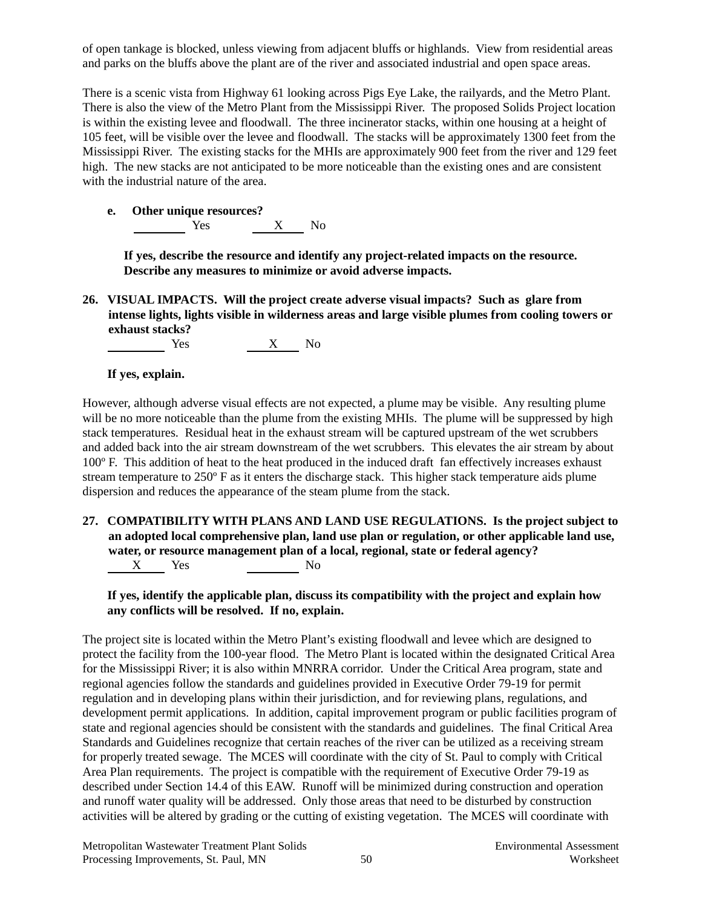of open tankage is blocked, unless viewing from adjacent bluffs or highlands. View from residential areas and parks on the bluffs above the plant are of the river and associated industrial and open space areas.

There is a scenic vista from Highway 61 looking across Pigs Eye Lake, the railyards, and the Metro Plant. There is also the view of the Metro Plant from the Mississippi River. The proposed Solids Project location is within the existing levee and floodwall. The three incinerator stacks, within one housing at a height of 105 feet, will be visible over the levee and floodwall. The stacks will be approximately 1300 feet from the Mississippi River. The existing stacks for the MHIs are approximately 900 feet from the river and 129 feet high. The new stacks are not anticipated to be more noticeable than the existing ones and are consistent with the industrial nature of the area.

**e. Other unique resources?**

\_\_\_\_\_\_\_\_ Yes     \_\_\_X\_\_\_ No

**If yes, describe the resource and identify any project-related impacts on the resource. Describe any measures to minimize or avoid adverse impacts.**

**26. VISUAL IMPACTS. Will the project create adverse visual impacts? Such as glare from intense lights, lights visible in wilderness areas and large visible plumes from cooling towers or exhaust stacks?**

\_\_\_\_\_\_\_\_ Yes     \_\_\_X\_\_\_ No

**If yes, explain.**

However, although adverse visual effects are not expected, a plume may be visible. Any resulting plume will be no more noticeable than the plume from the existing MHIs. The plume will be suppressed by high stack temperatures. Residual heat in the exhaust stream will be captured upstream of the wet scrubbers and added back into the air stream downstream of the wet scrubbers. This elevates the air stream by about 100º F. This addition of heat to the heat produced in the induced draft fan effectively increases exhaust stream temperature to 250º F as it enters the discharge stack. This higher stack temperature aids plume dispersion and reduces the appearance of the steam plume from the stack.

**27. COMPATIBILITY WITH PLANS AND LAND USE REGULATIONS. Is the project subject to an adopted local comprehensive plan, land use plan or regulation, or other applicable land use, water, or resource management plan of a local, regional, state or federal agency?**

\_\_\_X\_\_\_ Yes     \_\_\_\_\_\_\_\_ No

**If yes, identify the applicable plan, discuss its compatibility with the project and explain how any conflicts will be resolved. If no, explain.**

The project site is located within the Metro Plant's existing floodwall and levee which are designed to protect the facility from the 100-year flood. The Metro Plant is located within the designated Critical Area for the Mississippi River; it is also within MNRRA corridor. Under the Critical Area program, state and regional agencies follow the standards and guidelines provided in Executive Order 79-19 for permit regulation and in developing plans within their jurisdiction, and for reviewing plans, regulations, and development permit applications. In addition, capital improvement program or public facilities program of state and regional agencies should be consistent with the standards and guidelines. The final Critical Area Standards and Guidelines recognize that certain reaches of the river can be utilized as a receiving stream for properly treated sewage. The MCES will coordinate with the city of St. Paul to comply with Critical Area Plan requirements. The project is compatible with the requirement of Executive Order 79-19 as described under Section 14.4 of this EAW. Runoff will be minimized during construction and operation and runoff water quality will be addressed. Only those areas that need to be disturbed by construction activities will be altered by grading or the cutting of existing vegetation. The MCES will coordinate with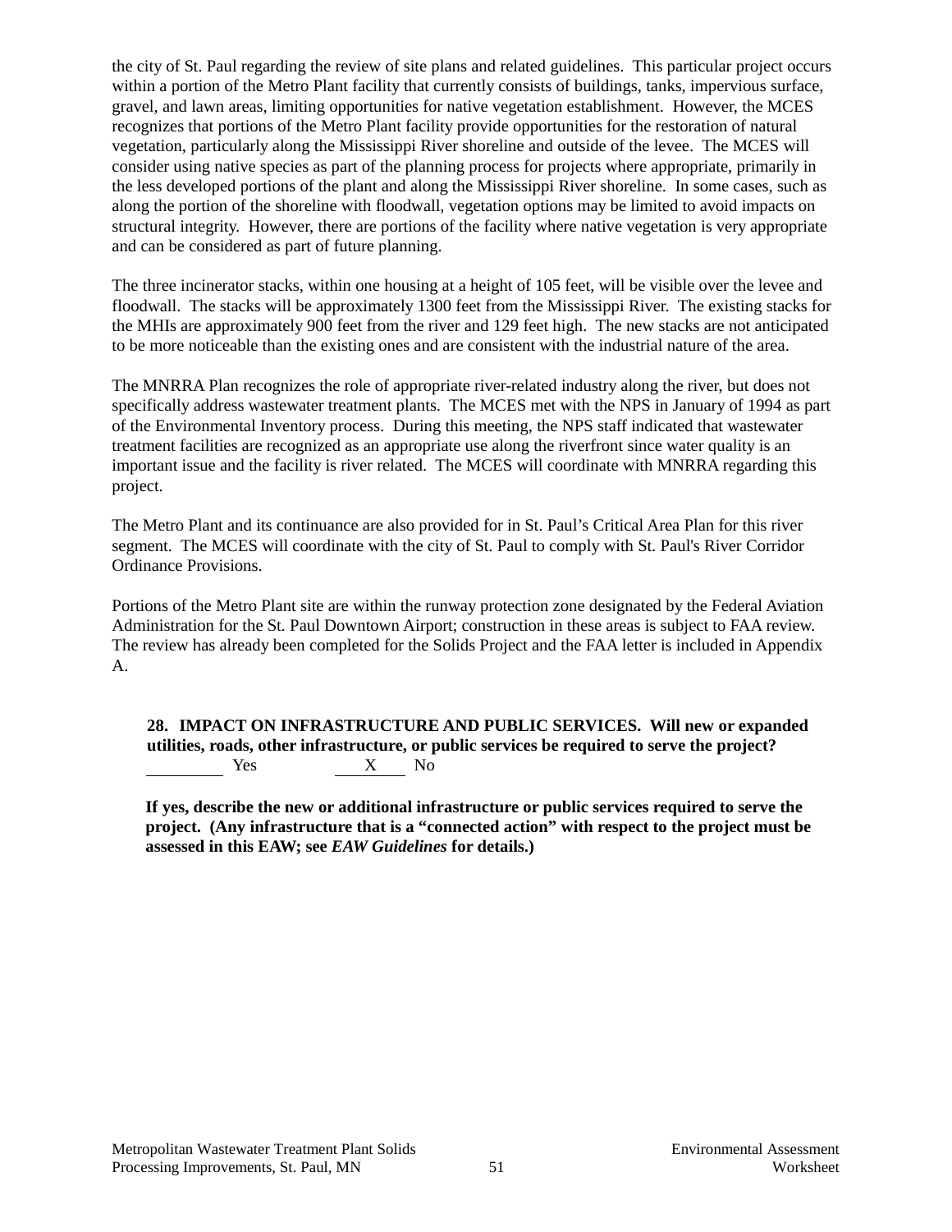the city of St. Paul regarding the review of site plans and related guidelines. This particular project occurs within a portion of the Metro Plant facility that currently consists of buildings, tanks, impervious surface, gravel, and lawn areas, limiting opportunities for native vegetation establishment. However, the MCES recognizes that portions of the Metro Plant facility provide opportunities for the restoration of natural vegetation, particularly along the Mississippi River shoreline and outside of the levee. The MCES will consider using native species as part of the planning process for projects where appropriate, primarily in the less developed portions of the plant and along the Mississippi River shoreline. In some cases, such as along the portion of the shoreline with floodwall, vegetation options may be limited to avoid impacts on structural integrity. However, there are portions of the facility where native vegetation is very appropriate and can be considered as part of future planning.

The three incinerator stacks, within one housing at a height of 105 feet, will be visible over the levee and floodwall. The stacks will be approximately 1300 feet from the Mississippi River. The existing stacks for the MHIs are approximately 900 feet from the river and 129 feet high. The new stacks are not anticipated to be more noticeable than the existing ones and are consistent with the industrial nature of the area.

The MNRRA Plan recognizes the role of appropriate river-related industry along the river, but does not specifically address wastewater treatment plants. The MCES met with the NPS in January of 1994 as part of the Environmental Inventory process. During this meeting, the NPS staff indicated that wastewater treatment facilities are recognized as an appropriate use along the riverfront since water quality is an important issue and the facility is river related. The MCES will coordinate with MNRRA regarding this project.

The Metro Plant and its continuance are also provided for in St. Paul's Critical Area Plan for this river segment. The MCES will coordinate with the city of St. Paul to comply with St. Paul's River Corridor Ordinance Provisions.

Portions of the Metro Plant site are within the runway protection zone designated by the Federal Aviation Administration for the St. Paul Downtown Airport; construction in these areas is subject to FAA review. The review has already been completed for the Solids Project and the FAA letter is included in Appendix A.

**28. IMPACT ON INFRASTRUCTURE AND PUBLIC SERVICES. Will new or expanded utilities, roads, other infrastructure, or public services be required to serve the project?**
_______ Yes   ___X___ No

**If yes, describe the new or additional infrastructure or public services required to serve the project. (Any infrastructure that is a "connected action" with respect to the project must be assessed in this EAW; see *EAW Guidelines* for details.)**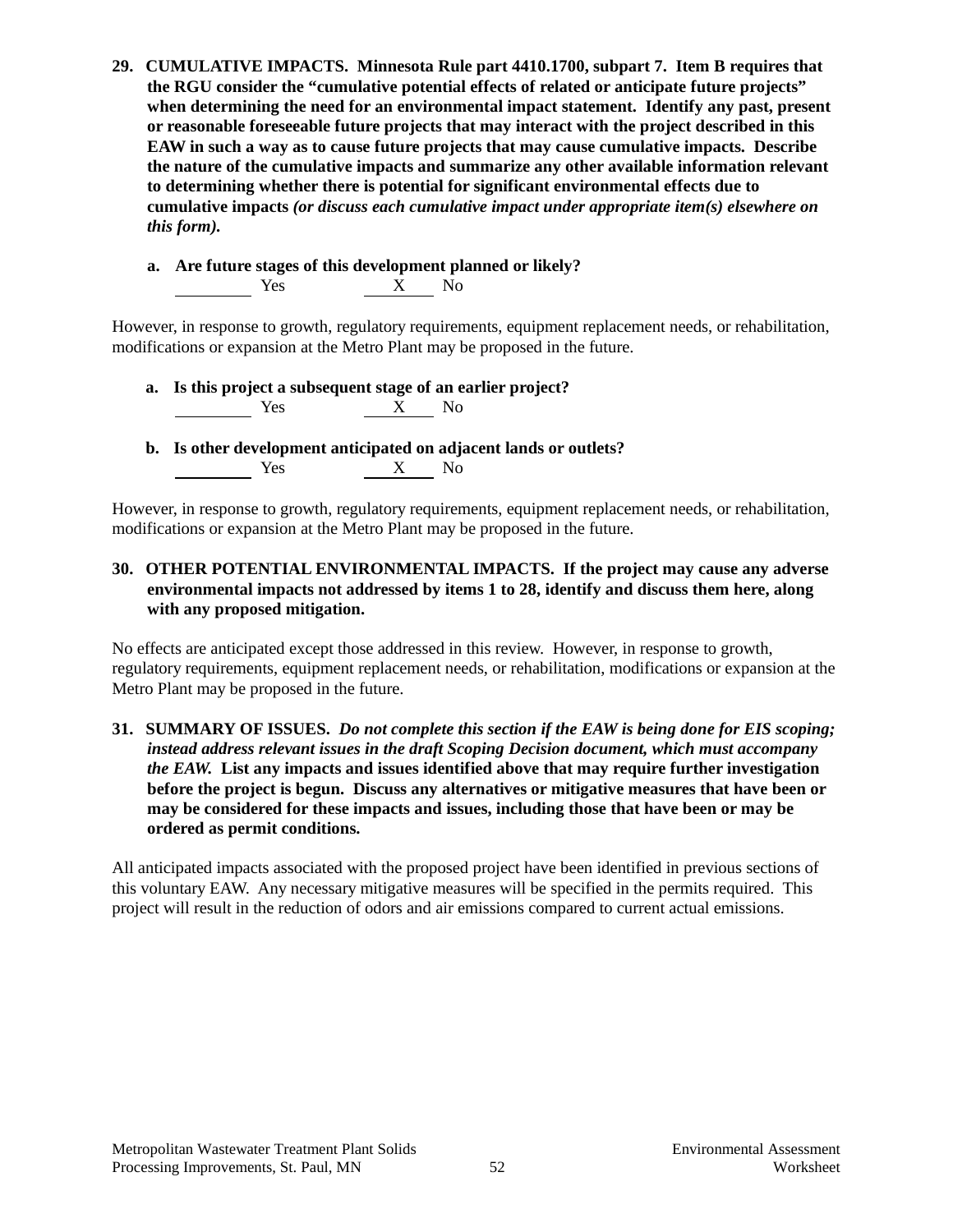**29. CUMULATIVE IMPACTS. Minnesota Rule part 4410.1700, subpart 7. Item B requires that the RGU consider the "cumulative potential effects of related or anticipate future projects" when determining the need for an environmental impact statement. Identify any past, present or reasonable foreseeable future projects that may interact with the project described in this EAW in such a way as to cause future projects that may cause cumulative impacts. Describe the nature of the cumulative impacts and summarize any other available information relevant to determining whether there is potential for significant environmental effects due to cumulative impacts** ***(or discuss each cumulative impact under appropriate item(s) elsewhere on this form).***

**a. Are future stages of this development planned or likely?**
_____ Yes ___X___ No

However, in response to growth, regulatory requirements, equipment replacement needs, or rehabilitation, modifications or expansion at the Metro Plant may be proposed in the future.

**a. Is this project a subsequent stage of an earlier project?**
_____ Yes ___X___ No

**b. Is other development anticipated on adjacent lands or outlets?**
_____ Yes ___X___ No

However, in response to growth, regulatory requirements, equipment replacement needs, or rehabilitation, modifications or expansion at the Metro Plant may be proposed in the future.

**30. OTHER POTENTIAL ENVIRONMENTAL IMPACTS. If the project may cause any adverse environmental impacts not addressed by items 1 to 28, identify and discuss them here, along with any proposed mitigation.**

No effects are anticipated except those addressed in this review. However, in response to growth, regulatory requirements, equipment replacement needs, or rehabilitation, modifications or expansion at the Metro Plant may be proposed in the future.

**31. SUMMARY OF ISSUES.** ***Do not complete this section if the EAW is being done for EIS scoping; instead address relevant issues in the draft Scoping Decision document, which must accompany the EAW.*** **List any impacts and issues identified above that may require further investigation before the project is begun. Discuss any alternatives or mitigative measures that have been or may be considered for these impacts and issues, including those that have been or may be ordered as permit conditions.**

All anticipated impacts associated with the proposed project have been identified in previous sections of this voluntary EAW. Any necessary mitigative measures will be specified in the permits required. This project will result in the reduction of odors and air emissions compared to current actual emissions.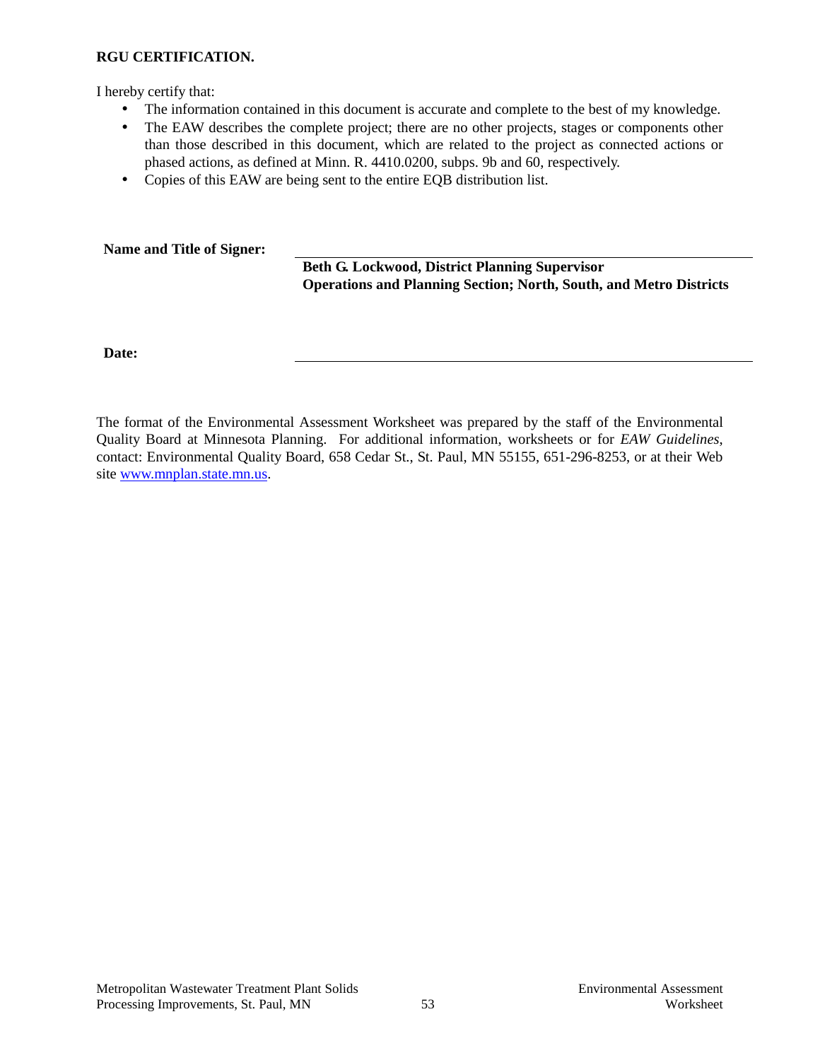**RGU CERTIFICATION.**

I hereby certify that:

- The information contained in this document is accurate and complete to the best of my knowledge.
- The EAW describes the complete project; there are no other projects, stages or components other than those described in this document, which are related to the project as connected actions or phased actions, as defined at Minn. R. 4410.0200, subps. 9b and 60, respectively.
- Copies of this EAW are being sent to the entire EQB distribution list.

**Name and Title of Signer:** \_\_\_\_\_\_\_\_\_\_\_\_\_\_\_\_\_\_\_\_\_\_\_\_\_\_\_\_\_\_\_\_\_\_\_\_\_\_

**Beth G. Lockwood, District Planning Supervisor**
**Operations and Planning Section; North, South, and Metro Districts**

**Date:** \_\_\_\_\_\_\_\_\_\_\_\_\_\_\_\_\_\_\_\_\_\_\_\_\_\_\_\_\_\_\_\_\_\_\_\_\_\_

The format of the Environmental Assessment Worksheet was prepared by the staff of the Environmental Quality Board at Minnesota Planning. For additional information, worksheets or for *EAW Guidelines*, contact: Environmental Quality Board, 658 Cedar St., St. Paul, MN 55155, 651-296-8253, or at their Web site www.mnplan.state.mn.us.